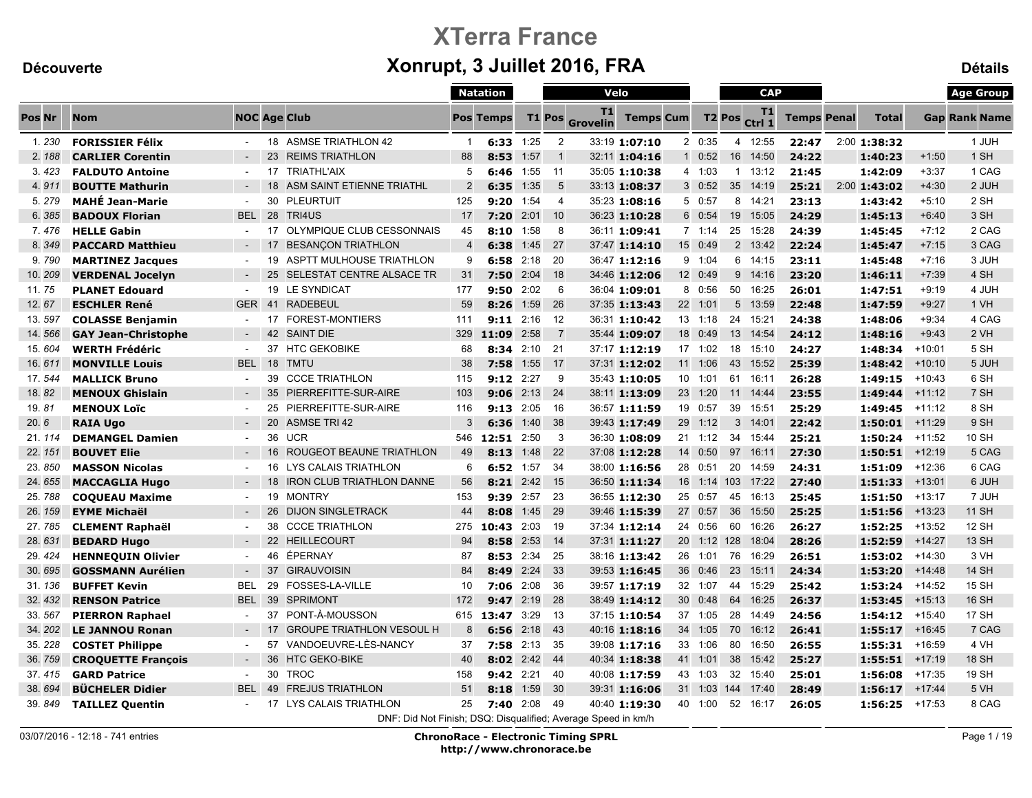# XTerra France

## Xonrupt, 3 Juillet 2016, FRA

**Découverte** — **Détails**

| Pos | Nr | Nom | NOC | Age | Club | Natation Pos | Natation Temps | T1 | Velo Pos | Velo T1 Grovelin | Velo Temps | Velo Cum | T2 | CAP Pos | CAP T1 Ctrl 1 | CAP Temps | Penal | Total | Gap | Age Group Rank | Age Group Name |
|---|---|---|---|---|---|---|---|---|---|---|---|---|---|---|---|---|---|---|---|---|---|
| 1. | 230 | **FORISSIER Félix** | - | 18 | ASMSE TRIATHLON 42 | 1 | **6:33** | 1:25 | 2 | 33:19 | **1:07:10** | 2 | 0:35 | 4 | 12:55 | **22:47** | 2:00 | **1:38:32** | | 1 | JUH |
| 2. | 188 | **CARLIER Corentin** | - | 23 | REIMS TRIATHLON | 88 | **8:53** | 1:57 | 1 | 32:11 | **1:04:16** | 1 | 0:52 | 16 | 14:50 | **24:22** | | **1:40:23** | +1:50 | 1 | SH |
| 3. | 423 | **FALDUTO Antoine** | - | 17 | TRIATHL'AIX | 5 | **6:46** | 1:55 | 11 | 35:05 | **1:10:38** | 4 | 1:03 | 1 | 13:12 | **21:45** | | **1:42:09** | +3:37 | 1 | CAG |
| 4. | 911 | **BOUTTE Mathurin** | - | 18 | ASM SAINT ETIENNE TRIATHL | 2 | **6:35** | 1:35 | 5 | 33:13 | **1:08:37** | 3 | 0:52 | 35 | 14:19 | **25:21** | 2:00 | **1:43:02** | +4:30 | 2 | JUH |
| 5. | 279 | **MAHÉ Jean-Marie** | - | 30 | PLEURTUIT | 125 | **9:20** | 1:54 | 4 | 35:23 | **1:08:16** | 5 | 0:57 | 8 | 14:21 | **23:13** | | **1:43:42** | +5:10 | 2 | SH |
| 6. | 385 | **BADOUX Florian** | BEL | 28 | TRI4US | 17 | **7:20** | 2:01 | 10 | 36:23 | **1:10:28** | 6 | 0:54 | 19 | 15:05 | **24:29** | | **1:45:13** | +6:40 | 3 | SH |
| 7. | 476 | **HELLE Gabin** | - | 17 | OLYMPIQUE CLUB CESSONNAIS | 45 | **8:10** | 1:58 | 8 | 36:11 | **1:09:41** | 7 | 1:14 | 25 | 15:28 | **24:39** | | **1:45:45** | +7:12 | 2 | CAG |
| 8. | 349 | **PACCARD Matthieu** | - | 17 | BESANÇON TRIATHLON | 4 | **6:38** | 1:45 | 27 | 37:47 | **1:14:10** | 15 | 0:49 | 2 | 13:42 | **22:24** | | **1:45:47** | +7:15 | 3 | CAG |
| 9. | 790 | **MARTINEZ Jacques** | - | 19 | ASPTT MULHOUSE TRIATHLON | 9 | **6:58** | 2:18 | 20 | 36:47 | **1:12:16** | 9 | 1:04 | 6 | 14:15 | **23:11** | | **1:45:48** | +7:16 | 3 | JUH |
| 10. | 209 | **VERDENAL Jocelyn** | - | 25 | SELESTAT CENTRE ALSACE TR | 31 | **7:50** | 2:04 | 18 | 34:46 | **1:12:06** | 12 | 0:49 | 9 | 14:16 | **23:20** | | **1:46:11** | +7:39 | 4 | SH |
| 11. | 75 | **PLANET Edouard** | - | 19 | LE SYNDICAT | 177 | **9:50** | 2:02 | 6 | 36:04 | **1:09:01** | 8 | 0:56 | 50 | 16:25 | **26:01** | | **1:47:51** | +9:19 | 4 | JUH |
| 12. | 67 | **ESCHLER René** | GER | 41 | RADEBEUL | 59 | **8:26** | 1:59 | 26 | 37:35 | **1:13:43** | 22 | 1:01 | 5 | 13:59 | **22:48** | | **1:47:59** | +9:27 | 1 | VH |
| 13. | 597 | **COLASSE Benjamin** | - | 17 | FOREST-MONTIERS | 111 | **9:11** | 2:16 | 12 | 36:31 | **1:10:42** | 13 | 1:18 | 24 | 15:21 | **24:38** | | **1:48:06** | +9:34 | 4 | CAG |
| 14. | 566 | **GAY Jean-Christophe** | - | 42 | SAINT DIE | 329 | **11:09** | 2:58 | 7 | 35:44 | **1:09:07** | 18 | 0:49 | 13 | 14:54 | **24:12** | | **1:48:16** | +9:43 | 2 | VH |
| 15. | 604 | **WERTH Frédéric** | - | 37 | HTC GEKOBIKE | 68 | **8:34** | 2:10 | 21 | 37:17 | **1:12:19** | 17 | 1:02 | 18 | 15:10 | **24:27** | | **1:48:34** | +10:01 | 5 | SH |
| 16. | 611 | **MONVILLE Louis** | BEL | 18 | TMTU | 38 | **7:58** | 1:55 | 17 | 37:31 | **1:12:02** | 11 | 1:06 | 43 | 15:52 | **25:39** | | **1:48:42** | +10:10 | 5 | JUH |
| 17. | 544 | **MALLICK Bruno** | - | 39 | CCCE TRIATHLON | 115 | **9:12** | 2:27 | 9 | 35:43 | **1:10:05** | 10 | 1:01 | 61 | 16:11 | **26:28** | | **1:49:15** | +10:43 | 6 | SH |
| 18. | 82 | **MENOUX Ghislain** | - | 35 | PIERREFITTE-SUR-AIRE | 103 | **9:06** | 2:13 | 24 | 38:11 | **1:13:09** | 23 | 1:20 | 11 | 14:44 | **23:55** | | **1:49:44** | +11:12 | 7 | SH |
| 19. | 81 | **MENOUX Loïc** | - | 25 | PIERREFITTE-SUR-AIRE | 116 | **9:13** | 2:05 | 16 | 36:57 | **1:11:59** | 19 | 0:57 | 39 | 15:51 | **25:29** | | **1:49:45** | +11:12 | 8 | SH |
| 20. | 6 | **RAIA Ugo** | - | 20 | ASMSE TRI 42 | 3 | **6:36** | 1:40 | 38 | 39:43 | **1:17:49** | 29 | 1:12 | 3 | 14:01 | **22:42** | | **1:50:01** | +11:29 | 9 | SH |
| 21. | 114 | **DEMANGEL Damien** | - | 36 | UCR | 546 | **12:51** | 2:50 | 3 | 36:30 | **1:08:09** | 21 | 1:12 | 34 | 15:44 | **25:21** | | **1:50:24** | +11:52 | 10 | SH |
| 22. | 151 | **BOUVET Elie** | - | 16 | ROUGEOT BEAUNE TRIATHLON | 49 | **8:13** | 1:48 | 22 | 37:08 | **1:12:28** | 14 | 0:50 | 97 | 16:11 | **27:30** | | **1:50:51** | +12:19 | 5 | CAG |
| 23. | 850 | **MASSON Nicolas** | - | 16 | LYS CALAIS TRIATHLON | 6 | **6:52** | 1:57 | 34 | 38:00 | **1:16:56** | 28 | 0:51 | 20 | 14:59 | **24:31** | | **1:51:09** | +12:36 | 6 | CAG |
| 24. | 655 | **MACCAGLIA Hugo** | - | 18 | IRON CLUB TRIATHLON DANNE | 56 | **8:21** | 2:42 | 15 | 36:50 | **1:11:34** | 16 | 1:14 | 103 | 17:22 | **27:40** | | **1:51:33** | +13:01 | 6 | JUH |
| 25. | 788 | **COQUEAU Maxime** | - | 19 | MONTRY | 153 | **9:39** | 2:57 | 23 | 36:55 | **1:12:30** | 25 | 0:57 | 45 | 16:13 | **25:45** | | **1:51:50** | +13:17 | 7 | JUH |
| 26. | 159 | **EYME Michaël** | - | 26 | DIJON SINGLETRACK | 44 | **8:08** | 1:45 | 29 | 39:46 | **1:15:39** | 27 | 0:57 | 36 | 15:50 | **25:25** | | **1:51:56** | +13:23 | 11 | SH |
| 27. | 785 | **CLEMENT Raphaël** | - | 38 | CCCE TRIATHLON | 275 | **10:43** | 2:03 | 19 | 37:34 | **1:12:14** | 24 | 0:56 | 60 | 16:26 | **26:27** | | **1:52:25** | +13:52 | 12 | SH |
| 28. | 631 | **BEDARD Hugo** | - | 22 | HEILLECOURT | 94 | **8:58** | 2:53 | 14 | 37:31 | **1:11:27** | 20 | 1:12 | 128 | 18:04 | **28:26** | | **1:52:59** | +14:27 | 13 | SH |
| 29. | 424 | **HENNEQUIN Olivier** | - | 46 | ÉPERNAY | 87 | **8:53** | 2:34 | 25 | 38:16 | **1:13:42** | 26 | 1:01 | 76 | 16:29 | **26:51** | | **1:53:02** | +14:30 | 3 | VH |
| 30. | 695 | **GOSSMANN Aurélien** | - | 37 | GIRAUVOISIN | 84 | **8:49** | 2:24 | 33 | 39:53 | **1:16:45** | 36 | 0:46 | 23 | 15:11 | **24:34** | | **1:53:20** | +14:48 | 14 | SH |
| 31. | 136 | **BUFFET Kevin** | BEL | 29 | FOSSES-LA-VILLE | 10 | **7:06** | 2:08 | 36 | 39:57 | **1:17:19** | 32 | 1:07 | 44 | 15:29 | **25:42** | | **1:53:24** | +14:52 | 15 | SH |
| 32. | 432 | **RENSON Patrice** | BEL | 39 | SPRIMONT | 172 | **9:47** | 2:19 | 28 | 38:49 | **1:14:12** | 30 | 0:48 | 64 | 16:25 | **26:37** | | **1:53:45** | +15:13 | 16 | SH |
| 33. | 567 | **PIERRON Raphael** | - | 37 | PONT-À-MOUSSON | 615 | **13:47** | 3:29 | 13 | 37:15 | **1:10:54** | 37 | 1:05 | 28 | 14:49 | **24:56** | | **1:54:12** | +15:40 | 17 | SH |
| 34. | 202 | **LE JANNOU Ronan** | - | 17 | GROUPE TRIATHLON VESOUL H | 8 | **6:56** | 2:18 | 43 | 40:16 | **1:18:16** | 34 | 1:05 | 70 | 16:12 | **26:41** | | **1:55:17** | +16:45 | 7 | CAG |
| 35. | 228 | **COSTET Philippe** | - | 57 | VANDOEUVRE-LÈS-NANCY | 37 | **7:58** | 2:13 | 35 | 39:08 | **1:17:16** | 33 | 1:06 | 80 | 16:50 | **26:55** | | **1:55:31** | +16:59 | 4 | VH |
| 36. | 759 | **CROQUETTE François** | - | 36 | HTC GEKO-BIKE | 40 | **8:02** | 2:42 | 44 | 40:34 | **1:18:38** | 41 | 1:01 | 38 | 15:42 | **25:27** | | **1:55:51** | +17:19 | 18 | SH |
| 37. | 415 | **GARD Patrice** | - | 30 | TROC | 158 | **9:42** | 2:21 | 40 | 40:08 | **1:17:59** | 43 | 1:03 | 32 | 15:40 | **25:01** | | **1:56:08** | +17:35 | 19 | SH |
| 38. | 694 | **BÜCHELER Didier** | BEL | 49 | FREJUS TRIATHLON | 51 | **8:18** | 1:59 | 30 | 39:31 | **1:16:06** | 31 | 1:03 | 144 | 17:40 | **28:49** | | **1:56:17** | +17:44 | 5 | VH |
| 39. | 849 | **TAILLEZ Quentin** | - | 17 | LYS CALAIS TRIATHLON | 25 | **7:40** | 2:08 | 49 | 40:40 | **1:19:30** | 40 | 1:00 | 52 | 16:17 | **26:05** | | **1:56:25** | +17:53 | 8 | CAG |

DNF: Did Not Finish; DSQ: Disqualified; Average Speed in km/h

03/07/2016 - 12:18 - 741 entries

**ChronoRace - Electronic Timing SPRL**
**http://www.chronorace.be**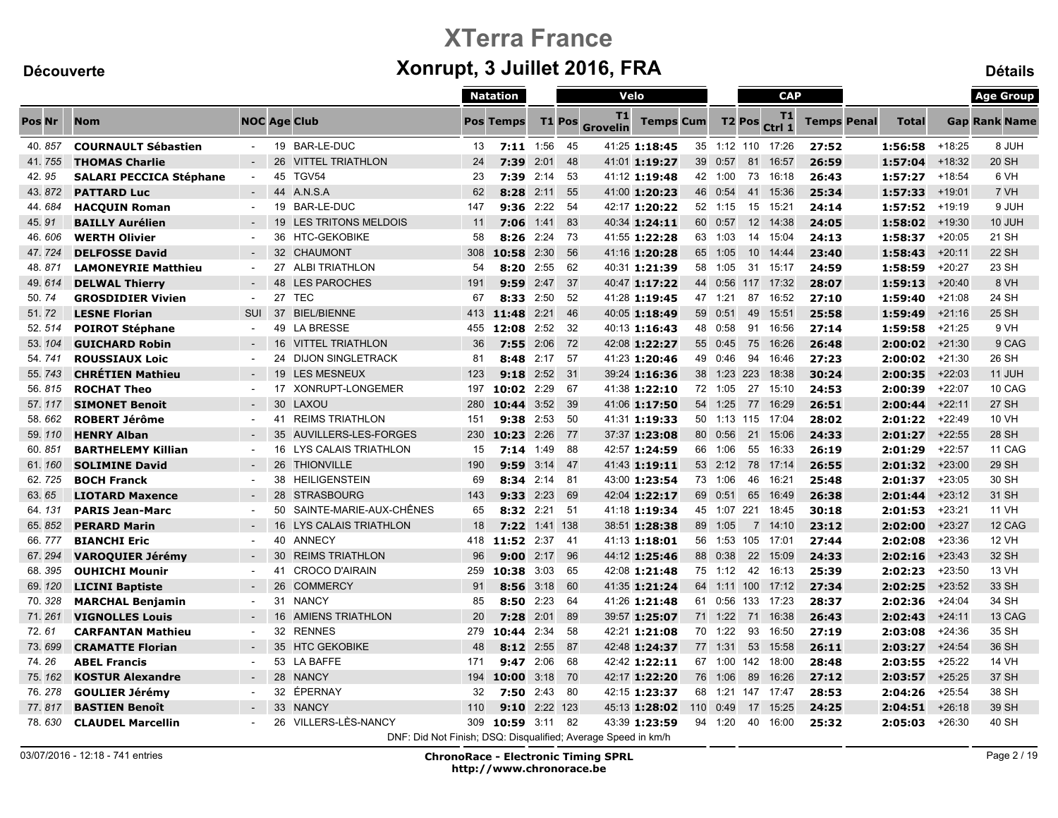# XTerra France

## Xonrupt, 3 Juillet 2016, FRA

Découverte | Détails

| Pos | Nr | Nom | NOC | Age | Club | Natation Pos | Natation Temps | T1 | Velo Pos | Velo T1 Grovelin | Velo Temps | Velo Cum | T2 | CAP Pos | CAP T1 Ctrl 1 | CAP Temps | Penal | Total | Gap | Age Group Rank | Age Group Name |
|---|---|---|---|---|---|---|---|---|---|---|---|---|---|---|---|---|---|---|---|---|---|
| 40. | 857 | **COURNAULT Sébastien** | - | 19 | BAR-LE-DUC | 13 | **7:11** | 1:56 | 45 | 41:25 | **1:18:45** | 35 | 1:12 | 110 | 17:26 | **27:52** | | **1:56:58** | +18:25 | 8 | JUH |
| 41. | 755 | **THOMAS Charlie** | - | 26 | VITTEL TRIATHLON | 24 | **7:39** | 2:01 | 48 | 41:01 | **1:19:27** | 39 | 0:57 | 81 | 16:57 | **26:59** | | **1:57:04** | +18:32 | 20 | SH |
| 42. | 95 | **SALARI PECCICA Stéphane** | - | 45 | TGV54 | 23 | **7:39** | 2:14 | 53 | 41:12 | **1:19:48** | 42 | 1:00 | 73 | 16:18 | **26:43** | | **1:57:27** | +18:54 | 6 | VH |
| 43. | 872 | **PATTARD Luc** | - | 44 | A.N.S.A | 62 | **8:28** | 2:11 | 55 | 41:00 | **1:20:23** | 46 | 0:54 | 41 | 15:36 | **25:34** | | **1:57:33** | +19:01 | 7 | VH |
| 44. | 684 | **HACQUIN Roman** | - | 19 | BAR-LE-DUC | 147 | **9:36** | 2:22 | 54 | 42:17 | **1:20:22** | 52 | 1:15 | 15 | 15:21 | **24:14** | | **1:57:52** | +19:19 | 9 | JUH |
| 45. | 91 | **BAILLY Aurélien** | - | 19 | LES TRITONS MELDOIS | 11 | **7:06** | 1:41 | 83 | 40:34 | **1:24:11** | 60 | 0:57 | 12 | 14:38 | **24:05** | | **1:58:02** | +19:30 | 10 | JUH |
| 46. | 606 | **WERTH Olivier** | - | 36 | HTC-GEKOBIKE | 58 | **8:26** | 2:24 | 73 | 41:55 | **1:22:28** | 63 | 1:03 | 14 | 15:04 | **24:13** | | **1:58:37** | +20:05 | 21 | SH |
| 47. | 724 | **DELFOSSE David** | - | 32 | CHAUMONT | 308 | **10:58** | 2:30 | 56 | 41:16 | **1:20:28** | 65 | 1:05 | 10 | 14:44 | **23:40** | | **1:58:43** | +20:11 | 22 | SH |
| 48. | 871 | **LAMONEYRIE Matthieu** | - | 27 | ALBI TRIATHLON | 54 | **8:20** | 2:55 | 62 | 40:31 | **1:21:39** | 58 | 1:05 | 31 | 15:17 | **24:59** | | **1:58:59** | +20:27 | 23 | SH |
| 49. | 614 | **DELWAL Thierry** | - | 48 | LES PAROCHES | 191 | **9:59** | 2:47 | 37 | 40:47 | **1:17:22** | 44 | 0:56 | 117 | 17:32 | **28:07** | | **1:59:13** | +20:40 | 8 | VH |
| 50. | 74 | **GROSDIDIER Vivien** | - | 27 | TEC | 67 | **8:33** | 2:50 | 52 | 41:28 | **1:19:45** | 47 | 1:21 | 87 | 16:52 | **27:10** | | **1:59:40** | +21:08 | 24 | SH |
| 51. | 72 | **LESNE Florian** | SUI | 37 | BIEL/BIENNE | 413 | **11:48** | 2:21 | 46 | 40:05 | **1:18:49** | 59 | 0:51 | 49 | 15:51 | **25:58** | | **1:59:49** | +21:16 | 25 | SH |
| 52. | 514 | **POIROT Stéphane** | - | 49 | LA BRESSE | 455 | **12:08** | 2:52 | 32 | 40:13 | **1:16:43** | 48 | 0:58 | 91 | 16:56 | **27:14** | | **1:59:58** | +21:25 | 9 | VH |
| 53. | 104 | **GUICHARD Robin** | - | 16 | VITTEL TRIATHLON | 36 | **7:55** | 2:06 | 72 | 42:08 | **1:22:27** | 55 | 0:45 | 75 | 16:26 | **26:48** | | **2:00:02** | +21:30 | 9 | CAG |
| 54. | 741 | **ROUSSIAUX Loic** | - | 24 | DIJON SINGLETRACK | 81 | **8:48** | 2:17 | 57 | 41:23 | **1:20:46** | 49 | 0:46 | 94 | 16:46 | **27:23** | | **2:00:02** | +21:30 | 26 | SH |
| 55. | 743 | **CHRÉTIEN Mathieu** | - | 19 | LES MESNEUX | 123 | **9:18** | 2:52 | 31 | 39:24 | **1:16:36** | 38 | 1:23 | 223 | 18:38 | **30:24** | | **2:00:35** | +22:03 | 11 | JUH |
| 56. | 815 | **ROCHAT Theo** | - | 17 | XONRUPT-LONGEMER | 197 | **10:02** | 2:29 | 67 | 41:38 | **1:22:10** | 72 | 1:05 | 27 | 15:10 | **24:53** | | **2:00:39** | +22:07 | 10 | CAG |
| 57. | 117 | **SIMONET Benoit** | - | 30 | LAXOU | 280 | **10:44** | 3:52 | 39 | 41:06 | **1:17:50** | 54 | 1:25 | 77 | 16:29 | **26:51** | | **2:00:44** | +22:11 | 27 | SH |
| 58. | 662 | **ROBERT Jérôme** | - | 41 | REIMS TRIATHLON | 151 | **9:38** | 2:53 | 50 | 41:31 | **1:19:33** | 50 | 1:13 | 115 | 17:04 | **28:02** | | **2:01:22** | +22:49 | 10 | VH |
| 59. | 110 | **HENRY Alban** | - | 35 | AUVILLERS-LES-FORGES | 230 | **10:23** | 2:26 | 77 | 37:37 | **1:23:08** | 80 | 0:56 | 21 | 15:06 | **24:33** | | **2:01:27** | +22:55 | 28 | SH |
| 60. | 851 | **BARTHELEMY Killian** | - | 16 | LYS CALAIS TRIATHLON | 15 | **7:14** | 1:49 | 88 | 42:57 | **1:24:59** | 66 | 1:06 | 55 | 16:33 | **26:19** | | **2:01:29** | +22:57 | 11 | CAG |
| 61. | 160 | **SOLIMINE David** | - | 26 | THIONVILLE | 190 | **9:59** | 3:14 | 47 | 41:43 | **1:19:11** | 53 | 2:12 | 78 | 17:14 | **26:55** | | **2:01:32** | +23:00 | 29 | SH |
| 62. | 725 | **BOCH Franck** | - | 38 | HEILIGENSTEIN | 69 | **8:34** | 2:14 | 81 | 43:00 | **1:23:54** | 73 | 1:06 | 46 | 16:21 | **25:48** | | **2:01:37** | +23:05 | 30 | SH |
| 63. | 65 | **LIOTARD Maxence** | - | 28 | STRASBOURG | 143 | **9:33** | 2:23 | 69 | 42:04 | **1:22:17** | 69 | 0:51 | 65 | 16:49 | **26:38** | | **2:01:44** | +23:12 | 31 | SH |
| 64. | 131 | **PARIS Jean-Marc** | - | 50 | SAINTE-MARIE-AUX-CHÊNES | 65 | **8:32** | 2:21 | 51 | 41:18 | **1:19:34** | 45 | 1:07 | 221 | 18:45 | **30:18** | | **2:01:53** | +23:21 | 11 | VH |
| 65. | 852 | **PERARD Marin** | - | 16 | LYS CALAIS TRIATHLON | 18 | **7:22** | 1:41 | 138 | 38:51 | **1:28:38** | 89 | 1:05 | 7 | 14:10 | **23:12** | | **2:02:00** | +23:27 | 12 | CAG |
| 66. | 777 | **BIANCHI Eric** | - | 40 | ANNECY | 418 | **11:52** | 2:37 | 41 | 41:13 | **1:18:01** | 56 | 1:53 | 105 | 17:01 | **27:44** | | **2:02:08** | +23:36 | 12 | VH |
| 67. | 294 | **VAROQUIER Jérémy** | - | 30 | REIMS TRIATHLON | 96 | **9:00** | 2:17 | 96 | 44:12 | **1:25:46** | 88 | 0:38 | 22 | 15:09 | **24:33** | | **2:02:16** | +23:43 | 32 | SH |
| 68. | 395 | **OUHICHI Mounir** | - | 41 | CROCO D'AIRAIN | 259 | **10:38** | 3:03 | 65 | 42:08 | **1:21:48** | 75 | 1:12 | 42 | 16:13 | **25:39** | | **2:02:23** | +23:50 | 13 | VH |
| 69. | 120 | **LICINI Baptiste** | - | 26 | COMMERCY | 91 | **8:56** | 3:18 | 60 | 41:35 | **1:21:24** | 64 | 1:11 | 100 | 17:12 | **27:34** | | **2:02:25** | +23:52 | 33 | SH |
| 70. | 328 | **MARCHAL Benjamin** | - | 31 | NANCY | 85 | **8:50** | 2:23 | 64 | 41:26 | **1:21:48** | 61 | 0:56 | 133 | 17:23 | **28:37** | | **2:02:36** | +24:04 | 34 | SH |
| 71. | 261 | **VIGNOLLES Louis** | - | 16 | AMIENS TRIATHLON | 20 | **7:28** | 2:01 | 89 | 39:57 | **1:25:07** | 71 | 1:22 | 71 | 16:38 | **26:43** | | **2:02:43** | +24:11 | 13 | CAG |
| 72. | 61 | **CARFANTAN Mathieu** | - | 32 | RENNES | 279 | **10:44** | 2:34 | 58 | 42:21 | **1:21:08** | 70 | 1:22 | 93 | 16:50 | **27:19** | | **2:03:08** | +24:36 | 35 | SH |
| 73. | 699 | **CRAMATTE Florian** | - | 35 | HTC GEKOBIKE | 48 | **8:12** | 2:55 | 87 | 42:48 | **1:24:37** | 77 | 1:31 | 53 | 15:58 | **26:11** | | **2:03:27** | +24:54 | 36 | SH |
| 74. | 26 | **ABEL Francis** | - | 53 | LA BAFFE | 171 | **9:47** | 2:06 | 68 | 42:42 | **1:22:11** | 67 | 1:00 | 142 | 18:00 | **28:48** | | **2:03:55** | +25:22 | 14 | VH |
| 75. | 162 | **KOSTUR Alexandre** | - | 28 | NANCY | 194 | **10:00** | 3:18 | 70 | 42:17 | **1:22:20** | 76 | 1:06 | 89 | 16:26 | **27:12** | | **2:03:57** | +25:25 | 37 | SH |
| 76. | 278 | **GOULIER Jérémy** | - | 32 | ÉPERNAY | 32 | **7:50** | 2:43 | 80 | 42:15 | **1:23:37** | 68 | 1:21 | 147 | 17:47 | **28:53** | | **2:04:26** | +25:54 | 38 | SH |
| 77. | 817 | **BASTIEN Benoît** | - | 33 | NANCY | 110 | **9:10** | 2:22 | 123 | 45:13 | **1:28:02** | 110 | 0:49 | 17 | 15:25 | **24:25** | | **2:04:51** | +26:18 | 39 | SH |
| 78. | 630 | **CLAUDEL Marcellin** | - | 26 | VILLERS-LÈS-NANCY | 309 | **10:59** | 3:11 | 82 | 43:39 | **1:23:59** | 94 | 1:20 | 40 | 16:00 | **25:32** | | **2:05:03** | +26:30 | 40 | SH |

DNF: Did Not Finish; DSQ: Disqualified; Average Speed in km/h

03/07/2016 - 12:18 - 741 entries

**ChronoRace - Electronic Timing SPRL**
**http://www.chronorace.be**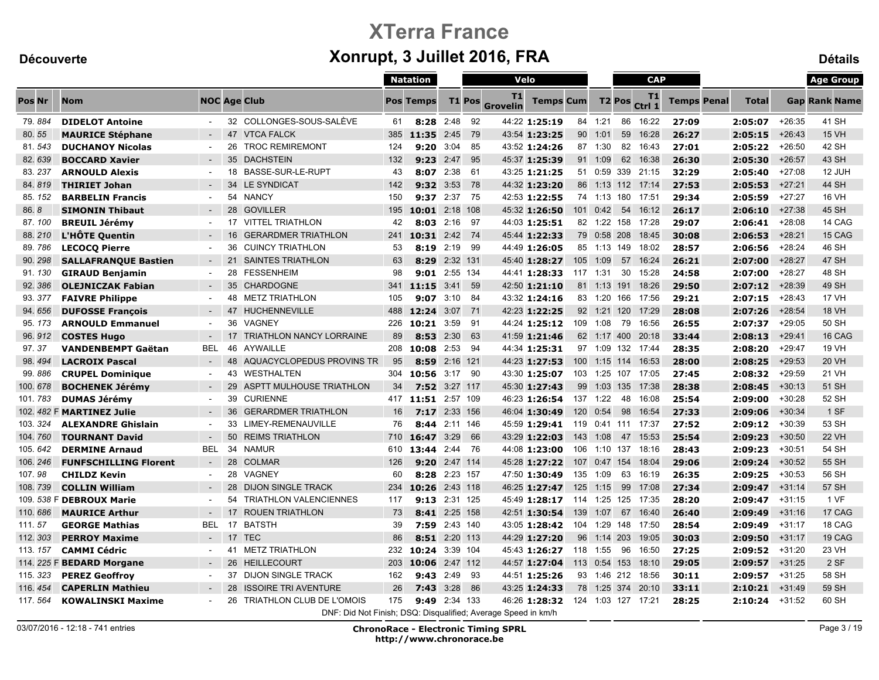# XTerra France

## Xonrupt, 3 Juillet 2016, FRA

**Découverte** | **Détails**

| Pos | Nr | Nom | NOC | Age | Club | Natation Pos | Natation Temps | T1 | Velo Pos | T1 Grovelin | Velo Temps | Velo Cum | T2 | CAP Pos | T1 Ctrl 1 | CAP Temps | Penal | Total | Gap | Age Group Rank | Age Group Name |
|---|---|---|---|---|---|---|---|---|---|---|---|---|---|---|---|---|---|---|---|---|---|
| 79. | 884 | **DIDELOT Antoine** | - | 32 | COLLONGES-SOUS-SALÈVE | 61 | **8:28** | 2:48 | 92 | 44:22 | **1:25:19** | 84 | 1:21 | 86 | 16:22 | **27:09** | | **2:05:07** | +26:35 | 41 | SH |
| 80. | 55 | **MAURICE Stéphane** | - | 47 | VTCA FALCK | 385 | **11:35** | 2:45 | 79 | 43:54 | **1:23:25** | 90 | 1:01 | 59 | 16:28 | **26:27** | | **2:05:15** | +26:43 | 15 | VH |
| 81. | 543 | **DUCHANOY Nicolas** | - | 26 | TROC REMIREMONT | 124 | **9:20** | 3:04 | 85 | 43:52 | **1:24:26** | 87 | 1:30 | 82 | 16:43 | **27:01** | | **2:05:22** | +26:50 | 42 | SH |
| 82. | 639 | **BOCCARD Xavier** | - | 35 | DACHSTEIN | 132 | **9:23** | 2:47 | 95 | 45:37 | **1:25:39** | 91 | 1:09 | 62 | 16:38 | **26:30** | | **2:05:30** | +26:57 | 43 | SH |
| 83. | 237 | **ARNOULD Alexis** | - | 18 | BASSE-SUR-LE-RUPT | 43 | **8:07** | 2:38 | 61 | 43:25 | **1:21:25** | 51 | 0:59 | 339 | 21:15 | **32:29** | | **2:05:40** | +27:08 | 12 | JUH |
| 84. | 819 | **THIRIET Johan** | - | 34 | LE SYNDICAT | 142 | **9:32** | 3:53 | 78 | 44:32 | **1:23:20** | 86 | 1:13 | 112 | 17:14 | **27:53** | | **2:05:53** | +27:21 | 44 | SH |
| 85. | 152 | **BARBELIN Francis** | - | 54 | NANCY | 150 | **9:37** | 2:37 | 75 | 42:53 | **1:22:55** | 74 | 1:13 | 180 | 17:51 | **29:34** | | **2:05:59** | +27:27 | 16 | VH |
| 86. | 8 | **SIMONIN Thibaut** | - | 28 | GOVILLER | 195 | **10:01** | 2:18 | 108 | 45:32 | **1:26:50** | 101 | 0:42 | 54 | 16:12 | **26:17** | | **2:06:10** | +27:38 | 45 | SH |
| 87. | 100 | **BREUIL Jérémy** | - | 17 | VITTEL TRIATHLON | 42 | **8:03** | 2:16 | 97 | 44:03 | **1:25:51** | 82 | 1:22 | 158 | 17:28 | **29:07** | | **2:06:41** | +28:08 | 14 | CAG |
| 88. | 210 | **L'HÔTE Quentin** | - | 16 | GERARDMER TRIATHLON | 241 | **10:31** | 2:42 | 74 | 45:44 | **1:22:33** | 79 | 0:58 | 208 | 18:45 | **30:08** | | **2:06:53** | +28:21 | 15 | CAG |
| 89. | 786 | **LECOCQ Pierre** | - | 36 | CUINCY TRIATHLON | 53 | **8:19** | 2:19 | 99 | 44:49 | **1:26:05** | 85 | 1:13 | 149 | 18:02 | **28:57** | | **2:06:56** | +28:24 | 46 | SH |
| 90. | 298 | **SALLAFRANQUE Bastien** | - | 21 | SAINTES TRIATHLON | 63 | **8:29** | 2:32 | 131 | 45:40 | **1:28:27** | 105 | 1:09 | 57 | 16:24 | **26:21** | | **2:07:00** | +28:27 | 47 | SH |
| 91. | 130 | **GIRAUD Benjamin** | - | 28 | FESSENHEIM | 98 | **9:01** | 2:55 | 134 | 44:41 | **1:28:33** | 117 | 1:31 | 30 | 15:28 | **24:58** | | **2:07:00** | +28:27 | 48 | SH |
| 92. | 386 | **OLEJNICZAK Fabian** | - | 35 | CHARDOGNE | 341 | **11:15** | 3:41 | 59 | 42:50 | **1:21:10** | 81 | 1:13 | 191 | 18:26 | **29:50** | | **2:07:12** | +28:39 | 49 | SH |
| 93. | 377 | **FAIVRE Philippe** | - | 48 | METZ TRIATHLON | 105 | **9:07** | 3:10 | 84 | 43:32 | **1:24:16** | 83 | 1:20 | 166 | 17:56 | **29:21** | | **2:07:15** | +28:43 | 17 | VH |
| 94. | 656 | **DUFOSSE François** | - | 47 | HUCHENNEVILLE | 488 | **12:24** | 3:07 | 71 | 42:23 | **1:22:25** | 92 | 1:21 | 120 | 17:29 | **28:08** | | **2:07:26** | +28:54 | 18 | VH |
| 95. | 173 | **ARNOULD Emmanuel** | - | 36 | VAGNEY | 226 | **10:21** | 3:59 | 91 | 44:24 | **1:25:12** | 109 | 1:08 | 79 | 16:56 | **26:55** | | **2:07:37** | +29:05 | 50 | SH |
| 96. | 912 | **COSTES Hugo** | - | 17 | TRIATHLON NANCY LORRAINE | 89 | **8:53** | 2:30 | 63 | 41:59 | **1:21:46** | 62 | 1:17 | 400 | 20:18 | **33:44** | | **2:08:13** | +29:41 | 16 | CAG |
| 97. | 37 | **VANDENBEMPT Gaëtan** | BEL | 46 | AYWAILLE | 208 | **10:08** | 2:53 | 94 | 44:34 | **1:25:31** | 97 | 1:09 | 132 | 17:44 | **28:35** | | **2:08:20** | +29:47 | 19 | VH |
| 98. | 494 | **LACROIX Pascal** | - | 48 | AQUACYCLOPEDUS PROVINS TR | 95 | **8:59** | 2:16 | 121 | 44:23 | **1:27:53** | 100 | 1:15 | 114 | 16:53 | **28:00** | | **2:08:25** | +29:53 | 20 | VH |
| 99. | 886 | **CRUPEL Dominique** | - | 43 | WESTHALTEN | 304 | **10:56** | 3:17 | 90 | 43:30 | **1:25:07** | 103 | 1:25 | 107 | 17:05 | **27:45** | | **2:08:32** | +29:59 | 21 | VH |
| 100. | 678 | **BOCHENEK Jérémy** | - | 29 | ASPTT MULHOUSE TRIATHLON | 34 | **7:52** | 3:27 | 117 | 45:30 | **1:27:43** | 99 | 1:03 | 135 | 17:38 | **28:38** | | **2:08:45** | +30:13 | 51 | SH |
| 101. | 783 | **DUMAS Jérémy** | - | 39 | CURIENNE | 417 | **11:51** | 2:57 | 109 | 46:23 | **1:26:54** | 137 | 1:22 | 48 | 16:08 | **25:54** | | **2:09:00** | +30:28 | 52 | SH |
| 102. | 482 F | **MARTINEZ Julie** | - | 36 | GERARDMER TRIATHLON | 16 | **7:17** | 2:33 | 156 | 46:04 | **1:30:49** | 120 | 0:54 | 98 | 16:54 | **27:33** | | **2:09:06** | +30:34 | 1 | SF |
| 103. | 324 | **ALEXANDRE Ghislain** | - | 33 | LIMEY-REMENAUVILLE | 76 | **8:44** | 2:11 | 146 | 45:59 | **1:29:41** | 119 | 0:41 | 111 | 17:37 | **27:52** | | **2:09:12** | +30:39 | 53 | SH |
| 104. | 760 | **TOURNANT David** | - | 50 | REIMS TRIATHLON | 710 | **16:47** | 3:29 | 66 | 43:29 | **1:22:03** | 143 | 1:08 | 47 | 15:53 | **25:54** | | **2:09:23** | +30:50 | 22 | VH |
| 105. | 642 | **DERMINE Arnaud** | BEL | 34 | NAMUR | 610 | **13:44** | 2:44 | 76 | 44:08 | **1:23:00** | 106 | 1:10 | 137 | 18:16 | **28:43** | | **2:09:23** | +30:51 | 54 | SH |
| 106. | 246 | **FUNFSCHILLING Florent** | - | 28 | COLMAR | 126 | **9:20** | 2:47 | 114 | 45:28 | **1:27:22** | 107 | 0:47 | 154 | 18:04 | **29:06** | | **2:09:24** | +30:52 | 55 | SH |
| 107. | 98 | **CHILDZ Kevin** | - | 28 | VAGNEY | 60 | **8:28** | 2:23 | 157 | 47:50 | **1:30:49** | 135 | 1:09 | 63 | 16:19 | **26:35** | | **2:09:25** | +30:53 | 56 | SH |
| 108. | 739 | **COLLIN William** | - | 28 | DIJON SINGLE TRACK | 234 | **10:26** | 2:43 | 118 | 46:25 | **1:27:47** | 125 | 1:15 | 99 | 17:08 | **27:34** | | **2:09:47** | +31:14 | 57 | SH |
| 109. | 538 F | **DEBROUX Marie** | - | 54 | TRIATHLON VALENCIENNES | 117 | **9:13** | 2:31 | 125 | 45:49 | **1:28:17** | 114 | 1:25 | 125 | 17:35 | **28:20** | | **2:09:47** | +31:15 | 1 | VF |
| 110. | 686 | **MAURICE Arthur** | - | 17 | ROUEN TRIATHLON | 73 | **8:41** | 2:25 | 158 | 42:51 | **1:30:54** | 139 | 1:07 | 67 | 16:40 | **26:40** | | **2:09:49** | +31:16 | 17 | CAG |
| 111. | 57 | **GEORGE Mathias** | BEL | 17 | BATSTH | 39 | **7:59** | 2:43 | 140 | 43:05 | **1:28:42** | 104 | 1:29 | 148 | 17:50 | **28:54** | | **2:09:49** | +31:17 | 18 | CAG |
| 112. | 303 | **PERROY Maxime** | - | 17 | TEC | 86 | **8:51** | 2:20 | 113 | 44:29 | **1:27:20** | 96 | 1:14 | 203 | 19:05 | **30:03** | | **2:09:50** | +31:17 | 19 | CAG |
| 113. | 157 | **CAMMI Cédric** | - | 41 | METZ TRIATHLON | 232 | **10:24** | 3:39 | 104 | 45:43 | **1:26:27** | 118 | 1:55 | 96 | 16:50 | **27:25** | | **2:09:52** | +31:20 | 23 | VH |
| 114. | 225 F | **BEDARD Morgane** | - | 26 | HEILLECOURT | 203 | **10:06** | 2:47 | 112 | 44:57 | **1:27:04** | 113 | 0:54 | 153 | 18:10 | **29:05** | | **2:09:57** | +31:25 | 2 | SF |
| 115. | 323 | **PEREZ Geoffroy** | - | 37 | DIJON SINGLE TRACK | 162 | **9:43** | 2:49 | 93 | 44:51 | **1:25:26** | 93 | 1:46 | 212 | 18:56 | **30:11** | | **2:09:57** | +31:25 | 58 | SH |
| 116. | 454 | **CAPERLIN Mathieu** | - | 28 | ISSOIRE TRI AVENTURE | 26 | **7:43** | 3:28 | 86 | 43:25 | **1:24:33** | 78 | 1:25 | 374 | 20:10 | **33:11** | | **2:10:21** | +31:49 | 59 | SH |
| 117. | 564 | **KOWALINSKI Maxime** | - | 26 | TRIATHLON CLUB DE L'OMOIS | 175 | **9:49** | 2:34 | 133 | 46:26 | **1:28:32** | 124 | 1:03 | 127 | 17:21 | **28:25** | | **2:10:24** | +31:52 | 60 | SH |

DNF: Did Not Finish; DSQ: Disqualified; Average Speed in km/h

03/07/2016 - 12:18 - 741 entries

**ChronoRace - Electronic Timing SPRL**
**http://www.chronorace.be**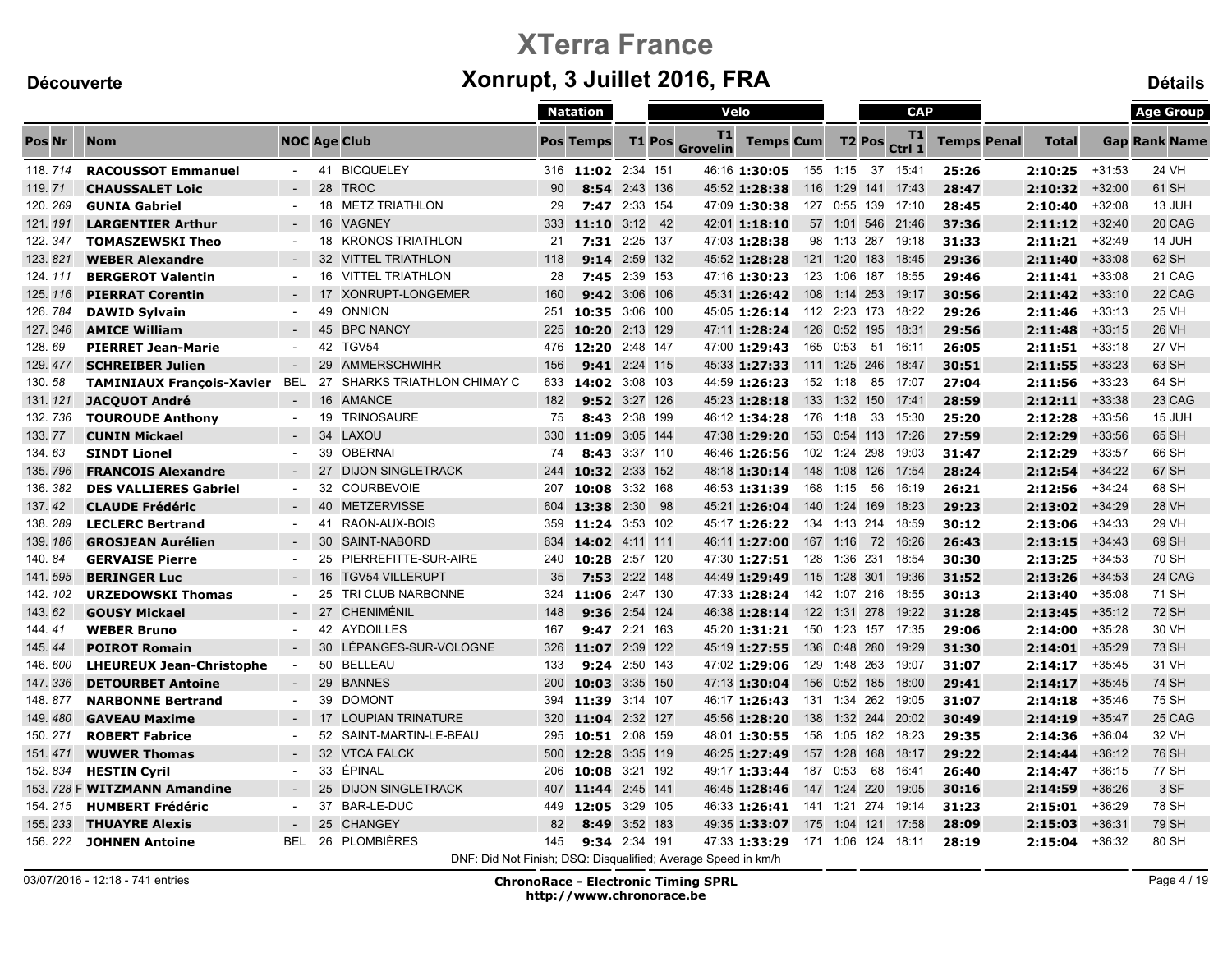# XTerra France

## Xonrupt, 3 Juillet 2016, FRA

Découverte — Détails

| Pos | Nr | Nom | NOC | Age | Club | Natation Pos | Natation Temps | T1 | Velo Pos | Velo T1 Grovelin | Velo Temps | Velo Cum | T2 | CAP Pos | CAP T1 Ctrl 1 | CAP Temps | Penal | Total | Gap | Age Group Rank | Age Group Name |
|---|---|---|---|---|---|---|---|---|---|---|---|---|---|---|---|---|---|---|---|---|---|
| 118. | 714 | **RACOUSSOT Emmanuel** | - | 41 | BICQUELEY | 316 | **11:02** | 2:34 | 151 | 46:16 | **1:30:05** | 155 | 1:15 | 37 | 15:41 | **25:26** | | **2:10:25** | +31:53 | 24 | VH |
| 119. | 71 | **CHAUSSALET Loic** | - | 28 | TROC | 90 | **8:54** | 2:43 | 136 | 45:52 | **1:28:38** | 116 | 1:29 | 141 | 17:43 | **28:47** | | **2:10:32** | +32:00 | 61 | SH |
| 120. | 269 | **GUNIA Gabriel** | - | 18 | METZ TRIATHLON | 29 | **7:47** | 2:33 | 154 | 47:09 | **1:30:38** | 127 | 0:55 | 139 | 17:10 | **28:45** | | **2:10:40** | +32:08 | 13 | JUH |
| 121. | 191 | **LARGENTIER Arthur** | - | 16 | VAGNEY | 333 | **11:10** | 3:12 | 42 | 42:01 | **1:18:10** | 57 | 1:01 | 546 | 21:46 | **37:36** | | **2:11:12** | +32:40 | 20 | CAG |
| 122. | 347 | **TOMASZEWSKI Theo** | - | 18 | KRONOS TRIATHLON | 21 | **7:31** | 2:25 | 137 | 47:03 | **1:28:38** | 98 | 1:13 | 287 | 19:18 | **31:33** | | **2:11:21** | +32:49 | 14 | JUH |
| 123. | 821 | **WEBER Alexandre** | - | 32 | VITTEL TRIATHLON | 118 | **9:14** | 2:59 | 132 | 45:52 | **1:28:28** | 121 | 1:20 | 183 | 18:45 | **29:36** | | **2:11:40** | +33:08 | 62 | SH |
| 124. | 111 | **BERGEROT Valentin** | - | 16 | VITTEL TRIATHLON | 28 | **7:45** | 2:39 | 153 | 47:16 | **1:30:23** | 123 | 1:06 | 187 | 18:55 | **29:46** | | **2:11:41** | +33:08 | 21 | CAG |
| 125. | 116 | **PIERRAT Corentin** | - | 17 | XONRUPT-LONGEMER | 160 | **9:42** | 3:06 | 106 | 45:31 | **1:26:42** | 108 | 1:14 | 253 | 19:17 | **30:56** | | **2:11:42** | +33:10 | 22 | CAG |
| 126. | 784 | **DAWID Sylvain** | - | 49 | ONNION | 251 | **10:35** | 3:06 | 100 | 45:05 | **1:26:14** | 112 | 2:23 | 173 | 18:22 | **29:26** | | **2:11:46** | +33:13 | 25 | VH |
| 127. | 346 | **AMICE William** | - | 45 | BPC NANCY | 225 | **10:20** | 2:13 | 129 | 47:11 | **1:28:24** | 126 | 0:52 | 195 | 18:31 | **29:56** | | **2:11:48** | +33:15 | 26 | VH |
| 128. | 69 | **PIERRET Jean-Marie** | - | 42 | TGV54 | 476 | **12:20** | 2:48 | 147 | 47:00 | **1:29:43** | 165 | 0:53 | 51 | 16:11 | **26:05** | | **2:11:51** | +33:18 | 27 | VH |
| 129. | 477 | **SCHREIBER Julien** | - | 29 | AMMERSCHWIHR | 156 | **9:41** | 2:24 | 115 | 45:33 | **1:27:33** | 111 | 1:25 | 246 | 18:47 | **30:51** | | **2:11:55** | +33:23 | 63 | SH |
| 130. | 58 | **TAMINIAUX François-Xavier** | BEL | 27 | SHARKS TRIATHLON CHIMAY C | 633 | **14:02** | 3:08 | 103 | 44:59 | **1:26:23** | 152 | 1:18 | 85 | 17:07 | **27:04** | | **2:11:56** | +33:23 | 64 | SH |
| 131. | 121 | **JACQUOT André** | - | 16 | AMANCE | 182 | **9:52** | 3:27 | 126 | 45:23 | **1:28:18** | 133 | 1:32 | 150 | 17:41 | **28:59** | | **2:12:11** | +33:38 | 23 | CAG |
| 132. | 736 | **TOUROUDE Anthony** | - | 19 | TRINOSAURE | 75 | **8:43** | 2:38 | 199 | 46:12 | **1:34:28** | 176 | 1:18 | 33 | 15:30 | **25:20** | | **2:12:28** | +33:56 | 15 | JUH |
| 133. | 77 | **CUNIN Mickael** | - | 34 | LAXOU | 330 | **11:09** | 3:05 | 144 | 47:38 | **1:29:20** | 153 | 0:54 | 113 | 17:26 | **27:59** | | **2:12:29** | +33:56 | 65 | SH |
| 134. | 63 | **SINDT Lionel** | - | 39 | OBERNAI | 74 | **8:43** | 3:37 | 110 | 46:46 | **1:26:56** | 102 | 1:24 | 298 | 19:03 | **31:47** | | **2:12:29** | +33:57 | 66 | SH |
| 135. | 796 | **FRANCOIS Alexandre** | - | 27 | DIJON SINGLETRACK | 244 | **10:32** | 2:33 | 152 | 48:18 | **1:30:14** | 148 | 1:08 | 126 | 17:54 | **28:24** | | **2:12:54** | +34:22 | 67 | SH |
| 136. | 382 | **DES VALLIERES Gabriel** | - | 32 | COURBEVOIE | 207 | **10:08** | 3:32 | 168 | 46:53 | **1:31:39** | 168 | 1:15 | 56 | 16:19 | **26:21** | | **2:12:56** | +34:24 | 68 | SH |
| 137. | 42 | **CLAUDE Frédéric** | - | 40 | METZERVISSE | 604 | **13:38** | 2:30 | 98 | 45:21 | **1:26:04** | 140 | 1:24 | 169 | 18:23 | **29:23** | | **2:13:02** | +34:29 | 28 | VH |
| 138. | 289 | **LECLERC Bertrand** | - | 41 | RAON-AUX-BOIS | 359 | **11:24** | 3:53 | 102 | 45:17 | **1:26:22** | 134 | 1:13 | 214 | 18:59 | **30:12** | | **2:13:06** | +34:33 | 29 | VH |
| 139. | 186 | **GROSJEAN Aurélien** | - | 30 | SAINT-NABORD | 634 | **14:02** | 4:11 | 111 | 46:11 | **1:27:00** | 167 | 1:16 | 72 | 16:26 | **26:43** | | **2:13:15** | +34:43 | 69 | SH |
| 140. | 84 | **GERVAISE Pierre** | - | 25 | PIERREFITTE-SUR-AIRE | 240 | **10:28** | 2:57 | 120 | 47:30 | **1:27:51** | 128 | 1:36 | 231 | 18:54 | **30:30** | | **2:13:25** | +34:53 | 70 | SH |
| 141. | 595 | **BERINGER Luc** | - | 16 | TGV54 VILLERUPT | 35 | **7:53** | 2:22 | 148 | 44:49 | **1:29:49** | 115 | 1:28 | 301 | 19:36 | **31:52** | | **2:13:26** | +34:53 | 24 | CAG |
| 142. | 102 | **URZEDOWSKI Thomas** | - | 25 | TRI CLUB NARBONNE | 324 | **11:06** | 2:47 | 130 | 47:33 | **1:28:24** | 142 | 1:07 | 216 | 18:55 | **30:13** | | **2:13:40** | +35:08 | 71 | SH |
| 143. | 62 | **GOUSY Mickael** | - | 27 | CHENIMÉNIL | 148 | **9:36** | 2:54 | 124 | 46:38 | **1:28:14** | 122 | 1:31 | 278 | 19:22 | **31:28** | | **2:13:45** | +35:12 | 72 | SH |
| 144. | 41 | **WEBER Bruno** | - | 42 | AYDOILLES | 167 | **9:47** | 2:21 | 163 | 45:20 | **1:31:21** | 150 | 1:23 | 157 | 17:35 | **29:06** | | **2:14:00** | +35:28 | 30 | VH |
| 145. | 44 | **POIROT Romain** | - | 30 | LÉPANGES-SUR-VOLOGNE | 326 | **11:07** | 2:39 | 122 | 45:19 | **1:27:55** | 136 | 0:48 | 280 | 19:29 | **31:30** | | **2:14:01** | +35:29 | 73 | SH |
| 146. | 600 | **LHEUREUX Jean-Christophe** | - | 50 | BELLEAU | 133 | **9:24** | 2:50 | 143 | 47:02 | **1:29:06** | 129 | 1:48 | 263 | 19:07 | **31:07** | | **2:14:17** | +35:45 | 31 | VH |
| 147. | 336 | **DETOURBET Antoine** | - | 29 | BANNES | 200 | **10:03** | 3:35 | 150 | 47:13 | **1:30:04** | 156 | 0:52 | 185 | 18:00 | **29:41** | | **2:14:17** | +35:45 | 74 | SH |
| 148. | 877 | **NARBONNE Bertrand** | - | 39 | DOMONT | 394 | **11:39** | 3:14 | 107 | 46:17 | **1:26:43** | 131 | 1:34 | 262 | 19:05 | **31:07** | | **2:14:18** | +35:46 | 75 | SH |
| 149. | 480 | **GAVEAU Maxime** | - | 17 | LOUPIAN TRINATURE | 320 | **11:04** | 2:32 | 127 | 45:56 | **1:28:20** | 138 | 1:32 | 244 | 20:02 | **30:49** | | **2:14:19** | +35:47 | 25 | CAG |
| 150. | 271 | **ROBERT Fabrice** | - | 52 | SAINT-MARTIN-LE-BEAU | 295 | **10:51** | 2:08 | 159 | 48:01 | **1:30:55** | 158 | 1:05 | 182 | 18:23 | **29:35** | | **2:14:36** | +36:04 | 32 | VH |
| 151. | 471 | **WUWER Thomas** | - | 32 | VTCA FALCK | 500 | **12:28** | 3:35 | 119 | 46:25 | **1:27:49** | 157 | 1:28 | 168 | 18:17 | **29:22** | | **2:14:44** | +36:12 | 76 | SH |
| 152. | 834 | **HESTIN Cyril** | - | 33 | ÉPINAL | 206 | **10:08** | 3:21 | 192 | 49:17 | **1:33:44** | 187 | 0:53 | 68 | 16:41 | **26:40** | | **2:14:47** | +36:15 | 77 | SH |
| 153. | 728 F | **WITZMANN Amandine** | - | 25 | DIJON SINGLETRACK | 407 | **11:44** | 2:45 | 141 | 46:45 | **1:28:46** | 147 | 1:24 | 220 | 19:05 | **30:16** | | **2:14:59** | +36:26 | 3 | SF |
| 154. | 215 | **HUMBERT Frédéric** | - | 37 | BAR-LE-DUC | 449 | **12:05** | 3:29 | 105 | 46:33 | **1:26:41** | 141 | 1:21 | 274 | 19:14 | **31:23** | | **2:15:01** | +36:29 | 78 | SH |
| 155. | 233 | **THUAYRE Alexis** | - | 25 | CHANGEY | 82 | **8:49** | 3:52 | 183 | 49:35 | **1:33:07** | 175 | 1:04 | 121 | 17:58 | **28:09** | | **2:15:03** | +36:31 | 79 | SH |
| 156. | 222 | **JOHNEN Antoine** | BEL | 26 | PLOMBIÈRES | 145 | **9:34** | 2:34 | 191 | 47:33 | **1:33:29** | 171 | 1:06 | 124 | 18:11 | **28:19** | | **2:15:04** | +36:32 | 80 | SH |

DNF: Did Not Finish; DSQ: Disqualified; Average Speed in km/h

03/07/2016 - 12:18 - 741 entries

**ChronoRace - Electronic Timing SPRL**
**http://www.chronorace.be**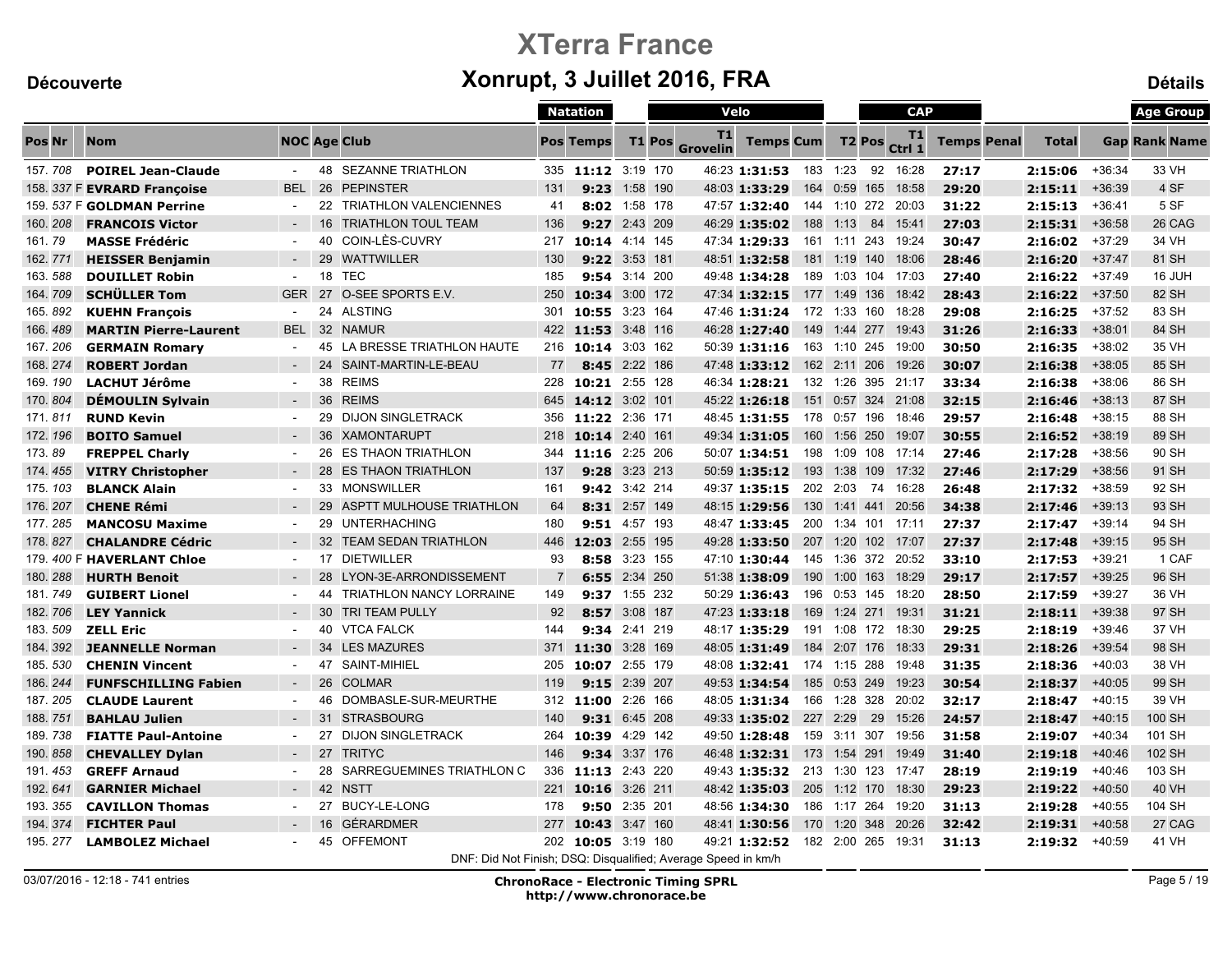# XTerra France

## Xonrupt, 3 Juillet 2016, FRA

**Découverte** | **Détails**

| Pos | Nr | Nom | NOC | Age | Club | Natation Pos | Natation Temps | T1 | Velo Pos | Velo T1 Grovelin | Velo Temps | Velo Cum | T2 | CAP Pos | CAP T1 Ctrl 1 | CAP Temps | Penal | Total | Gap | Age Group Rank | Age Group Name |
|---|---|---|---|---|---|---|---|---|---|---|---|---|---|---|---|---|---|---|---|---|---|
| 157. | 708 | **POIREL Jean-Claude** | - | 48 | SEZANNE TRIATHLON | 335 | **11:12** | 3:19 | 170 | 46:23 | **1:31:53** | 183 | 1:23 | 92 | 16:28 | **27:17** | | **2:15:06** | +36:34 | 33 | VH |
| 158. | 337 F | **EVRARD Françoise** | BEL | 26 | PEPINSTER | 131 | **9:23** | 1:58 | 190 | 48:03 | **1:33:29** | 164 | 0:59 | 165 | 18:58 | **29:20** | | **2:15:11** | +36:39 | 4 | SF |
| 159. | 537 F | **GOLDMAN Perrine** | - | 22 | TRIATHLON VALENCIENNES | 41 | **8:02** | 1:58 | 178 | 47:57 | **1:32:40** | 144 | 1:10 | 272 | 20:03 | **31:22** | | **2:15:13** | +36:41 | 5 | SF |
| 160. | 208 | **FRANCOIS Victor** | - | 16 | TRIATHLON TOUL TEAM | 136 | **9:27** | 2:43 | 209 | 46:29 | **1:35:02** | 188 | 1:13 | 84 | 15:41 | **27:03** | | **2:15:31** | +36:58 | 26 | CAG |
| 161. | 79 | **MASSE Frédéric** | - | 40 | COIN-LÈS-CUVRY | 217 | **10:14** | 4:14 | 145 | 47:34 | **1:29:33** | 161 | 1:11 | 243 | 19:24 | **30:47** | | **2:16:02** | +37:29 | 34 | VH |
| 162. | 771 | **HEISSER Benjamin** | - | 29 | WATTWILLER | 130 | **9:22** | 3:53 | 181 | 48:51 | **1:32:58** | 181 | 1:19 | 140 | 18:06 | **28:46** | | **2:16:20** | +37:47 | 81 | SH |
| 163. | 588 | **DOUILLET Robin** | - | 18 | TEC | 185 | **9:54** | 3:14 | 200 | 49:48 | **1:34:28** | 189 | 1:03 | 104 | 17:03 | **27:40** | | **2:16:22** | +37:49 | 16 | JUH |
| 164. | 709 | **SCHÜLLER Tom** | GER | 27 | O-SEE SPORTS E.V. | 250 | **10:34** | 3:00 | 172 | 47:34 | **1:32:15** | 177 | 1:49 | 136 | 18:42 | **28:43** | | **2:16:22** | +37:50 | 82 | SH |
| 165. | 892 | **KUEHN François** | - | 24 | ALSTING | 301 | **10:55** | 3:23 | 164 | 47:46 | **1:31:24** | 172 | 1:33 | 160 | 18:28 | **29:08** | | **2:16:25** | +37:52 | 83 | SH |
| 166. | 489 | **MARTIN Pierre-Laurent** | BEL | 32 | NAMUR | 422 | **11:53** | 3:48 | 116 | 46:28 | **1:27:40** | 149 | 1:44 | 277 | 19:43 | **31:26** | | **2:16:33** | +38:01 | 84 | SH |
| 167. | 206 | **GERMAIN Romary** | - | 45 | LA BRESSE TRIATHLON HAUTE | 216 | **10:14** | 3:03 | 162 | 50:39 | **1:31:16** | 163 | 1:10 | 245 | 19:00 | **30:50** | | **2:16:35** | +38:02 | 35 | VH |
| 168. | 274 | **ROBERT Jordan** | - | 24 | SAINT-MARTIN-LE-BEAU | 77 | **8:45** | 2:22 | 186 | 47:48 | **1:33:12** | 162 | 2:11 | 206 | 19:26 | **30:07** | | **2:16:38** | +38:05 | 85 | SH |
| 169. | 190 | **LACHUT Jérôme** | - | 38 | REIMS | 228 | **10:21** | 2:55 | 128 | 46:34 | **1:28:21** | 132 | 1:26 | 395 | 21:17 | **33:34** | | **2:16:38** | +38:06 | 86 | SH |
| 170. | 804 | **DÉMOULIN Sylvain** | - | 36 | REIMS | 645 | **14:12** | 3:02 | 101 | 45:22 | **1:26:18** | 151 | 0:57 | 324 | 21:08 | **32:15** | | **2:16:46** | +38:13 | 87 | SH |
| 171. | 811 | **RUND Kevin** | - | 29 | DIJON SINGLETRACK | 356 | **11:22** | 2:36 | 171 | 48:45 | **1:31:55** | 178 | 0:57 | 196 | 18:46 | **29:57** | | **2:16:48** | +38:15 | 88 | SH |
| 172. | 196 | **BOITO Samuel** | - | 36 | XAMONTARUPT | 218 | **10:14** | 2:40 | 161 | 49:34 | **1:31:05** | 160 | 1:56 | 250 | 19:07 | **30:55** | | **2:16:52** | +38:19 | 89 | SH |
| 173. | 89 | **FREPPEL Charly** | - | 26 | ES THAON TRIATHLON | 344 | **11:16** | 2:25 | 206 | 50:07 | **1:34:51** | 198 | 1:09 | 108 | 17:14 | **27:46** | | **2:17:28** | +38:56 | 90 | SH |
| 174. | 455 | **VITRY Christopher** | - | 28 | ES THAON TRIATHLON | 137 | **9:28** | 3:23 | 213 | 50:59 | **1:35:12** | 193 | 1:38 | 109 | 17:32 | **27:46** | | **2:17:29** | +38:56 | 91 | SH |
| 175. | 103 | **BLANCK Alain** | - | 33 | MONSWILLER | 161 | **9:42** | 3:42 | 214 | 49:37 | **1:35:15** | 202 | 2:03 | 74 | 16:28 | **26:48** | | **2:17:32** | +38:59 | 92 | SH |
| 176. | 207 | **CHENE Rémi** | - | 29 | ASPTT MULHOUSE TRIATHLON | 64 | **8:31** | 2:57 | 149 | 48:15 | **1:29:56** | 130 | 1:41 | 441 | 20:56 | **34:38** | | **2:17:46** | +39:13 | 93 | SH |
| 177. | 285 | **MANCOSU Maxime** | - | 29 | UNTERHACHING | 180 | **9:51** | 4:57 | 193 | 48:47 | **1:33:45** | 200 | 1:34 | 101 | 17:11 | **27:37** | | **2:17:47** | +39:14 | 94 | SH |
| 178. | 827 | **CHALANDRE Cédric** | - | 32 | TEAM SEDAN TRIATHLON | 446 | **12:03** | 2:55 | 195 | 49:28 | **1:33:50** | 207 | 1:20 | 102 | 17:07 | **27:37** | | **2:17:48** | +39:15 | 95 | SH |
| 179. | 400 F | **HAVERLANT Chloe** | - | 17 | DIETWILLER | 93 | **8:58** | 3:23 | 155 | 47:10 | **1:30:44** | 145 | 1:36 | 372 | 20:52 | **33:10** | | **2:17:53** | +39:21 | 1 | CAF |
| 180. | 288 | **HURTH Benoit** | - | 28 | LYON-3E-ARRONDISSEMENT | 7 | **6:55** | 2:34 | 250 | 51:38 | **1:38:09** | 190 | 1:00 | 163 | 18:29 | **29:17** | | **2:17:57** | +39:25 | 96 | SH |
| 181. | 749 | **GUIBERT Lionel** | - | 44 | TRIATHLON NANCY LORRAINE | 149 | **9:37** | 1:55 | 232 | 50:29 | **1:36:43** | 196 | 0:53 | 145 | 18:20 | **28:50** | | **2:17:59** | +39:27 | 36 | VH |
| 182. | 706 | **LEY Yannick** | - | 30 | TRI TEAM PULLY | 92 | **8:57** | 3:08 | 187 | 47:23 | **1:33:18** | 169 | 1:24 | 271 | 19:31 | **31:21** | | **2:18:11** | +39:38 | 97 | SH |
| 183. | 509 | **ZELL Eric** | - | 40 | VTCA FALCK | 144 | **9:34** | 2:41 | 219 | 48:17 | **1:35:29** | 191 | 1:08 | 172 | 18:30 | **29:25** | | **2:18:19** | +39:46 | 37 | VH |
| 184. | 392 | **JEANNELLE Norman** | - | 34 | LES MAZURES | 371 | **11:30** | 3:28 | 169 | 48:05 | **1:31:49** | 184 | 2:07 | 176 | 18:33 | **29:31** | | **2:18:26** | +39:54 | 98 | SH |
| 185. | 530 | **CHENIN Vincent** | - | 47 | SAINT-MIHIEL | 205 | **10:07** | 2:55 | 179 | 48:08 | **1:32:41** | 174 | 1:15 | 288 | 19:48 | **31:35** | | **2:18:36** | +40:03 | 38 | VH |
| 186. | 244 | **FUNFSCHILLING Fabien** | - | 26 | COLMAR | 119 | **9:15** | 2:39 | 207 | 49:53 | **1:34:54** | 185 | 0:53 | 249 | 19:23 | **30:54** | | **2:18:37** | +40:05 | 99 | SH |
| 187. | 205 | **CLAUDE Laurent** | - | 46 | DOMBASLE-SUR-MEURTHE | 312 | **11:00** | 2:26 | 166 | 48:05 | **1:31:34** | 166 | 1:28 | 328 | 20:02 | **32:17** | | **2:18:47** | +40:15 | 39 | VH |
| 188. | 751 | **BAHLAU Julien** | - | 31 | STRASBOURG | 140 | **9:31** | 6:45 | 208 | 49:33 | **1:35:02** | 227 | 2:29 | 29 | 15:26 | **24:57** | | **2:18:47** | +40:15 | 100 | SH |
| 189. | 738 | **FIATTE Paul-Antoine** | - | 27 | DIJON SINGLETRACK | 264 | **10:39** | 4:29 | 142 | 49:50 | **1:28:48** | 159 | 3:11 | 307 | 19:56 | **31:58** | | **2:19:07** | +40:34 | 101 | SH |
| 190. | 858 | **CHEVALLEY Dylan** | - | 27 | TRITYC | 146 | **9:34** | 3:37 | 176 | 46:48 | **1:32:31** | 173 | 1:54 | 291 | 19:49 | **31:40** | | **2:19:18** | +40:46 | 102 | SH |
| 191. | 453 | **GREFF Arnaud** | - | 28 | SARREGUEMINES TRIATHLON C | 336 | **11:13** | 2:43 | 220 | 49:43 | **1:35:32** | 213 | 1:30 | 123 | 17:47 | **28:19** | | **2:19:19** | +40:46 | 103 | SH |
| 192. | 641 | **GARNIER Michael** | - | 42 | NSTT | 221 | **10:16** | 3:26 | 211 | 48:42 | **1:35:03** | 205 | 1:12 | 170 | 18:30 | **29:23** | | **2:19:22** | +40:50 | 40 | VH |
| 193. | 355 | **CAVILLON Thomas** | - | 27 | BUCY-LE-LONG | 178 | **9:50** | 2:35 | 201 | 48:56 | **1:34:30** | 186 | 1:17 | 264 | 19:20 | **31:13** | | **2:19:28** | +40:55 | 104 | SH |
| 194. | 374 | **FICHTER Paul** | - | 16 | GÉRARDMER | 277 | **10:43** | 3:47 | 160 | 48:41 | **1:30:56** | 170 | 1:20 | 348 | 20:26 | **32:42** | | **2:19:31** | +40:58 | 27 | CAG |
| 195. | 277 | **LAMBOLEZ Michael** | - | 45 | OFFEMONT | 202 | **10:05** | 3:19 | 180 | 49:21 | **1:32:52** | 182 | 2:00 | 265 | 19:31 | **31:13** | | **2:19:32** | +40:59 | 41 | VH |

DNF: Did Not Finish; DSQ: Disqualified; Average Speed in km/h

03/07/2016 - 12:18 - 741 entries

**ChronoRace - Electronic Timing SPRL**
**http://www.chronorace.be**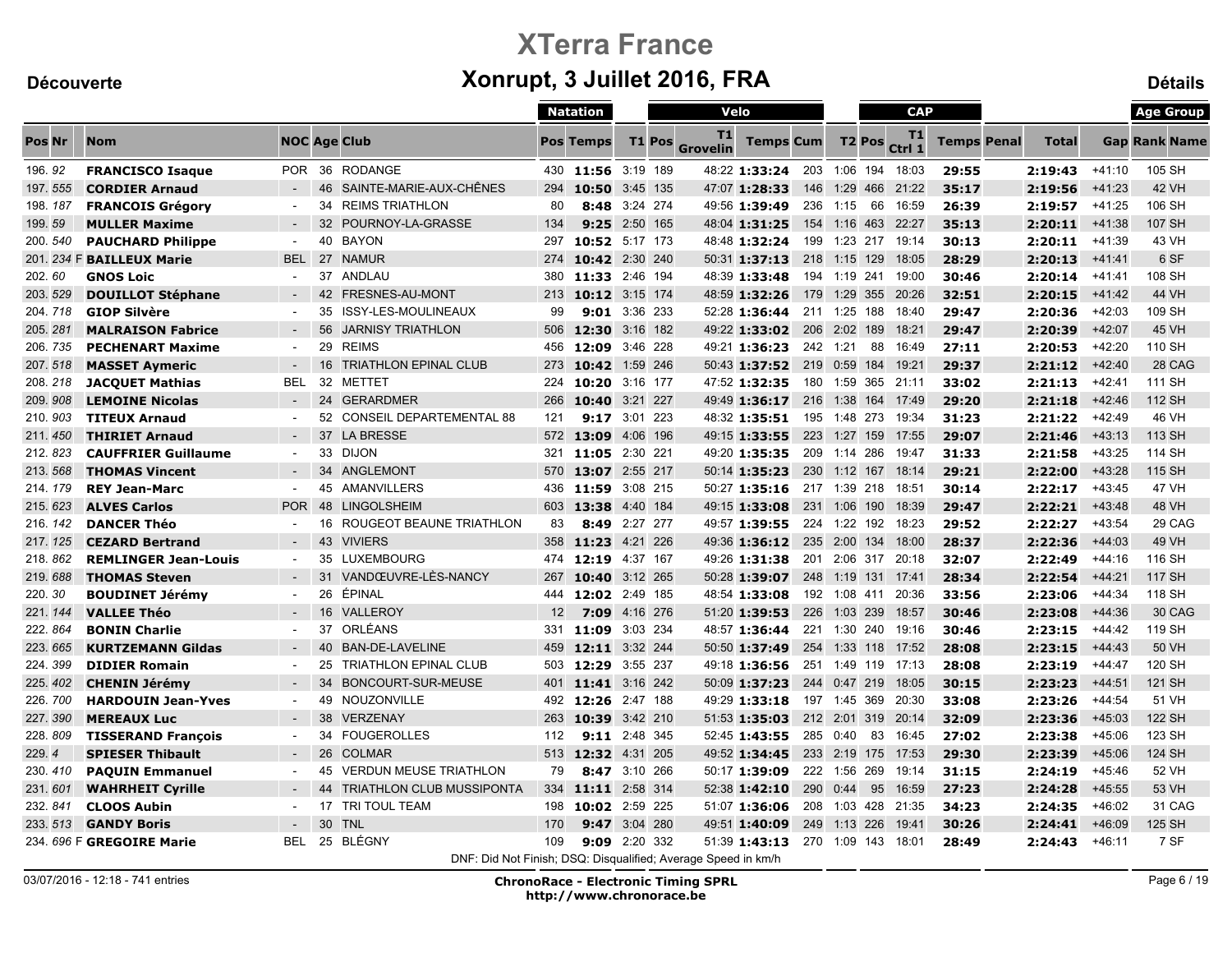# XTerra France

## Xonrupt, 3 Juillet 2016, FRA

**Découverte** — **Détails**

| Pos | Nr | Nom | NOC | Age | Club | Natation Pos | Natation Temps | T1 | Velo Pos | Velo T1 Grovelin | Velo Temps | Cum | T2 | CAP Pos | CAP T1 Ctrl 1 | CAP Temps | Penal | Total | Gap | Age Group Rank | Age Group Name |
|---|---|---|---|---|---|---|---|---|---|---|---|---|---|---|---|---|---|---|---|---|---|
| 196. | 92 | **FRANCISCO Isaque** | POR | 36 | RODANGE | 430 | **11:56** | 3:19 | 189 | 48:22 | **1:33:24** | 203 | 1:06 | 194 | 18:03 | **29:55** | | **2:19:43** | +41:10 | 105 | SH |
| 197. | 555 | **CORDIER Arnaud** | - | 46 | SAINTE-MARIE-AUX-CHÊNES | 294 | **10:50** | 3:45 | 135 | 47:07 | **1:28:33** | 146 | 1:29 | 466 | 21:22 | **35:17** | | **2:19:56** | +41:23 | 42 | VH |
| 198. | 187 | **FRANCOIS Grégory** | - | 34 | REIMS TRIATHLON | 80 | **8:48** | 3:24 | 274 | 49:56 | **1:39:49** | 236 | 1:15 | 66 | 16:59 | **26:39** | | **2:19:57** | +41:25 | 106 | SH |
| 199. | 59 | **MULLER Maxime** | - | 32 | POURNOY-LA-GRASSE | 134 | **9:25** | 2:50 | 165 | 48:04 | **1:31:25** | 154 | 1:16 | 463 | 22:27 | **35:13** | | **2:20:11** | +41:38 | 107 | SH |
| 200. | 540 | **PAUCHARD Philippe** | - | 40 | BAYON | 297 | **10:52** | 5:17 | 173 | 48:48 | **1:32:24** | 199 | 1:23 | 217 | 19:14 | **30:13** | | **2:20:11** | +41:39 | 43 | VH |
| 201. | 234 F | **BAILLEUX Marie** | BEL | 27 | NAMUR | 274 | **10:42** | 2:30 | 240 | 50:31 | **1:37:13** | 218 | 1:15 | 129 | 18:05 | **28:29** | | **2:20:13** | +41:41 | 6 | SF |
| 202. | 60 | **GNOS Loic** | - | 37 | ANDLAU | 380 | **11:33** | 2:46 | 194 | 48:39 | **1:33:48** | 194 | 1:19 | 241 | 19:00 | **30:46** | | **2:20:14** | +41:41 | 108 | SH |
| 203. | 529 | **DOUILLOT Stéphane** | - | 42 | FRESNES-AU-MONT | 213 | **10:12** | 3:15 | 174 | 48:59 | **1:32:26** | 179 | 1:29 | 355 | 20:26 | **32:51** | | **2:20:15** | +41:42 | 44 | VH |
| 204. | 718 | **GIOP Silvère** | - | 35 | ISSY-LES-MOULINEAUX | 99 | **9:01** | 3:36 | 233 | 52:28 | **1:36:44** | 211 | 1:25 | 188 | 18:40 | **29:47** | | **2:20:36** | +42:03 | 109 | SH |
| 205. | 281 | **MALRAISON Fabrice** | - | 56 | JARNISY TRIATHLON | 506 | **12:30** | 3:16 | 182 | 49:22 | **1:33:02** | 206 | 2:02 | 189 | 18:21 | **29:47** | | **2:20:39** | +42:07 | 45 | VH |
| 206. | 735 | **PECHENART Maxime** | - | 29 | REIMS | 456 | **12:09** | 3:46 | 228 | 49:21 | **1:36:23** | 242 | 1:21 | 88 | 16:49 | **27:11** | | **2:20:53** | +42:20 | 110 | SH |
| 207. | 518 | **MASSET Aymeric** | - | 16 | TRIATHLON EPINAL CLUB | 273 | **10:42** | 1:59 | 246 | 50:43 | **1:37:52** | 219 | 0:59 | 184 | 19:21 | **29:37** | | **2:21:12** | +42:40 | 28 | CAG |
| 208. | 218 | **JACQUET Mathias** | BEL | 32 | METTET | 224 | **10:20** | 3:16 | 177 | 47:52 | **1:32:35** | 180 | 1:59 | 365 | 21:11 | **33:02** | | **2:21:13** | +42:41 | 111 | SH |
| 209. | 908 | **LEMOINE Nicolas** | - | 24 | GERARDMER | 266 | **10:40** | 3:21 | 227 | 49:49 | **1:36:17** | 216 | 1:38 | 164 | 17:49 | **29:20** | | **2:21:18** | +42:46 | 112 | SH |
| 210. | 903 | **TITEUX Arnaud** | - | 52 | CONSEIL DEPARTEMENTAL 88 | 121 | **9:17** | 3:01 | 223 | 48:32 | **1:35:51** | 195 | 1:48 | 273 | 19:34 | **31:23** | | **2:21:22** | +42:49 | 46 | VH |
| 211. | 450 | **THIRIET Arnaud** | - | 37 | LA BRESSE | 572 | **13:09** | 4:06 | 196 | 49:15 | **1:33:55** | 223 | 1:27 | 159 | 17:55 | **29:07** | | **2:21:46** | +43:13 | 113 | SH |
| 212. | 823 | **CAUFFRIER Guillaume** | - | 33 | DIJON | 321 | **11:05** | 2:30 | 221 | 49:20 | **1:35:35** | 209 | 1:14 | 286 | 19:47 | **31:33** | | **2:21:58** | +43:25 | 114 | SH |
| 213. | 568 | **THOMAS Vincent** | - | 34 | ANGLEMONT | 570 | **13:07** | 2:55 | 217 | 50:14 | **1:35:23** | 230 | 1:12 | 167 | 18:14 | **29:21** | | **2:22:00** | +43:28 | 115 | SH |
| 214. | 179 | **REY Jean-Marc** | - | 45 | AMANVILLERS | 436 | **11:59** | 3:08 | 215 | 50:27 | **1:35:16** | 217 | 1:39 | 218 | 18:51 | **30:14** | | **2:22:17** | +43:45 | 47 | VH |
| 215. | 623 | **ALVES Carlos** | POR | 48 | LINGOLSHEIM | 603 | **13:38** | 4:40 | 184 | 49:15 | **1:33:08** | 231 | 1:06 | 190 | 18:39 | **29:47** | | **2:22:21** | +43:48 | 48 | VH |
| 216. | 142 | **DANCER Théo** | - | 16 | ROUGEOT BEAUNE TRIATHLON | 83 | **8:49** | 2:27 | 277 | 49:57 | **1:39:55** | 224 | 1:22 | 192 | 18:23 | **29:52** | | **2:22:27** | +43:54 | 29 | CAG |
| 217. | 125 | **CEZARD Bertrand** | - | 43 | VIVIERS | 358 | **11:23** | 4:21 | 226 | 49:36 | **1:36:12** | 235 | 2:00 | 134 | 18:00 | **28:37** | | **2:22:36** | +44:03 | 49 | VH |
| 218. | 862 | **REMLINGER Jean-Louis** | - | 35 | LUXEMBOURG | 474 | **12:19** | 4:37 | 167 | 49:26 | **1:31:38** | 201 | 2:06 | 317 | 20:18 | **32:07** | | **2:22:49** | +44:16 | 116 | SH |
| 219. | 688 | **THOMAS Steven** | - | 31 | VANDŒUVRE-LÈS-NANCY | 267 | **10:40** | 3:12 | 265 | 50:28 | **1:39:07** | 248 | 1:19 | 131 | 17:41 | **28:34** | | **2:22:54** | +44:21 | 117 | SH |
| 220. | 30 | **BOUDINET Jérémy** | - | 26 | ÉPINAL | 444 | **12:02** | 2:49 | 185 | 48:54 | **1:33:08** | 192 | 1:08 | 411 | 20:36 | **33:56** | | **2:23:06** | +44:34 | 118 | SH |
| 221. | 144 | **VALLEE Théo** | - | 16 | VALLEROY | 12 | **7:09** | 4:16 | 276 | 51:20 | **1:39:53** | 226 | 1:03 | 239 | 18:57 | **30:46** | | **2:23:08** | +44:36 | 30 | CAG |
| 222. | 864 | **BONIN Charlie** | - | 37 | ORLÉANS | 331 | **11:09** | 3:03 | 234 | 48:57 | **1:36:44** | 221 | 1:30 | 240 | 19:16 | **30:46** | | **2:23:15** | +44:42 | 119 | SH |
| 223. | 665 | **KURTZEMANN Gildas** | - | 40 | BAN-DE-LAVELINE | 459 | **12:11** | 3:32 | 244 | 50:50 | **1:37:49** | 254 | 1:33 | 118 | 17:52 | **28:08** | | **2:23:15** | +44:43 | 50 | VH |
| 224. | 399 | **DIDIER Romain** | - | 25 | TRIATHLON EPINAL CLUB | 503 | **12:29** | 3:55 | 237 | 49:18 | **1:36:56** | 251 | 1:49 | 119 | 17:13 | **28:08** | | **2:23:19** | +44:47 | 120 | SH |
| 225. | 402 | **CHENIN Jérémy** | - | 34 | BONCOURT-SUR-MEUSE | 401 | **11:41** | 3:16 | 242 | 50:09 | **1:37:23** | 244 | 0:47 | 219 | 18:05 | **30:15** | | **2:23:23** | +44:51 | 121 | SH |
| 226. | 700 | **HARDOUIN Jean-Yves** | - | 49 | NOUZONVILLE | 492 | **12:26** | 2:47 | 188 | 49:29 | **1:33:18** | 197 | 1:45 | 369 | 20:30 | **33:08** | | **2:23:26** | +44:54 | 51 | VH |
| 227. | 390 | **MEREAUX Luc** | - | 38 | VERZENAY | 263 | **10:39** | 3:42 | 210 | 51:53 | **1:35:03** | 212 | 2:01 | 319 | 20:14 | **32:09** | | **2:23:36** | +45:03 | 122 | SH |
| 228. | 809 | **TISSERAND François** | - | 34 | FOUGEROLLES | 112 | **9:11** | 2:48 | 345 | 52:45 | **1:43:55** | 285 | 0:40 | 83 | 16:45 | **27:02** | | **2:23:38** | +45:06 | 123 | SH |
| 229. | 4 | **SPIESER Thibault** | - | 26 | COLMAR | 513 | **12:32** | 4:31 | 205 | 49:52 | **1:34:45** | 233 | 2:19 | 175 | 17:53 | **29:30** | | **2:23:39** | +45:06 | 124 | SH |
| 230. | 410 | **PAQUIN Emmanuel** | - | 45 | VERDUN MEUSE TRIATHLON | 79 | **8:47** | 3:10 | 266 | 50:17 | **1:39:09** | 222 | 1:56 | 269 | 19:14 | **31:15** | | **2:24:19** | +45:46 | 52 | VH |
| 231. | 601 | **WAHRHEIT Cyrille** | - | 44 | TRIATHLON CLUB MUSSIPONTA | 334 | **11:11** | 2:58 | 314 | 52:38 | **1:42:10** | 290 | 0:44 | 95 | 16:59 | **27:23** | | **2:24:28** | +45:55 | 53 | VH |
| 232. | 841 | **CLOOS Aubin** | - | 17 | TRI TOUL TEAM | 198 | **10:02** | 2:59 | 225 | 51:07 | **1:36:06** | 208 | 1:03 | 428 | 21:35 | **34:23** | | **2:24:35** | +46:02 | 31 | CAG |
| 233. | 513 | **GANDY Boris** | - | 30 | TNL | 170 | **9:47** | 3:04 | 280 | 49:51 | **1:40:09** | 249 | 1:13 | 226 | 19:41 | **30:26** | | **2:24:41** | +46:09 | 125 | SH |
| 234. | 696 F | **GREGOIRE Marie** | BEL | 25 | BLÉGNY | 109 | **9:09** | 2:20 | 332 | 51:39 | **1:43:13** | 270 | 1:09 | 143 | 18:01 | **28:49** | | **2:24:43** | +46:11 | 7 | SF |

DNF: Did Not Finish; DSQ: Disqualified; Average Speed in km/h

03/07/2016 - 12:18 - 741 entries

**ChronoRace - Electronic Timing SPRL**
**http://www.chronorace.be**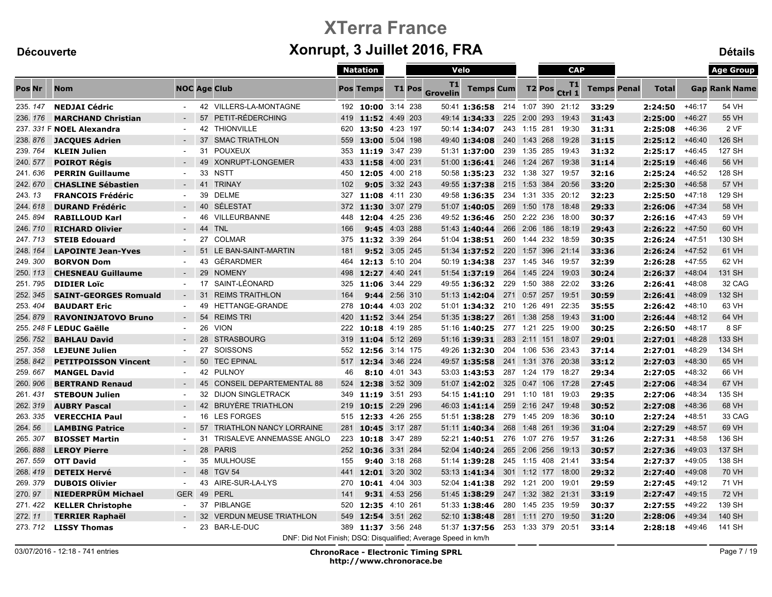# XTerra France

## Xonrupt, 3 Juillet 2016, FRA

**Découverte** **Détails**

| Pos | Nr | | Nom | NOC | Age | Club | Natation | | T1 | Velo | | | | T2 | CAP | | | Penal | Total | Gap | Age Group | |
|---|---|---|---|---|---|---|---|---|---|---|---|---|---|---|---|---|---|---|---|---|---|---|
| | | | | | | | Pos | Temps | | Pos | T1 Grovelin | Temps | Cum | | Pos | T1 Ctrl 1 | Temps | | | | Rank | Name |
| 235. | 147 | | **NEDJAI Cédric** | - | 42 | VILLERS-LA-MONTAGNE | 192 | **10:00** | 3:14 | 238 | 50:41 | **1:36:58** | 214 | 1:07 | 390 | 21:12 | **33:29** | | **2:24:50** | +46:17 | 54 | VH |
| 236. | 176 | | **MARCHAND Christian** | - | 57 | PETIT-RÉDERCHING | 419 | **11:52** | 4:49 | 203 | 49:14 | **1:34:33** | 225 | 2:00 | 293 | 19:43 | **31:43** | | **2:25:00** | +46:27 | 55 | VH |
| 237. | 331 | F | **NOEL Alexandra** | - | 42 | THIONVILLE | 620 | **13:50** | 4:23 | 197 | 50:14 | **1:34:07** | 243 | 1:15 | 281 | 19:30 | **31:31** | | **2:25:08** | +46:36 | 2 | VF |
| 238. | 876 | | **JACQUES Adrien** | - | 37 | SMAC TRIATHLON | 559 | **13:00** | 5:04 | 198 | 49:40 | **1:34:08** | 240 | 1:43 | 268 | 19:28 | **31:15** | | **2:25:12** | +46:40 | 126 | SH |
| 239. | 764 | | **KLEIN Julien** | - | 31 | POUXEUX | 353 | **11:19** | 3:47 | 239 | 51:31 | **1:37:00** | 239 | 1:35 | 285 | 19:43 | **31:32** | | **2:25:17** | +46:45 | 127 | SH |
| 240. | 577 | | **POIROT Régis** | - | 49 | XONRUPT-LONGEMER | 433 | **11:58** | 4:00 | 231 | 51:00 | **1:36:41** | 246 | 1:24 | 267 | 19:38 | **31:14** | | **2:25:19** | +46:46 | 56 | VH |
| 241. | 636 | | **PERRIN Guillaume** | - | 33 | NSTT | 450 | **12:05** | 4:00 | 218 | 50:58 | **1:35:23** | 232 | 1:38 | 327 | 19:57 | **32:16** | | **2:25:24** | +46:52 | 128 | SH |
| 242. | 670 | | **CHASLINE Sébastien** | - | 41 | TRINAY | 102 | **9:05** | 3:32 | 243 | 49:55 | **1:37:38** | 215 | 1:53 | 384 | 20:56 | **33:20** | | **2:25:30** | +46:58 | 57 | VH |
| 243. | 13 | | **FRANCOIS Frédéric** | - | 39 | DELME | 327 | **11:08** | 4:11 | 230 | 49:58 | **1:36:35** | 234 | 1:31 | 335 | 20:12 | **32:23** | | **2:25:50** | +47:18 | 129 | SH |
| 244. | 618 | | **DURAND Frédéric** | - | 40 | SÉLESTAT | 372 | **11:30** | 3:07 | 279 | 51:07 | **1:40:05** | 269 | 1:50 | 178 | 18:48 | **29:33** | | **2:26:06** | +47:34 | 58 | VH |
| 245. | 894 | | **RABILLOUD Karl** | - | 46 | VILLEURBANNE | 448 | **12:04** | 4:25 | 236 | 49:52 | **1:36:46** | 250 | 2:22 | 236 | 18:00 | **30:37** | | **2:26:16** | +47:43 | 59 | VH |
| 246. | 710 | | **RICHARD Olivier** | - | 44 | TNL | 166 | **9:45** | 4:03 | 288 | 51:43 | **1:40:44** | 266 | 2:06 | 186 | 18:19 | **29:43** | | **2:26:22** | +47:50 | 60 | VH |
| 247. | 713 | | **STEIB Edouard** | - | 27 | COLMAR | 375 | **11:32** | 3:39 | 264 | 51:04 | **1:38:51** | 260 | 1:44 | 232 | 18:59 | **30:35** | | **2:26:24** | +47:51 | 130 | SH |
| 248. | 164 | | **LAPOINTE Jean-Yves** | - | 51 | LE BAN-SAINT-MARTIN | 181 | **9:52** | 3:05 | 245 | 51:34 | **1:37:52** | 220 | 1:57 | 396 | 21:14 | **33:36** | | **2:26:24** | +47:52 | 61 | VH |
| 249. | 300 | | **BORVON Dom** | - | 43 | GÉRARDMER | 464 | **12:13** | 5:10 | 204 | 50:19 | **1:34:38** | 237 | 1:45 | 346 | 19:57 | **32:39** | | **2:26:28** | +47:55 | 62 | VH |
| 250. | 113 | | **CHESNEAU Guillaume** | - | 29 | NOMENY | 498 | **12:27** | 4:40 | 241 | 51:54 | **1:37:19** | 264 | 1:45 | 224 | 19:03 | **30:24** | | **2:26:37** | +48:04 | 131 | SH |
| 251. | 795 | | **DIDIER Loïc** | - | 17 | SAINT-LÉONARD | 325 | **11:06** | 3:44 | 229 | 49:55 | **1:36:32** | 229 | 1:50 | 388 | 22:02 | **33:26** | | **2:26:41** | +48:08 | 32 | CAG |
| 252. | 345 | | **SAINT-GEORGES Romuald** | - | 31 | REIMS TRAITHLON | 164 | **9:44** | 2:56 | 310 | 51:13 | **1:42:04** | 271 | 0:57 | 257 | 19:51 | **30:59** | | **2:26:41** | +48:09 | 132 | SH |
| 253. | 404 | | **BAUDART Eric** | - | 49 | HETTANGE-GRANDE | 278 | **10:44** | 4:03 | 202 | 51:01 | **1:34:32** | 210 | 1:26 | 491 | 22:35 | **35:55** | | **2:26:42** | +48:10 | 63 | VH |
| 254. | 879 | | **RAVONINJATOVO Bruno** | - | 54 | REIMS TRI | 420 | **11:52** | 3:44 | 254 | 51:35 | **1:38:27** | 261 | 1:38 | 258 | 19:43 | **31:00** | | **2:26:44** | +48:12 | 64 | VH |
| 255. | 248 | F | **LEDUC Gaëlle** | - | 26 | VION | 222 | **10:18** | 4:19 | 285 | 51:16 | **1:40:25** | 277 | 1:21 | 225 | 19:00 | **30:25** | | **2:26:50** | +48:17 | 8 | SF |
| 256. | 752 | | **BAHLAU David** | - | 28 | STRASBOURG | 319 | **11:04** | 5:12 | 269 | 51:16 | **1:39:31** | 283 | 2:11 | 151 | 18:07 | **29:01** | | **2:27:01** | +48:28 | 133 | SH |
| 257. | 358 | | **LEJEUNE Julien** | - | 27 | SOISSONS | 552 | **12:56** | 3:14 | 175 | 49:26 | **1:32:30** | 204 | 1:06 | 536 | 23:43 | **37:14** | | **2:27:01** | +48:29 | 134 | SH |
| 258. | 842 | | **PETITPOISSON Vincent** | - | 50 | TEC EPINAL | 517 | **12:34** | 3:46 | 224 | 49:57 | **1:35:58** | 241 | 1:31 | 376 | 20:38 | **33:12** | | **2:27:03** | +48:30 | 65 | VH |
| 259. | 667 | | **MANGEL David** | - | 42 | PULNOY | 46 | **8:10** | 4:01 | 343 | 53:03 | **1:43:53** | 287 | 1:24 | 179 | 18:27 | **29:34** | | **2:27:05** | +48:32 | 66 | VH |
| 260. | 906 | | **BERTRAND Renaud** | - | 45 | CONSEIL DEPARTEMENTAL 88 | 524 | **12:38** | 3:52 | 309 | 51:07 | **1:42:02** | 325 | 0:47 | 106 | 17:28 | **27:45** | | **2:27:06** | +48:34 | 67 | VH |
| 261. | 431 | | **STEBOUN Julien** | - | 32 | DIJON SINGLETRACK | 349 | **11:19** | 3:51 | 293 | 54:15 | **1:41:10** | 291 | 1:10 | 181 | 19:03 | **29:35** | | **2:27:06** | +48:34 | 135 | SH |
| 262. | 319 | | **AUBRY Pascal** | - | 42 | BRUYÈRE TRIATHLON | 219 | **10:15** | 2:29 | 296 | 46:03 | **1:41:14** | 259 | 2:16 | 247 | 19:48 | **30:52** | | **2:27:08** | +48:36 | 68 | VH |
| 263. | 335 | | **VERECCHIA Paul** | - | 16 | LES FORGES | 515 | **12:33** | 4:26 | 255 | 51:51 | **1:38:28** | 279 | 1:45 | 209 | 18:36 | **30:10** | | **2:27:24** | +48:51 | 33 | CAG |
| 264. | 56 | | **LAMBING Patrice** | - | 57 | TRIATHLON NANCY LORRAINE | 281 | **10:45** | 3:17 | 287 | 51:11 | **1:40:34** | 268 | 1:48 | 261 | 19:36 | **31:04** | | **2:27:29** | +48:57 | 69 | VH |
| 265. | 307 | | **BIOSSET Martin** | - | 31 | TRISALEVE ANNEMASSE ANGLO | 223 | **10:18** | 3:47 | 289 | 52:21 | **1:40:51** | 276 | 1:07 | 276 | 19:57 | **31:26** | | **2:27:31** | +48:58 | 136 | SH |
| 266. | 888 | | **LEROY Pierre** | - | 28 | PARIS | 252 | **10:36** | 3:31 | 284 | 52:04 | **1:40:24** | 265 | 2:06 | 256 | 19:13 | **30:57** | | **2:27:36** | +49:03 | 137 | SH |
| 267. | 559 | | **OTT David** | - | 35 | MULHOUSE | 155 | **9:40** | 3:18 | 268 | 51:14 | **1:39:28** | 245 | 1:15 | 408 | 21:41 | **33:54** | | **2:27:37** | +49:05 | 138 | SH |
| 268. | 419 | | **DETEIX Hervé** | - | 48 | TGV 54 | 441 | **12:01** | 3:20 | 302 | 53:13 | **1:41:34** | 301 | 1:12 | 177 | 18:00 | **29:32** | | **2:27:40** | +49:08 | 70 | VH |
| 269. | 379 | | **DUBOIS Olivier** | - | 43 | AIRE-SUR-LA-LYS | 270 | **10:41** | 4:04 | 303 | 52:04 | **1:41:38** | 292 | 1:21 | 200 | 19:01 | **29:59** | | **2:27:45** | +49:12 | 71 | VH |
| 270. | 97 | | **NIEDERPRÜM Michael** | GER | 49 | PERL | 141 | **9:31** | 4:53 | 256 | 51:45 | **1:38:29** | 247 | 1:32 | 382 | 21:31 | **33:19** | | **2:27:47** | +49:15 | 72 | VH |
| 271. | 422 | | **KELLER Christophe** | - | 37 | PIBLANGE | 520 | **12:35** | 4:10 | 261 | 51:33 | **1:38:46** | 280 | 1:45 | 235 | 19:59 | **30:37** | | **2:27:55** | +49:22 | 139 | SH |
| 272. | 11 | | **TERRIER Raphaël** | - | 32 | VERDUN MEUSE TRIATHLON | 549 | **12:54** | 3:51 | 262 | 52:10 | **1:38:48** | 281 | 1:11 | 270 | 19:50 | **31:20** | | **2:28:06** | +49:34 | 140 | SH |
| 273. | 712 | | **LISSY Thomas** | - | 23 | BAR-LE-DUC | 389 | **11:37** | 3:56 | 248 | 51:37 | **1:37:56** | 253 | 1:33 | 379 | 20:51 | **33:14** | | **2:28:18** | +49:46 | 141 | SH |

DNF: Did Not Finish; DSQ: Disqualified; Average Speed in km/h

03/07/2016 - 12:18 - 741 entries

**ChronoRace - Electronic Timing SPRL**
**http://www.chronorace.be**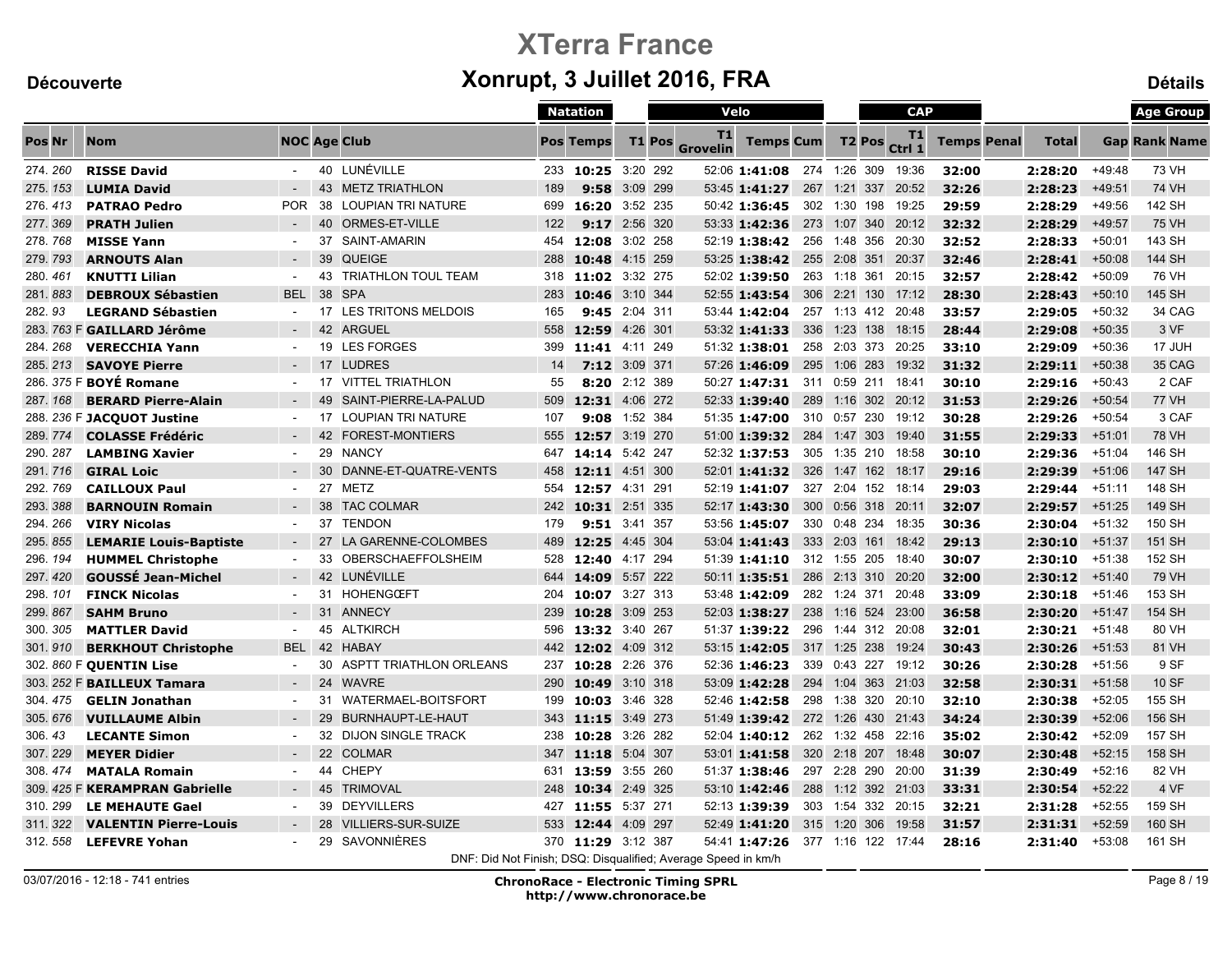# XTerra France

## Xonrupt, 3 Juillet 2016, FRA

**Découverte** **Détails**

| Pos | Nr | | Nom | NOC | Age | Club | Natation Pos | Natation Temps | T1 | Velo Pos | Velo T1 Grovelin | Velo Temps | Cum | T2 | CAP Pos | CAP T1 Ctrl 1 | CAP Temps | Penal | Total | Gap | Age Group Rank | Age Group Name |
|---|---|---|---|---|---|---|---|---|---|---|---|---|---|---|---|---|---|---|---|---|---|---|
| 274. | 260 | | **RISSE David** | - | 40 | LUNÉVILLE | 233 | **10:25** | 3:20 | 292 | 52:06 | **1:41:08** | 274 | 1:26 | 309 | 19:36 | **32:00** | | **2:28:20** | +49:48 | 73 | VH |
| 275. | 153 | | **LUMIA David** | - | 43 | METZ TRIATHLON | 189 | **9:58** | 3:09 | 299 | 53:45 | **1:41:27** | 267 | 1:21 | 337 | 20:52 | **32:26** | | **2:28:23** | +49:51 | 74 | VH |
| 276. | 413 | | **PATRAO Pedro** | POR | 38 | LOUPIAN TRI NATURE | 699 | **16:20** | 3:52 | 235 | 50:42 | **1:36:45** | 302 | 1:30 | 198 | 19:25 | **29:59** | | **2:28:29** | +49:56 | 142 | SH |
| 277. | 369 | | **PRATH Julien** | - | 40 | ORMES-ET-VILLE | 122 | **9:17** | 2:56 | 320 | 53:33 | **1:42:36** | 273 | 1:07 | 340 | 20:12 | **32:32** | | **2:28:29** | +49:57 | 75 | VH |
| 278. | 768 | | **MISSE Yann** | - | 37 | SAINT-AMARIN | 454 | **12:08** | 3:02 | 258 | 52:19 | **1:38:42** | 256 | 1:48 | 356 | 20:30 | **32:52** | | **2:28:33** | +50:01 | 143 | SH |
| 279. | 793 | | **ARNOUTS Alan** | - | 39 | QUEIGE | 288 | **10:48** | 4:15 | 259 | 53:25 | **1:38:42** | 255 | 2:08 | 351 | 20:37 | **32:46** | | **2:28:41** | +50:08 | 144 | SH |
| 280. | 461 | | **KNUTTI Lilian** | - | 43 | TRIATHLON TOUL TEAM | 318 | **11:02** | 3:32 | 275 | 52:02 | **1:39:50** | 263 | 1:18 | 361 | 20:15 | **32:57** | | **2:28:42** | +50:09 | 76 | VH |
| 281. | 883 | | **DEBROUX Sébastien** | BEL | 38 | SPA | 283 | **10:46** | 3:10 | 344 | 52:55 | **1:43:54** | 306 | 2:21 | 130 | 17:12 | **28:30** | | **2:28:43** | +50:10 | 145 | SH |
| 282. | 93 | | **LEGRAND Sébastien** | - | 17 | LES TRITONS MELDOIS | 165 | **9:45** | 2:04 | 311 | 53:44 | **1:42:04** | 257 | 1:13 | 412 | 20:48 | **33:57** | | **2:29:05** | +50:32 | 34 | CAG |
| 283. | 763 | F | **GAILLARD Jérôme** | - | 42 | ARGUEL | 558 | **12:59** | 4:26 | 301 | 53:32 | **1:41:33** | 336 | 1:23 | 138 | 18:15 | **28:44** | | **2:29:08** | +50:35 | 3 | VF |
| 284. | 268 | | **VERECCHIA Yann** | - | 19 | LES FORGES | 399 | **11:41** | 4:11 | 249 | 51:32 | **1:38:01** | 258 | 2:03 | 373 | 20:25 | **33:10** | | **2:29:09** | +50:36 | 17 | JUH |
| 285. | 213 | | **SAVOYE Pierre** | - | 17 | LUDRES | 14 | **7:12** | 3:09 | 371 | 57:26 | **1:46:09** | 295 | 1:06 | 283 | 19:32 | **31:32** | | **2:29:11** | +50:38 | 35 | CAG |
| 286. | 375 | F | **BOYÉ Romane** | - | 17 | VITTEL TRIATHLON | 55 | **8:20** | 2:12 | 389 | 50:27 | **1:47:31** | 311 | 0:59 | 211 | 18:41 | **30:10** | | **2:29:16** | +50:43 | 2 | CAF |
| 287. | 168 | | **BERARD Pierre-Alain** | - | 49 | SAINT-PIERRE-LA-PALUD | 509 | **12:31** | 4:06 | 272 | 52:33 | **1:39:40** | 289 | 1:16 | 302 | 20:12 | **31:53** | | **2:29:26** | +50:54 | 77 | VH |
| 288. | 236 | F | **JACQUOT Justine** | - | 17 | LOUPIAN TRI NATURE | 107 | **9:08** | 1:52 | 384 | 51:35 | **1:47:00** | 310 | 0:57 | 230 | 19:12 | **30:28** | | **2:29:26** | +50:54 | 3 | CAF |
| 289. | 774 | | **COLASSE Frédéric** | - | 42 | FOREST-MONTIERS | 555 | **12:57** | 3:19 | 270 | 51:00 | **1:39:32** | 284 | 1:47 | 303 | 19:40 | **31:55** | | **2:29:33** | +51:01 | 78 | VH |
| 290. | 287 | | **LAMBING Xavier** | - | 29 | NANCY | 647 | **14:14** | 5:42 | 247 | 52:32 | **1:37:53** | 305 | 1:35 | 210 | 18:58 | **30:10** | | **2:29:36** | +51:04 | 146 | SH |
| 291. | 716 | | **GIRAL Loic** | - | 30 | DANNE-ET-QUATRE-VENTS | 458 | **12:11** | 4:51 | 300 | 52:01 | **1:41:32** | 326 | 1:47 | 162 | 18:17 | **29:16** | | **2:29:39** | +51:06 | 147 | SH |
| 292. | 769 | | **CAILLOUX Paul** | - | 27 | METZ | 554 | **12:57** | 4:31 | 291 | 52:19 | **1:41:07** | 327 | 2:04 | 152 | 18:14 | **29:03** | | **2:29:44** | +51:11 | 148 | SH |
| 293. | 388 | | **BARNOUIN Romain** | - | 38 | TAC COLMAR | 242 | **10:31** | 2:51 | 335 | 52:17 | **1:43:30** | 300 | 0:56 | 318 | 20:11 | **32:07** | | **2:29:57** | +51:25 | 149 | SH |
| 294. | 266 | | **VIRY Nicolas** | - | 37 | TENDON | 179 | **9:51** | 3:41 | 357 | 53:56 | **1:45:07** | 330 | 0:48 | 234 | 18:35 | **30:36** | | **2:30:04** | +51:32 | 150 | SH |
| 295. | 855 | | **LEMARIE Louis-Baptiste** | - | 27 | LA GARENNE-COLOMBES | 489 | **12:25** | 4:45 | 304 | 53:04 | **1:41:43** | 333 | 2:03 | 161 | 18:42 | **29:13** | | **2:30:10** | +51:37 | 151 | SH |
| 296. | 194 | | **HUMMEL Christophe** | - | 33 | OBERSCHAEFFOLSHEIM | 528 | **12:40** | 4:17 | 294 | 51:39 | **1:41:10** | 312 | 1:55 | 205 | 18:40 | **30:07** | | **2:30:10** | +51:38 | 152 | SH |
| 297. | 420 | | **GOUSSÉ Jean-Michel** | - | 42 | LUNÉVILLE | 644 | **14:09** | 5:57 | 222 | 50:11 | **1:35:51** | 286 | 2:13 | 310 | 20:20 | **32:00** | | **2:30:12** | +51:40 | 79 | VH |
| 298. | 101 | | **FINCK Nicolas** | - | 31 | HOHENGŒFT | 204 | **10:07** | 3:27 | 313 | 53:48 | **1:42:09** | 282 | 1:24 | 371 | 20:48 | **33:09** | | **2:30:18** | +51:46 | 153 | SH |
| 299. | 867 | | **SAHM Bruno** | - | 31 | ANNECY | 239 | **10:28** | 3:09 | 253 | 52:03 | **1:38:27** | 238 | 1:16 | 524 | 23:00 | **36:58** | | **2:30:20** | +51:47 | 154 | SH |
| 300. | 305 | | **MATTLER David** | - | 45 | ALTKIRCH | 596 | **13:32** | 3:40 | 267 | 51:37 | **1:39:22** | 296 | 1:44 | 312 | 20:08 | **32:01** | | **2:30:21** | +51:48 | 80 | VH |
| 301. | 910 | | **BERKHOUT Christophe** | BEL | 42 | HABAY | 442 | **12:02** | 4:09 | 312 | 53:15 | **1:42:05** | 317 | 1:25 | 238 | 19:24 | **30:43** | | **2:30:26** | +51:53 | 81 | VH |
| 302. | 860 | F | **QUENTIN Lise** | - | 30 | ASPTT TRIATHLON ORLEANS | 237 | **10:28** | 2:26 | 376 | 52:36 | **1:46:23** | 339 | 0:43 | 227 | 19:12 | **30:26** | | **2:30:28** | +51:56 | 9 | SF |
| 303. | 252 | F | **BAILLEUX Tamara** | - | 24 | WAVRE | 290 | **10:49** | 3:10 | 318 | 53:09 | **1:42:28** | 294 | 1:04 | 363 | 21:03 | **32:58** | | **2:30:31** | +51:58 | 10 | SF |
| 304. | 475 | | **GELIN Jonathan** | - | 31 | WATERMAEL-BOITSFORT | 199 | **10:03** | 3:46 | 328 | 52:46 | **1:42:58** | 298 | 1:38 | 320 | 20:10 | **32:10** | | **2:30:38** | +52:05 | 155 | SH |
| 305. | 676 | | **VUILLAUME Albin** | - | 29 | BURNHAUPT-LE-HAUT | 343 | **11:15** | 3:49 | 273 | 51:49 | **1:39:42** | 272 | 1:26 | 430 | 21:43 | **34:24** | | **2:30:39** | +52:06 | 156 | SH |
| 306. | 43 | | **LECANTE Simon** | - | 32 | DIJON SINGLE TRACK | 238 | **10:28** | 3:26 | 282 | 52:04 | **1:40:12** | 262 | 1:32 | 458 | 22:16 | **35:02** | | **2:30:42** | +52:09 | 157 | SH |
| 307. | 229 | | **MEYER Didier** | - | 22 | COLMAR | 347 | **11:18** | 5:04 | 307 | 53:01 | **1:41:58** | 320 | 2:18 | 207 | 18:48 | **30:07** | | **2:30:48** | +52:15 | 158 | SH |
| 308. | 474 | | **MATALA Romain** | - | 44 | CHEPY | 631 | **13:59** | 3:55 | 260 | 51:37 | **1:38:46** | 297 | 2:28 | 290 | 20:00 | **31:39** | | **2:30:49** | +52:16 | 82 | VH |
| 309. | 425 | F | **KERAMPRAN Gabrielle** | - | 45 | TRIMOVAL | 248 | **10:34** | 2:49 | 325 | 53:10 | **1:42:46** | 288 | 1:12 | 392 | 21:03 | **33:31** | | **2:30:54** | +52:22 | 4 | VF |
| 310. | 299 | | **LE MEHAUTE Gael** | - | 39 | DEYVILLERS | 427 | **11:55** | 5:37 | 271 | 52:13 | **1:39:39** | 303 | 1:54 | 332 | 20:15 | **32:21** | | **2:31:28** | +52:55 | 159 | SH |
| 311. | 322 | | **VALENTIN Pierre-Louis** | - | 28 | VILLIERS-SUR-SUIZE | 533 | **12:44** | 4:09 | 297 | 52:49 | **1:41:20** | 315 | 1:20 | 306 | 19:58 | **31:57** | | **2:31:31** | +52:59 | 160 | SH |
| 312. | 558 | | **LEFEVRE Yohan** | - | 29 | SAVONNIÈRES | 370 | **11:29** | 3:12 | 387 | 54:41 | **1:47:26** | 377 | 1:16 | 122 | 17:44 | **28:16** | | **2:31:40** | +53:08 | 161 | SH |

DNF: Did Not Finish; DSQ: Disqualified; Average Speed in km/h

03/07/2016 - 12:18 - 741 entries

**ChronoRace - Electronic Timing SPRL**
**http://www.chronorace.be**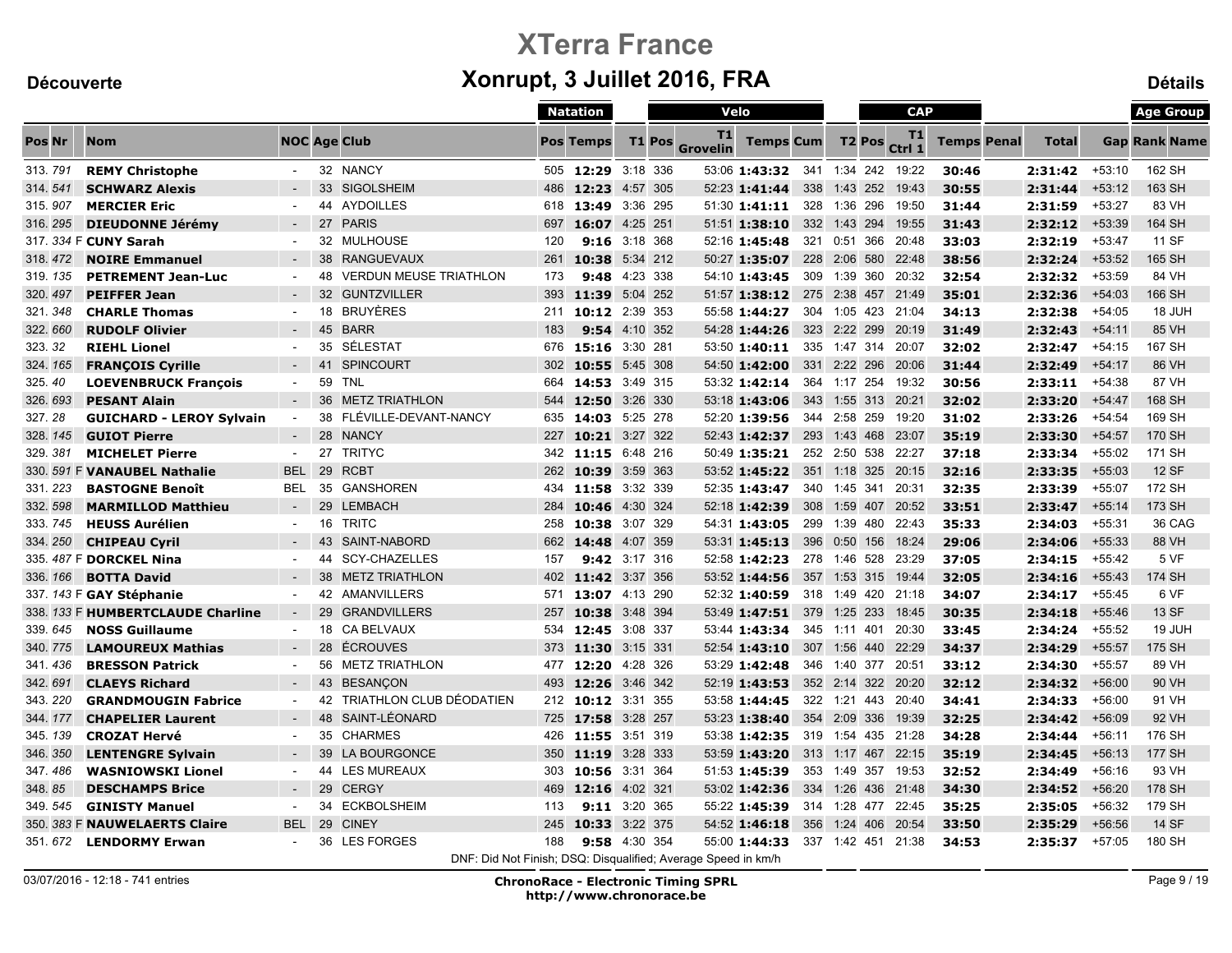# XTerra France

## Xonrupt, 3 Juillet 2016, FRA

Découverte

Détails

| Pos | Nr | | Nom | NOC | Age | Club | Natation Pos | Natation Temps | T1 | Velo Pos | Velo T1 Grovelin | Velo Temps | Velo Cum | T2 | CAP Pos | CAP T1 Ctrl 1 | CAP Temps | Penal | Total | Gap | Age Group Rank | Age Group Name |
|---|---|---|---|---|---|---|---|---|---|---|---|---|---|---|---|---|---|---|---|---|---|---|
| 313. | 791 | | **REMY Christophe** | - | 32 | NANCY | 505 | **12:29** | 3:18 | 336 | 53:06 | **1:43:32** | 341 | 1:34 | 242 | 19:22 | **30:46** | | **2:31:42** | +53:10 | 162 | SH |
| 314. | 541 | | **SCHWARZ Alexis** | - | 33 | SIGOLSHEIM | 486 | **12:23** | 4:57 | 305 | 52:23 | **1:41:44** | 338 | 1:43 | 252 | 19:43 | **30:55** | | **2:31:44** | +53:12 | 163 | SH |
| 315. | 907 | | **MERCIER Eric** | - | 44 | AYDOILLES | 618 | **13:49** | 3:36 | 295 | 51:30 | **1:41:11** | 328 | 1:36 | 296 | 19:50 | **31:44** | | **2:31:59** | +53:27 | 83 | VH |
| 316. | 295 | | **DIEUDONNE Jérémy** | - | 27 | PARIS | 697 | **16:07** | 4:25 | 251 | 51:51 | **1:38:10** | 332 | 1:43 | 294 | 19:55 | **31:43** | | **2:32:12** | +53:39 | 164 | SH |
| 317. | 334 | F | **CUNY Sarah** | - | 32 | MULHOUSE | 120 | **9:16** | 3:18 | 368 | 52:16 | **1:45:48** | 321 | 0:51 | 366 | 20:48 | **33:03** | | **2:32:19** | +53:47 | 11 | SF |
| 318. | 472 | | **NOIRE Emmanuel** | - | 38 | RANGUEVAUX | 261 | **10:38** | 5:34 | 212 | 50:27 | **1:35:07** | 228 | 2:06 | 580 | 22:48 | **38:56** | | **2:32:24** | +53:52 | 165 | SH |
| 319. | 135 | | **PETREMENT Jean-Luc** | - | 48 | VERDUN MEUSE TRIATHLON | 173 | **9:48** | 4:23 | 338 | 54:10 | **1:43:45** | 309 | 1:39 | 360 | 20:32 | **32:54** | | **2:32:32** | +53:59 | 84 | VH |
| 320. | 497 | | **PEIFFER Jean** | - | 32 | GUNTZVILLER | 393 | **11:39** | 5:04 | 252 | 51:57 | **1:38:12** | 275 | 2:38 | 457 | 21:49 | **35:01** | | **2:32:36** | +54:03 | 166 | SH |
| 321. | 348 | | **CHARLE Thomas** | - | 18 | BRUYÈRES | 211 | **10:12** | 2:39 | 353 | 55:58 | **1:44:27** | 304 | 1:05 | 423 | 21:04 | **34:13** | | **2:32:38** | +54:05 | 18 | JUH |
| 322. | 660 | | **RUDOLF Olivier** | - | 45 | BARR | 183 | **9:54** | 4:10 | 352 | 54:28 | **1:44:26** | 323 | 2:22 | 299 | 20:19 | **31:49** | | **2:32:43** | +54:11 | 85 | VH |
| 323. | 32 | | **RIEHL Lionel** | - | 35 | SÉLESTAT | 676 | **15:16** | 3:30 | 281 | 53:50 | **1:40:11** | 335 | 1:47 | 314 | 20:07 | **32:02** | | **2:32:47** | +54:15 | 167 | SH |
| 324. | 165 | | **FRANÇOIS Cyrille** | - | 41 | SPINCOURT | 302 | **10:55** | 5:45 | 308 | 54:50 | **1:42:00** | 331 | 2:22 | 296 | 20:06 | **31:44** | | **2:32:49** | +54:17 | 86 | VH |
| 325. | 40 | | **LOEVENBRUCK François** | - | 59 | TNL | 664 | **14:53** | 3:49 | 315 | 53:32 | **1:42:14** | 364 | 1:17 | 254 | 19:32 | **30:56** | | **2:33:11** | +54:38 | 87 | VH |
| 326. | 693 | | **PESANT Alain** | - | 36 | METZ TRIATHLON | 544 | **12:50** | 3:26 | 330 | 53:18 | **1:43:06** | 343 | 1:55 | 313 | 20:21 | **32:02** | | **2:33:20** | +54:47 | 168 | SH |
| 327. | 28 | | **GUICHARD - LEROY Sylvain** | - | 38 | FLÉVILLE-DEVANT-NANCY | 635 | **14:03** | 5:25 | 278 | 52:20 | **1:39:56** | 344 | 2:58 | 259 | 19:20 | **31:02** | | **2:33:26** | +54:54 | 169 | SH |
| 328. | 145 | | **GUIOT Pierre** | - | 28 | NANCY | 227 | **10:21** | 3:27 | 322 | 52:43 | **1:42:37** | 293 | 1:43 | 468 | 23:07 | **35:19** | | **2:33:30** | +54:57 | 170 | SH |
| 329. | 381 | | **MICHELET Pierre** | - | 27 | TRITYC | 342 | **11:15** | 6:48 | 216 | 50:49 | **1:35:21** | 252 | 2:50 | 538 | 22:27 | **37:18** | | **2:33:34** | +55:02 | 171 | SH |
| 330. | 591 | F | **VANAUBEL Nathalie** | BEL | 29 | RCBT | 262 | **10:39** | 3:59 | 363 | 53:52 | **1:45:22** | 351 | 1:18 | 325 | 20:15 | **32:16** | | **2:33:35** | +55:03 | 12 | SF |
| 331. | 223 | | **BASTOGNE Benoît** | BEL | 35 | GANSHOREN | 434 | **11:58** | 3:32 | 339 | 52:35 | **1:43:47** | 340 | 1:45 | 341 | 20:31 | **32:35** | | **2:33:39** | +55:07 | 172 | SH |
| 332. | 598 | | **MARMILLOD Matthieu** | - | 29 | LEMBACH | 284 | **10:46** | 4:30 | 324 | 52:18 | **1:42:39** | 308 | 1:59 | 407 | 20:52 | **33:51** | | **2:33:47** | +55:14 | 173 | SH |
| 333. | 745 | | **HEUSS Aurélien** | - | 16 | TRITC | 258 | **10:38** | 3:07 | 329 | 54:31 | **1:43:05** | 299 | 1:39 | 480 | 22:43 | **35:33** | | **2:34:03** | +55:31 | 36 | CAG |
| 334. | 250 | | **CHIPEAU Cyril** | - | 43 | SAINT-NABORD | 662 | **14:48** | 4:07 | 359 | 53:31 | **1:45:13** | 396 | 0:50 | 156 | 18:24 | **29:06** | | **2:34:06** | +55:33 | 88 | VH |
| 335. | 487 | F | **DORCKEL Nina** | - | 44 | SCY-CHAZELLES | 157 | **9:42** | 3:17 | 316 | 52:58 | **1:42:23** | 278 | 1:46 | 528 | 23:29 | **37:05** | | **2:34:15** | +55:42 | 5 | VF |
| 336. | 166 | | **BOTTA David** | - | 38 | METZ TRIATHLON | 402 | **11:42** | 3:37 | 356 | 53:52 | **1:44:56** | 357 | 1:53 | 315 | 19:44 | **32:05** | | **2:34:16** | +55:43 | 174 | SH |
| 337. | 143 | F | **GAY Stéphanie** | - | 42 | AMANVILLERS | 571 | **13:07** | 4:13 | 290 | 52:32 | **1:40:59** | 318 | 1:49 | 420 | 21:18 | **34:07** | | **2:34:17** | +55:45 | 6 | VF |
| 338. | 133 | F | **HUMBERTCLAUDE Charline** | - | 29 | GRANDVILLERS | 257 | **10:38** | 3:48 | 394 | 53:49 | **1:47:51** | 379 | 1:25 | 233 | 18:45 | **30:35** | | **2:34:18** | +55:46 | 13 | SF |
| 339. | 645 | | **NOSS Guillaume** | - | 18 | CA BELVAUX | 534 | **12:45** | 3:08 | 337 | 53:44 | **1:43:34** | 345 | 1:11 | 401 | 20:30 | **33:45** | | **2:34:24** | +55:52 | 19 | JUH |
| 340. | 775 | | **LAMOUREUX Mathias** | - | 28 | ÉCROUVES | 373 | **11:30** | 3:15 | 331 | 52:54 | **1:43:10** | 307 | 1:56 | 440 | 22:29 | **34:37** | | **2:34:29** | +55:57 | 175 | SH |
| 341. | 436 | | **BRESSON Patrick** | - | 56 | METZ TRIATHLON | 477 | **12:20** | 4:28 | 326 | 53:29 | **1:42:48** | 346 | 1:40 | 377 | 20:51 | **33:12** | | **2:34:30** | +55:57 | 89 | VH |
| 342. | 691 | | **CLAEYS Richard** | - | 43 | BESANÇON | 493 | **12:26** | 3:46 | 342 | 52:19 | **1:43:53** | 352 | 2:14 | 322 | 20:20 | **32:12** | | **2:34:32** | +56:00 | 90 | VH |
| 343. | 220 | | **GRANDMOUGIN Fabrice** | - | 42 | TRIATHLON CLUB DÉODATIEN | 212 | **10:12** | 3:31 | 355 | 53:58 | **1:44:45** | 322 | 1:21 | 443 | 20:40 | **34:41** | | **2:34:33** | +56:00 | 91 | VH |
| 344. | 177 | | **CHAPELIER Laurent** | - | 48 | SAINT-LÉONARD | 725 | **17:58** | 3:28 | 257 | 53:23 | **1:38:40** | 354 | 2:09 | 336 | 19:39 | **32:25** | | **2:34:42** | +56:09 | 92 | VH |
| 345. | 139 | | **CROZAT Hervé** | - | 35 | CHARMES | 426 | **11:55** | 3:51 | 319 | 53:38 | **1:42:35** | 319 | 1:54 | 435 | 21:28 | **34:28** | | **2:34:44** | +56:11 | 176 | SH |
| 346. | 350 | | **LENTENGRE Sylvain** | - | 39 | LA BOURGONCE | 350 | **11:19** | 3:28 | 333 | 53:59 | **1:43:20** | 313 | 1:17 | 467 | 22:15 | **35:19** | | **2:34:45** | +56:13 | 177 | SH |
| 347. | 486 | | **WASNIOWSKI Lionel** | - | 44 | LES MUREAUX | 303 | **10:56** | 3:31 | 364 | 51:53 | **1:45:39** | 353 | 1:49 | 357 | 19:53 | **32:52** | | **2:34:49** | +56:16 | 93 | VH |
| 348. | 85 | | **DESCHAMPS Brice** | - | 29 | CERGY | 469 | **12:16** | 4:02 | 321 | 53:02 | **1:42:36** | 334 | 1:26 | 436 | 21:48 | **34:30** | | **2:34:52** | +56:20 | 178 | SH |
| 349. | 545 | | **GINISTY Manuel** | - | 34 | ECKBOLSHEIM | 113 | **9:11** | 3:20 | 365 | 55:22 | **1:45:39** | 314 | 1:28 | 477 | 22:45 | **35:25** | | **2:35:05** | +56:32 | 179 | SH |
| 350. | 383 | F | **NAUWELAERTS Claire** | BEL | 29 | CINEY | 245 | **10:33** | 3:22 | 375 | 54:52 | **1:46:18** | 356 | 1:24 | 406 | 20:54 | **33:50** | | **2:35:29** | +56:56 | 14 | SF |
| 351. | 672 | | **LENDORMY Erwan** | - | 36 | LES FORGES | 188 | **9:58** | 4:30 | 354 | 55:00 | **1:44:33** | 337 | 1:42 | 451 | 21:38 | **34:53** | | **2:35:37** | +57:05 | 180 | SH |

DNF: Did Not Finish; DSQ: Disqualified; Average Speed in km/h

03/07/2016 - 12:18 - 741 entries

**ChronoRace - Electronic Timing SPRL**
**http://www.chronorace.be**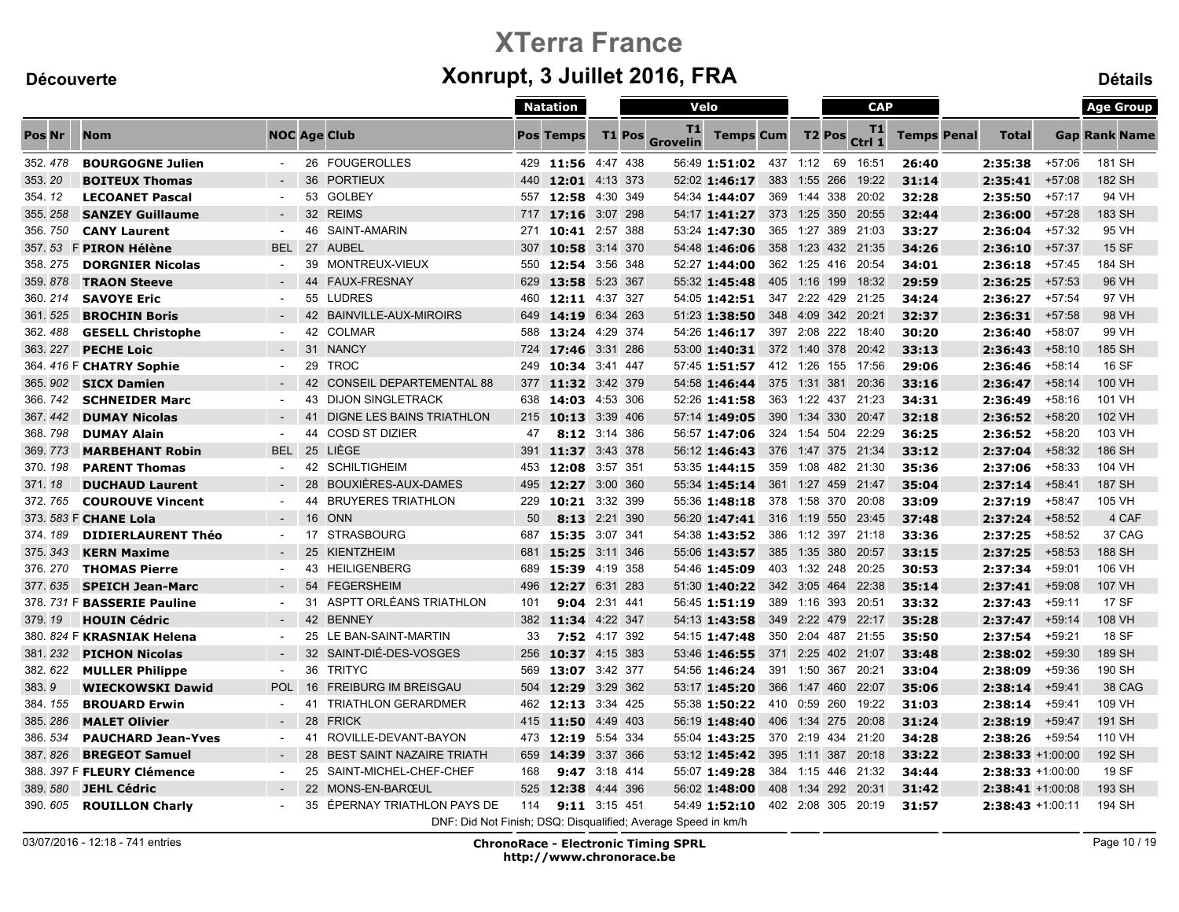# XTerra France

## Xonrupt, 3 Juillet 2016, FRA

Découverte

Détails

| Pos | Nr | | Nom | NOC | Age | Club | Natation | | T1 | Velo | | | | T2 | CAP | | | Penal | Total | Gap | Age Group | |
|---|---|---|---|---|---|---|---|---|---|---|---|---|---|---|---|---|---|---|---|---|---|---|
| | | | | | | | Pos | Temps | | Pos | T1 Grovelin | Temps | Cum | | Pos | T1 Ctrl 1 | Temps | | | | Rank | Name |
| 352. | 478 | | **BOURGOGNE Julien** | - | 26 | FOUGEROLLES | 429 | **11:56** | 4:47 | 438 | 56:49 | **1:51:02** | 437 | 1:12 | 69 | 16:51 | **26:40** | | **2:35:38** | +57:06 | 181 | SH |
| 353. | 20 | | **BOITEUX Thomas** | - | 36 | PORTIEUX | 440 | **12:01** | 4:13 | 373 | 52:02 | **1:46:17** | 383 | 1:55 | 266 | 19:22 | **31:14** | | **2:35:41** | +57:08 | 182 | SH |
| 354. | 12 | | **LECOANET Pascal** | - | 53 | GOLBEY | 557 | **12:58** | 4:30 | 349 | 54:34 | **1:44:07** | 369 | 1:44 | 338 | 20:02 | **32:28** | | **2:35:50** | +57:17 | 94 | VH |
| 355. | 258 | | **SANZEY Guillaume** | - | 32 | REIMS | 717 | **17:16** | 3:07 | 298 | 54:17 | **1:41:27** | 373 | 1:25 | 350 | 20:55 | **32:44** | | **2:36:00** | +57:28 | 183 | SH |
| 356. | 750 | | **CANY Laurent** | - | 46 | SAINT-AMARIN | 271 | **10:41** | 2:57 | 388 | 53:24 | **1:47:30** | 365 | 1:27 | 389 | 21:03 | **33:27** | | **2:36:04** | +57:32 | 95 | VH |
| 357. | 53 | F | **PIRON Hélène** | BEL | 27 | AUBEL | 307 | **10:58** | 3:14 | 370 | 54:48 | **1:46:06** | 358 | 1:23 | 432 | 21:35 | **34:26** | | **2:36:10** | +57:37 | 15 | SF |
| 358. | 275 | | **DORGNIER Nicolas** | - | 39 | MONTREUX-VIEUX | 550 | **12:54** | 3:56 | 348 | 52:27 | **1:44:00** | 362 | 1:25 | 416 | 20:54 | **34:01** | | **2:36:18** | +57:45 | 184 | SH |
| 359. | 878 | | **TRAON Steeve** | - | 44 | FAUX-FRESNAY | 629 | **13:58** | 5:23 | 367 | 55:32 | **1:45:48** | 405 | 1:16 | 199 | 18:32 | **29:59** | | **2:36:25** | +57:53 | 96 | VH |
| 360. | 214 | | **SAVOYE Eric** | - | 55 | LUDRES | 460 | **12:11** | 4:37 | 327 | 54:05 | **1:42:51** | 347 | 2:22 | 429 | 21:25 | **34:24** | | **2:36:27** | +57:54 | 97 | VH |
| 361. | 525 | | **BROCHIN Boris** | - | 42 | BAINVILLE-AUX-MIROIRS | 649 | **14:19** | 6:34 | 263 | 51:23 | **1:38:50** | 348 | 4:09 | 342 | 20:21 | **32:37** | | **2:36:31** | +57:58 | 98 | VH |
| 362. | 488 | | **GESELL Christophe** | - | 42 | COLMAR | 588 | **13:24** | 4:29 | 374 | 54:26 | **1:46:17** | 397 | 2:08 | 222 | 18:40 | **30:20** | | **2:36:40** | +58:07 | 99 | VH |
| 363. | 227 | | **PECHE Loic** | - | 31 | NANCY | 724 | **17:46** | 3:31 | 286 | 53:00 | **1:40:31** | 372 | 1:40 | 378 | 20:42 | **33:13** | | **2:36:43** | +58:10 | 185 | SH |
| 364. | 416 | F | **CHATRY Sophie** | - | 29 | TROC | 249 | **10:34** | 3:41 | 447 | 57:45 | **1:51:57** | 412 | 1:26 | 155 | 17:56 | **29:06** | | **2:36:46** | +58:14 | 16 | SF |
| 365. | 902 | | **SICX Damien** | - | 42 | CONSEIL DEPARTEMENTAL 88 | 377 | **11:32** | 3:42 | 379 | 54:58 | **1:46:44** | 375 | 1:31 | 381 | 20:36 | **33:16** | | **2:36:47** | +58:14 | 100 | VH |
| 366. | 742 | | **SCHNEIDER Marc** | - | 43 | DIJON SINGLETRACK | 638 | **14:03** | 4:53 | 306 | 52:26 | **1:41:58** | 363 | 1:22 | 437 | 21:23 | **34:31** | | **2:36:49** | +58:16 | 101 | VH |
| 367. | 442 | | **DUMAY Nicolas** | - | 41 | DIGNE LES BAINS TRIATHLON | 215 | **10:13** | 3:39 | 406 | 57:14 | **1:49:05** | 390 | 1:34 | 330 | 20:47 | **32:18** | | **2:36:52** | +58:20 | 102 | VH |
| 368. | 798 | | **DUMAY Alain** | - | 44 | COSD ST DIZIER | 47 | **8:12** | 3:14 | 386 | 56:57 | **1:47:06** | 324 | 1:54 | 504 | 22:29 | **36:25** | | **2:36:52** | +58:20 | 103 | VH |
| 369. | 773 | | **MARBEHANT Robin** | BEL | 25 | LIÈGE | 391 | **11:37** | 3:43 | 378 | 56:12 | **1:46:43** | 376 | 1:47 | 375 | 21:34 | **33:12** | | **2:37:04** | +58:32 | 186 | SH |
| 370. | 198 | | **PARENT Thomas** | - | 42 | SCHILTIGHEIM | 453 | **12:08** | 3:57 | 351 | 53:35 | **1:44:15** | 359 | 1:08 | 482 | 21:30 | **35:36** | | **2:37:06** | +58:33 | 104 | VH |
| 371. | 18 | | **DUCHAUD Laurent** | - | 28 | BOUXIÈRES-AUX-DAMES | 495 | **12:27** | 3:00 | 360 | 55:34 | **1:45:14** | 361 | 1:27 | 459 | 21:47 | **35:04** | | **2:37:14** | +58:41 | 187 | SH |
| 372. | 765 | | **COUROUVE Vincent** | - | 44 | BRUYERES TRIATHLON | 229 | **10:21** | 3:32 | 399 | 55:36 | **1:48:18** | 378 | 1:58 | 370 | 20:08 | **33:09** | | **2:37:19** | +58:47 | 105 | VH |
| 373. | 583 | F | **CHANE Lola** | - | 16 | ONN | 50 | **8:13** | 2:21 | 390 | 56:20 | **1:47:41** | 316 | 1:19 | 550 | 23:45 | **37:48** | | **2:37:24** | +58:52 | 4 | CAF |
| 374. | 189 | | **DIDIERLAURENT Théo** | - | 17 | STRASBOURG | 687 | **15:35** | 3:07 | 341 | 54:38 | **1:43:52** | 386 | 1:12 | 397 | 21:18 | **33:36** | | **2:37:25** | +58:52 | 37 | CAG |
| 375. | 343 | | **KERN Maxime** | - | 25 | KIENTZHEIM | 681 | **15:25** | 3:11 | 346 | 55:06 | **1:43:57** | 385 | 1:35 | 380 | 20:57 | **33:15** | | **2:37:25** | +58:53 | 188 | SH |
| 376. | 270 | | **THOMAS Pierre** | - | 43 | HEILIGENBERG | 689 | **15:39** | 4:19 | 358 | 54:46 | **1:45:09** | 403 | 1:32 | 248 | 20:25 | **30:53** | | **2:37:34** | +59:01 | 106 | VH |
| 377. | 635 | | **SPEICH Jean-Marc** | - | 54 | FEGERSHEIM | 496 | **12:27** | 6:31 | 283 | 51:30 | **1:40:22** | 342 | 3:05 | 464 | 22:38 | **35:14** | | **2:37:41** | +59:08 | 107 | VH |
| 378. | 731 | F | **BASSERIE Pauline** | - | 31 | ASPTT ORLÉANS TRIATHLON | 101 | **9:04** | 2:31 | 441 | 56:45 | **1:51:19** | 389 | 1:16 | 393 | 20:51 | **33:32** | | **2:37:43** | +59:11 | 17 | SF |
| 379. | 19 | | **HOUIN Cédric** | - | 42 | BENNEY | 382 | **11:34** | 4:22 | 347 | 54:13 | **1:43:58** | 349 | 2:22 | 479 | 22:17 | **35:28** | | **2:37:47** | +59:14 | 108 | VH |
| 380. | 824 | F | **KRASNIAK Helena** | - | 25 | LE BAN-SAINT-MARTIN | 33 | **7:52** | 4:17 | 392 | 54:15 | **1:47:48** | 350 | 2:04 | 487 | 21:55 | **35:50** | | **2:37:54** | +59:21 | 18 | SF |
| 381. | 232 | | **PICHON Nicolas** | - | 32 | SAINT-DIÉ-DES-VOSGES | 256 | **10:37** | 4:15 | 383 | 53:46 | **1:46:55** | 371 | 2:25 | 402 | 21:07 | **33:48** | | **2:38:02** | +59:30 | 189 | SH |
| 382. | 622 | | **MULLER Philippe** | - | 36 | TRITYC | 569 | **13:07** | 3:42 | 377 | 54:56 | **1:46:24** | 391 | 1:50 | 367 | 20:21 | **33:04** | | **2:38:09** | +59:36 | 190 | SH |
| 383. | 9 | | **WIECKOWSKI Dawid** | POL | 16 | FREIBURG IM BREISGAU | 504 | **12:29** | 3:29 | 362 | 53:17 | **1:45:20** | 366 | 1:47 | 460 | 22:07 | **35:06** | | **2:38:14** | +59:41 | 38 | CAG |
| 384. | 155 | | **BROUARD Erwin** | - | 41 | TRIATHLON GERARDMER | 462 | **12:13** | 3:34 | 425 | 55:38 | **1:50:22** | 410 | 0:59 | 260 | 19:22 | **31:03** | | **2:38:14** | +59:41 | 109 | VH |
| 385. | 286 | | **MALET Olivier** | - | 28 | FRICK | 415 | **11:50** | 4:49 | 403 | 56:19 | **1:48:40** | 406 | 1:34 | 275 | 20:08 | **31:24** | | **2:38:19** | +59:47 | 191 | SH |
| 386. | 534 | | **PAUCHARD Jean-Yves** | - | 41 | ROVILLE-DEVANT-BAYON | 473 | **12:19** | 5:54 | 334 | 55:04 | **1:43:25** | 370 | 2:19 | 434 | 21:20 | **34:28** | | **2:38:26** | +59:54 | 110 | VH |
| 387. | 826 | | **BREGEOT Samuel** | - | 28 | BEST SAINT NAZAIRE TRIATH | 659 | **14:39** | 3:37 | 366 | 53:12 | **1:45:42** | 395 | 1:11 | 387 | 20:18 | **33:22** | | **2:38:33** | +1:00:00 | 192 | SH |
| 388. | 397 | F | **FLEURY Clémence** | - | 25 | SAINT-MICHEL-CHEF-CHEF | 168 | **9:47** | 3:18 | 414 | 55:07 | **1:49:28** | 384 | 1:15 | 446 | 21:32 | **34:44** | | **2:38:33** | +1:00:00 | 19 | SF |
| 389. | 580 | | **JEHL Cédric** | - | 22 | MONS-EN-BARŒUL | 525 | **12:38** | 4:44 | 396 | 56:02 | **1:48:00** | 408 | 1:34 | 292 | 20:31 | **31:42** | | **2:38:41** | +1:00:08 | 193 | SH |
| 390. | 605 | | **ROUILLON Charly** | - | 35 | ÉPERNAY TRIATHLON PAYS DE | 114 | **9:11** | 3:15 | 451 | 54:49 | **1:52:10** | 402 | 2:08 | 305 | 20:19 | **31:57** | | **2:38:43** | +1:00:11 | 194 | SH |

DNF: Did Not Finish; DSQ: Disqualified; Average Speed in km/h

03/07/2016 - 12:18 - 741 entries

**ChronoRace - Electronic Timing SPRL**
**http://www.chronorace.be**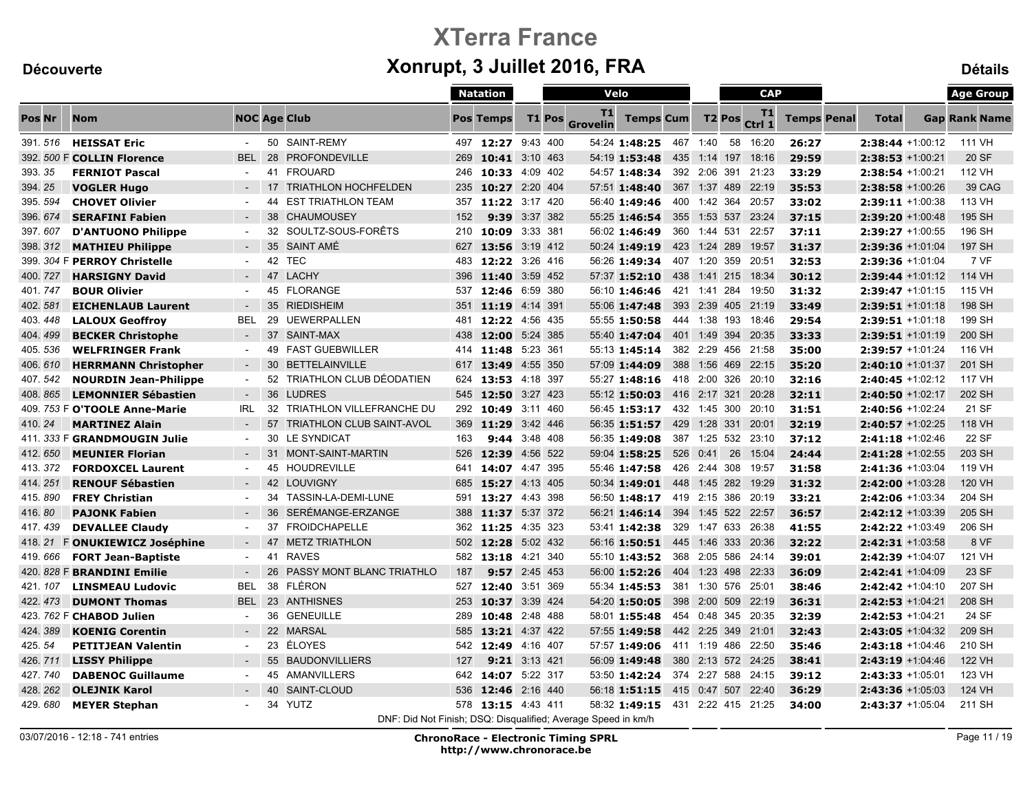# XTerra France

## Xonrupt, 3 Juillet 2016, FRA

**Découverte** — **Détails**

| | | | | | | Natation | | | Velo | | | | | CAP | | | | | | Age Group | |
|---|---|---|---|---|---|---|---|---|---|---|---|---|---|---|---|---|---|---|---|---|---|
| Pos | Nr | Nom | NOC | Age | Club | Pos | Temps | T1 | Pos | T1 Grovelin | Temps | Cum | T2 | Pos | T1 Ctrl 1 | Temps | Penal | Total | Gap | Rank | Name |
| 391. | 516 | **HEISSAT Eric** | - | 50 | SAINT-REMY | 497 | **12:27** | 9:43 | 400 | 54:24 | **1:48:25** | 467 | 1:40 | 58 | 16:20 | **26:27** | | **2:38:44** | +1:00:12 | 111 | VH |
| 392. | 500 F | **COLLIN Florence** | BEL | 28 | PROFONDEVILLE | 269 | **10:41** | 3:10 | 463 | 54:19 | **1:53:48** | 435 | 1:14 | 197 | 18:16 | **29:59** | | **2:38:53** | +1:00:21 | 20 | SF |
| 393. | 35 | **FERNIOT Pascal** | - | 41 | FROUARD | 246 | **10:33** | 4:09 | 402 | 54:57 | **1:48:34** | 392 | 2:06 | 391 | 21:23 | **33:29** | | **2:38:54** | +1:00:21 | 112 | VH |
| 394. | 25 | **VOGLER Hugo** | - | 17 | TRIATHLON HOCHFELDEN | 235 | **10:27** | 2:20 | 404 | 57:51 | **1:48:40** | 367 | 1:37 | 489 | 22:19 | **35:53** | | **2:38:58** | +1:00:26 | 39 | CAG |
| 395. | 594 | **CHOVET Olivier** | - | 44 | EST TRIATHLON TEAM | 357 | **11:22** | 3:17 | 420 | 56:40 | **1:49:46** | 400 | 1:42 | 364 | 20:57 | **33:02** | | **2:39:11** | +1:00:38 | 113 | VH |
| 396. | 674 | **SERAFINI Fabien** | - | 38 | CHAUMOUSEY | 152 | **9:39** | 3:37 | 382 | 55:25 | **1:46:54** | 355 | 1:53 | 537 | 23:24 | **37:15** | | **2:39:20** | +1:00:48 | 195 | SH |
| 397. | 607 | **D'ANTUONO Philippe** | - | 32 | SOULTZ-SOUS-FORÊTS | 210 | **10:09** | 3:33 | 381 | 56:02 | **1:46:49** | 360 | 1:44 | 531 | 22:57 | **37:11** | | **2:39:27** | +1:00:55 | 196 | SH |
| 398. | 312 | **MATHIEU Philippe** | - | 35 | SAINT AMÉ | 627 | **13:56** | 3:19 | 412 | 50:24 | **1:49:19** | 423 | 1:24 | 289 | 19:57 | **31:37** | | **2:39:36** | +1:01:04 | 197 | SH |
| 399. | 304 F | **PERROY Christelle** | - | 42 | TEC | 483 | **12:22** | 3:26 | 416 | 56:26 | **1:49:34** | 407 | 1:20 | 359 | 20:51 | **32:53** | | **2:39:36** | +1:01:04 | 7 | VF |
| 400. | 727 | **HARSIGNY David** | - | 47 | LACHY | 396 | **11:40** | 3:59 | 452 | 57:37 | **1:52:10** | 438 | 1:41 | 215 | 18:34 | **30:12** | | **2:39:44** | +1:01:12 | 114 | VH |
| 401. | 747 | **BOUR Olivier** | - | 45 | FLORANGE | 537 | **12:46** | 6:59 | 380 | 56:10 | **1:46:46** | 421 | 1:41 | 284 | 19:50 | **31:32** | | **2:39:47** | +1:01:15 | 115 | VH |
| 402. | 581 | **EICHENLAUB Laurent** | - | 35 | RIEDISHEIM | 351 | **11:19** | 4:14 | 391 | 55:06 | **1:47:48** | 393 | 2:39 | 405 | 21:19 | **33:49** | | **2:39:51** | +1:01:18 | 198 | SH |
| 403. | 448 | **LALOUX Geoffroy** | BEL | 29 | UEWERPALLEN | 481 | **12:22** | 4:56 | 435 | 55:55 | **1:50:58** | 444 | 1:38 | 193 | 18:46 | **29:54** | | **2:39:51** | +1:01:18 | 199 | SH |
| 404. | 499 | **BECKER Christophe** | - | 37 | SAINT-MAX | 438 | **12:00** | 5:24 | 385 | 55:40 | **1:47:04** | 401 | 1:49 | 394 | 20:35 | **33:33** | | **2:39:51** | +1:01:19 | 200 | SH |
| 405. | 536 | **WELFRINGER Frank** | - | 49 | FAST GUEBWILLER | 414 | **11:48** | 5:23 | 361 | 55:13 | **1:45:14** | 382 | 2:29 | 456 | 21:58 | **35:00** | | **2:39:57** | +1:01:24 | 116 | VH |
| 406. | 610 | **HERRMANN Christopher** | - | 30 | BETTELAINVILLE | 617 | **13:49** | 4:55 | 350 | 57:09 | **1:44:09** | 388 | 1:56 | 469 | 22:15 | **35:20** | | **2:40:10** | +1:01:37 | 201 | SH |
| 407. | 542 | **NOURDIN Jean-Philippe** | - | 52 | TRIATHLON CLUB DÉODATIEN | 624 | **13:53** | 4:18 | 397 | 55:27 | **1:48:16** | 418 | 2:00 | 326 | 20:10 | **32:16** | | **2:40:45** | +1:02:12 | 117 | VH |
| 408. | 865 | **LEMONNIER Sébastien** | - | 36 | LUDRES | 545 | **12:50** | 3:27 | 423 | 55:12 | **1:50:03** | 416 | 2:17 | 321 | 20:28 | **32:11** | | **2:40:50** | +1:02:17 | 202 | SH |
| 409. | 753 F | **O'TOOLE Anne-Marie** | IRL | 32 | TRIATHLON VILLEFRANCHE DU | 292 | **10:49** | 3:11 | 460 | 56:45 | **1:53:17** | 432 | 1:45 | 300 | 20:10 | **31:51** | | **2:40:56** | +1:02:24 | 21 | SF |
| 410. | 24 | **MARTINEZ Alain** | - | 57 | TRIATHLON CLUB SAINT-AVOL | 369 | **11:29** | 3:42 | 446 | 56:35 | **1:51:57** | 429 | 1:28 | 331 | 20:01 | **32:19** | | **2:40:57** | +1:02:25 | 118 | VH |
| 411. | 333 F | **GRANDMOUGIN Julie** | - | 30 | LE SYNDICAT | 163 | **9:44** | 3:48 | 408 | 56:35 | **1:49:08** | 387 | 1:25 | 532 | 23:10 | **37:12** | | **2:41:18** | +1:02:46 | 22 | SF |
| 412. | 650 | **MEUNIER Florian** | - | 31 | MONT-SAINT-MARTIN | 526 | **12:39** | 4:56 | 522 | 59:04 | **1:58:25** | 526 | 0:41 | 26 | 15:04 | **24:44** | | **2:41:28** | +1:02:55 | 203 | SH |
| 413. | 372 | **FORDOXCEL Laurent** | - | 45 | HOUDREVILLE | 641 | **14:07** | 4:47 | 395 | 55:46 | **1:47:58** | 426 | 2:44 | 308 | 19:57 | **31:58** | | **2:41:36** | +1:03:04 | 119 | VH |
| 414. | 251 | **RENOUF Sébastien** | - | 42 | LOUVIGNY | 685 | **15:27** | 4:13 | 405 | 50:34 | **1:49:01** | 448 | 1:45 | 282 | 19:29 | **31:32** | | **2:42:00** | +1:03:28 | 120 | VH |
| 415. | 890 | **FREY Christian** | - | 34 | TASSIN-LA-DEMI-LUNE | 591 | **13:27** | 4:43 | 398 | 56:50 | **1:48:17** | 419 | 2:15 | 386 | 20:19 | **33:21** | | **2:42:06** | +1:03:34 | 204 | SH |
| 416. | 80 | **PAJONK Fabien** | - | 36 | SERÉMANGE-ERZANGE | 388 | **11:37** | 5:37 | 372 | 56:21 | **1:46:14** | 394 | 1:45 | 522 | 22:57 | **36:57** | | **2:42:12** | +1:03:39 | 205 | SH |
| 417. | 439 | **DEVALLEE Claudy** | - | 37 | FROIDCHAPELLE | 362 | **11:25** | 4:35 | 323 | 53:41 | **1:42:38** | 329 | 1:47 | 633 | 26:38 | **41:55** | | **2:42:22** | +1:03:49 | 206 | SH |
| 418. | 21 F | **ONUKIEWICZ Joséphine** | - | 47 | METZ TRIATHLON | 502 | **12:28** | 5:02 | 432 | 56:16 | **1:50:51** | 445 | 1:46 | 333 | 20:36 | **32:22** | | **2:42:31** | +1:03:58 | 8 | VF |
| 419. | 666 | **FORT Jean-Baptiste** | - | 41 | RAVES | 582 | **13:18** | 4:21 | 340 | 55:10 | **1:43:52** | 368 | 2:05 | 586 | 24:14 | **39:01** | | **2:42:39** | +1:04:07 | 121 | VH |
| 420. | 828 F | **BRANDINI Emilie** | - | 26 | PASSY MONT BLANC TRIATHLO | 187 | **9:57** | 2:45 | 453 | 56:00 | **1:52:26** | 404 | 1:23 | 498 | 22:33 | **36:09** | | **2:42:41** | +1:04:09 | 23 | SF |
| 421. | 107 | **LINSMEAU Ludovic** | BEL | 38 | FLÉRON | 527 | **12:40** | 3:51 | 369 | 55:34 | **1:45:53** | 381 | 1:30 | 576 | 25:01 | **38:46** | | **2:42:42** | +1:04:10 | 207 | SH |
| 422. | 473 | **DUMONT Thomas** | BEL | 23 | ANTHISNES | 253 | **10:37** | 3:39 | 424 | 54:20 | **1:50:05** | 398 | 2:00 | 509 | 22:19 | **36:31** | | **2:42:53** | +1:04:21 | 208 | SH |
| 423. | 762 F | **CHABOD Julien** | - | 36 | GENEUILLE | 289 | **10:48** | 2:48 | 488 | 58:01 | **1:55:48** | 454 | 0:48 | 345 | 20:35 | **32:39** | | **2:42:53** | +1:04:21 | 24 | SF |
| 424. | 389 | **KOENIG Corentin** | - | 22 | MARSAL | 585 | **13:21** | 4:37 | 422 | 57:55 | **1:49:58** | 442 | 2:25 | 349 | 21:01 | **32:43** | | **2:43:05** | +1:04:32 | 209 | SH |
| 425. | 54 | **PETITJEAN Valentin** | - | 23 | ÉLOYES | 542 | **12:49** | 4:16 | 407 | 57:57 | **1:49:06** | 411 | 1:19 | 486 | 22:50 | **35:46** | | **2:43:18** | +1:04:46 | 210 | SH |
| 426. | 711 | **LISSY Philippe** | - | 55 | BAUDONVILLIERS | 127 | **9:21** | 3:13 | 421 | 56:09 | **1:49:48** | 380 | 2:13 | 572 | 24:25 | **38:41** | | **2:43:19** | +1:04:46 | 122 | VH |
| 427. | 740 | **DABENOC Guillaume** | - | 45 | AMANVILLERS | 642 | **14:07** | 5:22 | 317 | 53:50 | **1:42:24** | 374 | 2:27 | 588 | 24:15 | **39:12** | | **2:43:33** | +1:05:01 | 123 | VH |
| 428. | 262 | **OLEJNIK Karol** | - | 40 | SAINT-CLOUD | 536 | **12:46** | 2:16 | 440 | 56:18 | **1:51:15** | 415 | 0:47 | 507 | 22:40 | **36:29** | | **2:43:36** | +1:05:03 | 124 | VH |
| 429. | 680 | **MEYER Stephan** | - | 34 | YUTZ | 578 | **13:15** | 4:43 | 411 | 58:32 | **1:49:15** | 431 | 2:22 | 415 | 21:25 | **34:00** | | **2:43:37** | +1:05:04 | 211 | SH |

DNF: Did Not Finish; DSQ: Disqualified; Average Speed in km/h

03/07/2016 - 12:18 - 741 entries

**ChronoRace - Electronic Timing SPRL**
**http://www.chronorace.be**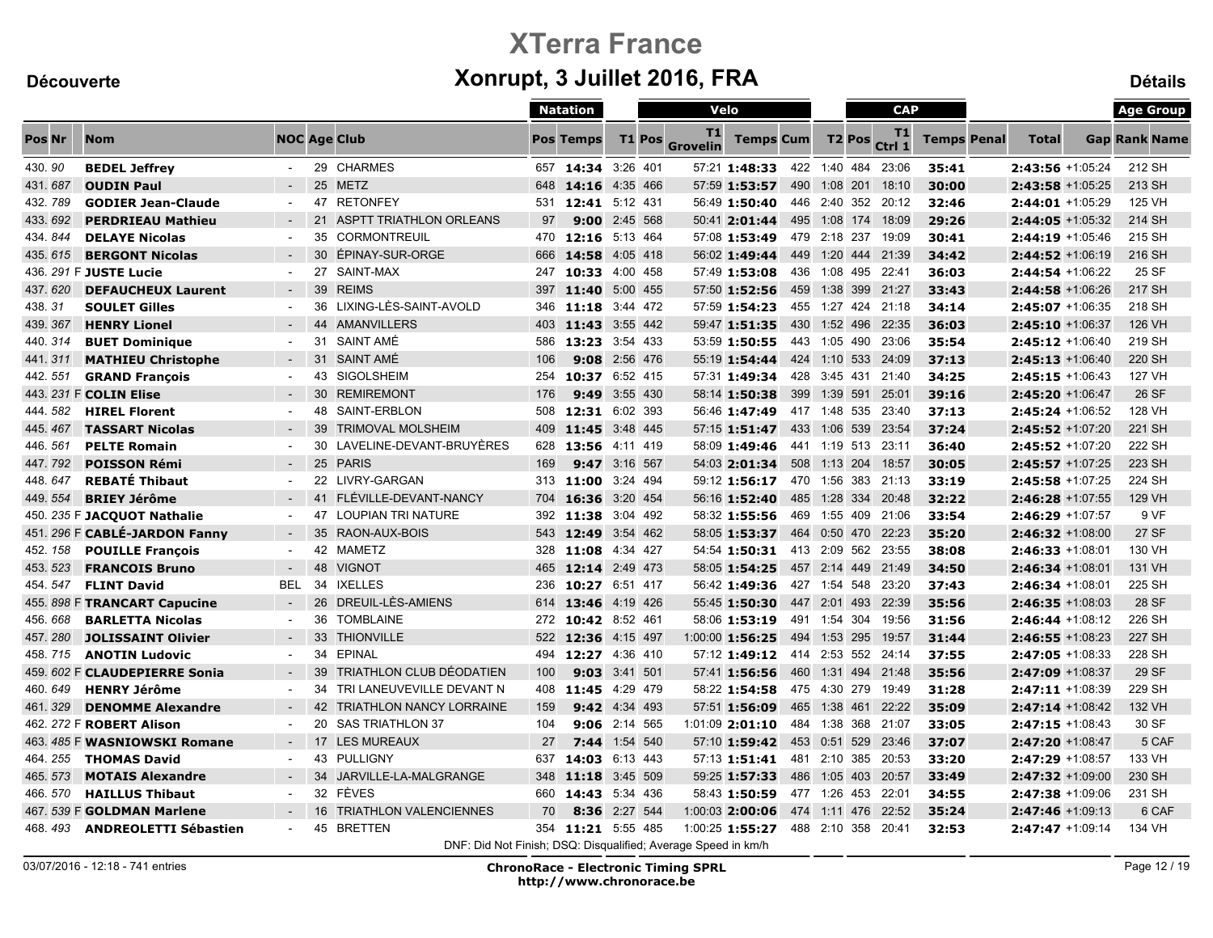# XTerra France

## Xonrupt, 3 Juillet 2016, FRA

Découverte | Détails

| | | | | | | Natation | | | Velo | | | | | CAP | | | | | | Age Group | |
|---|---|---|---|---|---|---|---|---|---|---|---|---|---|---|---|---|---|---|---|---|---|
| Pos | Nr | Nom | NOC | Age | Club | Pos | Temps | T1 | Pos | T1 Grovelin | Temps | Cum | T2 | Pos | T1 Ctrl 1 | Temps | Penal | Total | Gap | Rank | Name |
| 430. | 90 | **BEDEL Jeffrey** | - | 29 | CHARMES | 657 | **14:34** | 3:26 | 401 | 57:21 | **1:48:33** | 422 | 1:40 | 484 | 23:06 | **35:41** | | **2:43:56** | +1:05:24 | 212 | SH |
| 431. | 687 | **OUDIN Paul** | - | 25 | METZ | 648 | **14:16** | 4:35 | 466 | 57:59 | **1:53:57** | 490 | 1:08 | 201 | 18:10 | **30:00** | | **2:43:58** | +1:05:25 | 213 | SH |
| 432. | 789 | **GODIER Jean-Claude** | - | 47 | RETONFEY | 531 | **12:41** | 5:12 | 431 | 56:49 | **1:50:40** | 446 | 2:40 | 352 | 20:12 | **32:46** | | **2:44:01** | +1:05:29 | 125 | VH |
| 433. | 692 | **PERDRIEAU Mathieu** | - | 21 | ASPTT TRIATHLON ORLEANS | 97 | **9:00** | 2:45 | 568 | 50:41 | **2:01:44** | 495 | 1:08 | 174 | 18:09 | **29:26** | | **2:44:05** | +1:05:32 | 214 | SH |
| 434. | 844 | **DELAYE Nicolas** | - | 35 | CORMONTREUIL | 470 | **12:16** | 5:13 | 464 | 57:08 | **1:53:49** | 479 | 2:18 | 237 | 19:09 | **30:41** | | **2:44:19** | +1:05:46 | 215 | SH |
| 435. | 615 | **BERGONT Nicolas** | - | 30 | ÉPINAY-SUR-ORGE | 666 | **14:58** | 4:05 | 418 | 56:02 | **1:49:44** | 449 | 1:20 | 444 | 21:39 | **34:42** | | **2:44:52** | +1:06:19 | 216 | SH |
| 436. | 291 F | **JUSTE Lucie** | - | 27 | SAINT-MAX | 247 | **10:33** | 4:00 | 458 | 57:49 | **1:53:08** | 436 | 1:08 | 495 | 22:41 | **36:03** | | **2:44:54** | +1:06:22 | 25 | SF |
| 437. | 620 | **DEFAUCHEUX Laurent** | - | 39 | REIMS | 397 | **11:40** | 5:00 | 455 | 57:50 | **1:52:56** | 459 | 1:38 | 399 | 21:27 | **33:43** | | **2:44:58** | +1:06:26 | 217 | SH |
| 438. | 31 | **SOULET Gilles** | - | 36 | LIXING-LÈS-SAINT-AVOLD | 346 | **11:18** | 3:44 | 472 | 57:59 | **1:54:23** | 455 | 1:27 | 424 | 21:18 | **34:14** | | **2:45:07** | +1:06:35 | 218 | SH |
| 439. | 367 | **HENRY Lionel** | - | 44 | AMANVILLERS | 403 | **11:43** | 3:55 | 442 | 59:47 | **1:51:35** | 430 | 1:52 | 496 | 22:35 | **36:03** | | **2:45:10** | +1:06:37 | 126 | VH |
| 440. | 314 | **BUET Dominique** | - | 31 | SAINT AMÉ | 586 | **13:23** | 3:54 | 433 | 53:59 | **1:50:55** | 443 | 1:05 | 490 | 23:06 | **35:54** | | **2:45:12** | +1:06:40 | 219 | SH |
| 441. | 311 | **MATHIEU Christophe** | - | 31 | SAINT AMÉ | 106 | **9:08** | 2:56 | 476 | 55:19 | **1:54:44** | 424 | 1:10 | 533 | 24:09 | **37:13** | | **2:45:13** | +1:06:40 | 220 | SH |
| 442. | 551 | **GRAND François** | - | 43 | SIGOLSHEIM | 254 | **10:37** | 6:52 | 415 | 57:31 | **1:49:34** | 428 | 3:45 | 431 | 21:40 | **34:25** | | **2:45:15** | +1:06:43 | 127 | VH |
| 443. | 231 F | **COLIN Elise** | - | 30 | REMIREMONT | 176 | **9:49** | 3:55 | 430 | 58:14 | **1:50:38** | 399 | 1:39 | 591 | 25:01 | **39:16** | | **2:45:20** | +1:06:47 | 26 | SF |
| 444. | 582 | **HIREL Florent** | - | 48 | SAINT-ERBLON | 508 | **12:31** | 6:02 | 393 | 56:46 | **1:47:49** | 417 | 1:48 | 535 | 23:40 | **37:13** | | **2:45:24** | +1:06:52 | 128 | VH |
| 445. | 467 | **TASSART Nicolas** | - | 39 | TRIMOVAL MOLSHEIM | 409 | **11:45** | 3:48 | 445 | 57:15 | **1:51:47** | 433 | 1:06 | 539 | 23:54 | **37:24** | | **2:45:52** | +1:07:20 | 221 | SH |
| 446. | 561 | **PELTE Romain** | - | 30 | LAVELINE-DEVANT-BRUYÈRES | 628 | **13:56** | 4:11 | 419 | 58:09 | **1:49:46** | 441 | 1:19 | 513 | 23:11 | **36:40** | | **2:45:52** | +1:07:20 | 222 | SH |
| 447. | 792 | **POISSON Rémi** | - | 25 | PARIS | 169 | **9:47** | 3:16 | 567 | 54:03 | **2:01:34** | 508 | 1:13 | 204 | 18:57 | **30:05** | | **2:45:57** | +1:07:25 | 223 | SH |
| 448. | 647 | **REBATÉ Thibaut** | - | 22 | LIVRY-GARGAN | 313 | **11:00** | 3:24 | 494 | 59:12 | **1:56:17** | 470 | 1:56 | 383 | 21:13 | **33:19** | | **2:45:58** | +1:07:25 | 224 | SH |
| 449. | 554 | **BRIEY Jérôme** | - | 41 | FLÉVILLE-DEVANT-NANCY | 704 | **16:36** | 3:20 | 454 | 56:16 | **1:52:40** | 485 | 1:28 | 334 | 20:48 | **32:22** | | **2:46:28** | +1:07:55 | 129 | VH |
| 450. | 235 F | **JACQUOT Nathalie** | - | 47 | LOUPIAN TRI NATURE | 392 | **11:38** | 3:04 | 492 | 58:32 | **1:55:56** | 469 | 1:55 | 409 | 21:06 | **33:54** | | **2:46:29** | +1:07:57 | 9 | VF |
| 451. | 296 F | **CABLÉ-JARDON Fanny** | - | 35 | RAON-AUX-BOIS | 543 | **12:49** | 3:54 | 462 | 58:05 | **1:53:37** | 464 | 0:50 | 470 | 22:23 | **35:20** | | **2:46:32** | +1:08:00 | 27 | SF |
| 452. | 158 | **POUILLE François** | - | 42 | MAMETZ | 328 | **11:08** | 4:34 | 427 | 54:54 | **1:50:31** | 413 | 2:09 | 562 | 23:55 | **38:08** | | **2:46:33** | +1:08:01 | 130 | VH |
| 453. | 523 | **FRANCOIS Bruno** | - | 48 | VIGNOT | 465 | **12:14** | 2:49 | 473 | 58:05 | **1:54:25** | 457 | 2:14 | 449 | 21:49 | **34:50** | | **2:46:34** | +1:08:01 | 131 | VH |
| 454. | 547 | **FLINT David** | BEL | 34 | IXELLES | 236 | **10:27** | 6:51 | 417 | 56:42 | **1:49:36** | 427 | 1:54 | 548 | 23:20 | **37:43** | | **2:46:34** | +1:08:01 | 225 | SH |
| 455. | 898 F | **TRANCART Capucine** | - | 26 | DREUIL-LÈS-AMIENS | 614 | **13:46** | 4:19 | 426 | 55:45 | **1:50:30** | 447 | 2:01 | 493 | 22:39 | **35:56** | | **2:46:35** | +1:08:03 | 28 | SF |
| 456. | 668 | **BARLETTA Nicolas** | - | 36 | TOMBLAINE | 272 | **10:42** | 8:52 | 461 | 58:06 | **1:53:19** | 491 | 1:54 | 304 | 19:56 | **31:56** | | **2:46:44** | +1:08:12 | 226 | SH |
| 457. | 280 | **JOLISSAINT Olivier** | - | 33 | THIONVILLE | 522 | **12:36** | 4:15 | 497 | 1:00:00 | **1:56:25** | 494 | 1:53 | 295 | 19:57 | **31:44** | | **2:46:55** | +1:08:23 | 227 | SH |
| 458. | 715 | **ANOTIN Ludovic** | - | 34 | EPINAL | 494 | **12:27** | 4:36 | 410 | 57:12 | **1:49:12** | 414 | 2:53 | 552 | 24:14 | **37:55** | | **2:47:05** | +1:08:33 | 228 | SH |
| 459. | 602 F | **CLAUDEPIERRE Sonia** | - | 39 | TRIATHLON CLUB DÉODATIEN | 100 | **9:03** | 3:41 | 501 | 57:41 | **1:56:56** | 460 | 1:31 | 494 | 21:48 | **35:56** | | **2:47:09** | +1:08:37 | 29 | SF |
| 460. | 649 | **HENRY Jérôme** | - | 34 | TRI LANEUVEVILLE DEVANT N | 408 | **11:45** | 4:29 | 479 | 58:22 | **1:54:58** | 475 | 4:30 | 279 | 19:49 | **31:28** | | **2:47:11** | +1:08:39 | 229 | SH |
| 461. | 329 | **DENOMME Alexandre** | - | 42 | TRIATHLON NANCY LORRAINE | 159 | **9:42** | 4:34 | 493 | 57:51 | **1:56:09** | 465 | 1:38 | 461 | 22:22 | **35:09** | | **2:47:14** | +1:08:42 | 132 | VH |
| 462. | 272 F | **ROBERT Alison** | - | 20 | SAS TRIATHLON 37 | 104 | **9:06** | 2:14 | 565 | 1:01:09 | **2:01:10** | 484 | 1:38 | 368 | 21:07 | **33:05** | | **2:47:15** | +1:08:43 | 30 | SF |
| 463. | 485 F | **WASNIOWSKI Romane** | - | 17 | LES MUREAUX | 27 | **7:44** | 1:54 | 540 | 57:10 | **1:59:42** | 453 | 0:51 | 529 | 23:46 | **37:07** | | **2:47:20** | +1:08:47 | 5 | CAF |
| 464. | 255 | **THOMAS David** | - | 43 | PULLIGNY | 637 | **14:03** | 6:13 | 443 | 57:13 | **1:51:41** | 481 | 2:10 | 385 | 20:53 | **33:20** | | **2:47:29** | +1:08:57 | 133 | VH |
| 465. | 573 | **MOTAIS Alexandre** | - | 34 | JARVILLE-LA-MALGRANGE | 348 | **11:18** | 3:45 | 509 | 59:25 | **1:57:33** | 486 | 1:05 | 403 | 20:57 | **33:49** | | **2:47:32** | +1:09:00 | 230 | SH |
| 466. | 570 | **HAILLUS Thibaut** | - | 32 | FÈVES | 660 | **14:43** | 5:34 | 436 | 58:43 | **1:50:59** | 477 | 1:26 | 453 | 22:01 | **34:55** | | **2:47:38** | +1:09:06 | 231 | SH |
| 467. | 539 F | **GOLDMAN Marlene** | - | 16 | TRIATHLON VALENCIENNES | 70 | **8:36** | 2:27 | 544 | 1:00:03 | **2:00:06** | 474 | 1:11 | 476 | 22:52 | **35:24** | | **2:47:46** | +1:09:13 | 6 | CAF |
| 468. | 493 | **ANDREOLETTI Sébastien** | - | 45 | BRETTEN | 354 | **11:21** | 5:55 | 485 | 1:00:25 | **1:55:27** | 488 | 2:10 | 358 | 20:41 | **32:53** | | **2:47:47** | +1:09:14 | 134 | VH |

DNF: Did Not Finish; DSQ: Disqualified; Average Speed in km/h

03/07/2016 - 12:18 - 741 entries

**ChronoRace - Electronic Timing SPRL**
**http://www.chronorace.be**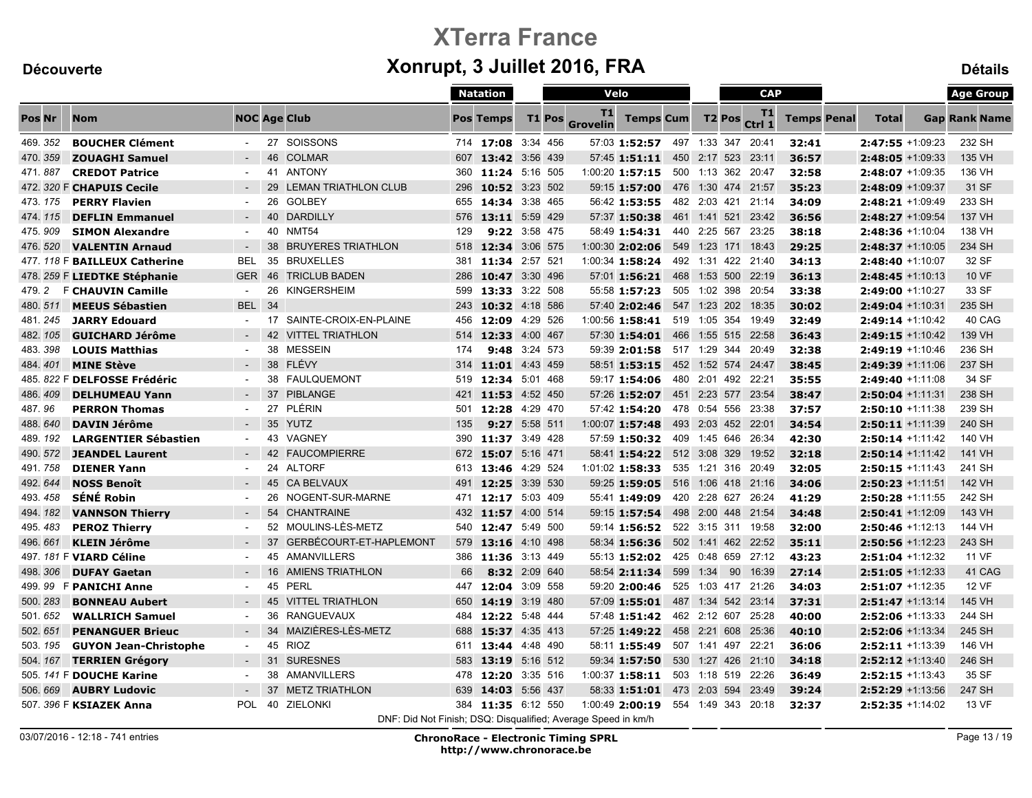# XTerra France

## Xonrupt, 3 Juillet 2016, FRA

**Découverte** | **Détails**

| | | | | | | | Natation | | | | Velo | | | | | CAP | | | | | | | Age Group | |
|---|---|---|---|---|---|---|---|---|---|---|---|---|---|---|---|---|---|---|---|---|---|---|---|---|
| Pos | Nr | | Nom | NOC | Age | Club | Pos | Temps | T1 | Pos | T1 Grovelin | Temps | Cum | T2 | Pos | T1 Ctrl 1 | Temps | Penal | Total | Gap | Rank | Name |
| 469. | 352 | | **BOUCHER Clément** | - | 27 | SOISSONS | 714 | **17:08** | 3:34 | 456 | 57:03 | **1:52:57** | 497 | 1:33 | 347 | 20:41 | **32:41** | | **2:47:55** | +1:09:23 | 232 | SH |
| 470. | 359 | | **ZOUAGHI Samuel** | - | 46 | COLMAR | 607 | **13:42** | 3:56 | 439 | 57:45 | **1:51:11** | 450 | 2:17 | 523 | 23:11 | **36:57** | | **2:48:05** | +1:09:33 | 135 | VH |
| 471. | 887 | | **CREDOT Patrice** | - | 41 | ANTONY | 360 | **11:24** | 5:16 | 505 | 1:00:20 | **1:57:15** | 500 | 1:13 | 362 | 20:47 | **32:58** | | **2:48:07** | +1:09:35 | 136 | VH |
| 472. | 320 | F | **CHAPUIS Cecile** | - | 29 | LEMAN TRIATHLON CLUB | 296 | **10:52** | 3:23 | 502 | 59:15 | **1:57:00** | 476 | 1:30 | 474 | 21:57 | **35:23** | | **2:48:09** | +1:09:37 | 31 | SF |
| 473. | 175 | | **PERRY Flavien** | - | 26 | GOLBEY | 655 | **14:34** | 3:38 | 465 | 56:42 | **1:53:55** | 482 | 2:03 | 421 | 21:14 | **34:09** | | **2:48:21** | +1:09:49 | 233 | SH |
| 474. | 115 | | **DEFLIN Emmanuel** | - | 40 | DARDILLY | 576 | **13:11** | 5:59 | 429 | 57:37 | **1:50:38** | 461 | 1:41 | 521 | 23:42 | **36:56** | | **2:48:27** | +1:09:54 | 137 | VH |
| 475. | 909 | | **SIMON Alexandre** | - | 40 | NMT54 | 129 | **9:22** | 3:58 | 475 | 58:49 | **1:54:31** | 440 | 2:25 | 567 | 23:25 | **38:18** | | **2:48:36** | +1:10:04 | 138 | VH |
| 476. | 520 | | **VALENTIN Arnaud** | - | 38 | BRUYERES TRIATHLON | 518 | **12:34** | 3:06 | 575 | 1:00:30 | **2:02:06** | 549 | 1:23 | 171 | 18:43 | **29:25** | | **2:48:37** | +1:10:05 | 234 | SH |
| 477. | 118 | F | **BAILLEUX Catherine** | BEL | 35 | BRUXELLES | 381 | **11:34** | 2:57 | 521 | 1:00:34 | **1:58:24** | 492 | 1:31 | 422 | 21:40 | **34:13** | | **2:48:40** | +1:10:07 | 32 | SF |
| 478. | 259 | F | **LIEDTKE Stéphanie** | GER | 46 | TRICLUB BADEN | 286 | **10:47** | 3:30 | 496 | 57:01 | **1:56:21** | 468 | 1:53 | 500 | 22:19 | **36:13** | | **2:48:45** | +1:10:13 | 10 | VF |
| 479. | 2 | F | **CHAUVIN Camille** | - | 26 | KINGERSHEIM | 599 | **13:33** | 3:22 | 508 | 55:58 | **1:57:23** | 505 | 1:02 | 398 | 20:54 | **33:38** | | **2:49:00** | +1:10:27 | 33 | SF |
| 480. | 511 | | **MEEUS Sébastien** | BEL | 34 | | 243 | **10:32** | 4:18 | 586 | 57:40 | **2:02:46** | 547 | 1:23 | 202 | 18:35 | **30:02** | | **2:49:04** | +1:10:31 | 235 | SH |
| 481. | 245 | | **JARRY Edouard** | - | 17 | SAINTE-CROIX-EN-PLAINE | 456 | **12:09** | 4:29 | 526 | 1:00:56 | **1:58:41** | 519 | 1:05 | 354 | 19:49 | **32:49** | | **2:49:14** | +1:10:42 | 40 | CAG |
| 482. | 105 | | **GUICHARD Jérôme** | - | 42 | VITTEL TRIATHLON | 514 | **12:33** | 4:00 | 467 | 57:30 | **1:54:01** | 466 | 1:55 | 515 | 22:58 | **36:43** | | **2:49:15** | +1:10:42 | 139 | VH |
| 483. | 398 | | **LOUIS Matthias** | - | 38 | MESSEIN | 174 | **9:48** | 3:24 | 573 | 59:39 | **2:01:58** | 517 | 1:29 | 344 | 20:49 | **32:38** | | **2:49:19** | +1:10:46 | 236 | SH |
| 484. | 401 | | **MINE Stève** | - | 38 | FLÉVY | 314 | **11:01** | 4:43 | 459 | 58:51 | **1:53:15** | 452 | 1:52 | 574 | 24:47 | **38:45** | | **2:49:39** | +1:11:06 | 237 | SH |
| 485. | 822 | F | **DELFOSSE Frédéric** | - | 38 | FAULQUEMONT | 519 | **12:34** | 5:01 | 468 | 59:17 | **1:54:06** | 480 | 2:01 | 492 | 22:21 | **35:55** | | **2:49:40** | +1:11:08 | 34 | SF |
| 486. | 409 | | **DELHUMEAU Yann** | - | 37 | PIBLANGE | 421 | **11:53** | 4:52 | 450 | 57:26 | **1:52:07** | 451 | 2:23 | 577 | 23:54 | **38:47** | | **2:50:04** | +1:11:31 | 238 | SH |
| 487. | 96 | | **PERRON Thomas** | - | 27 | PLÉRIN | 501 | **12:28** | 4:29 | 470 | 57:42 | **1:54:20** | 478 | 0:54 | 556 | 23:38 | **37:57** | | **2:50:10** | +1:11:38 | 239 | SH |
| 488. | 640 | | **DAVIN Jérôme** | - | 35 | YUTZ | 135 | **9:27** | 5:58 | 511 | 1:00:07 | **1:57:48** | 493 | 2:03 | 452 | 22:01 | **34:54** | | **2:50:11** | +1:11:39 | 240 | SH |
| 489. | 192 | | **LARGENTIER Sébastien** | - | 43 | VAGNEY | 390 | **11:37** | 3:49 | 428 | 57:59 | **1:50:32** | 409 | 1:45 | 646 | 26:34 | **42:30** | | **2:50:14** | +1:11:42 | 140 | VH |
| 490. | 572 | | **JEANDEL Laurent** | - | 42 | FAUCOMPIERRE | 672 | **15:07** | 5:16 | 471 | 58:41 | **1:54:22** | 512 | 3:08 | 329 | 19:52 | **32:18** | | **2:50:14** | +1:11:42 | 141 | VH |
| 491. | 758 | | **DIENER Yann** | - | 24 | ALTORF | 613 | **13:46** | 4:29 | 524 | 1:01:02 | **1:58:33** | 535 | 1:21 | 316 | 20:49 | **32:05** | | **2:50:15** | +1:11:43 | 241 | SH |
| 492. | 644 | | **NOSS Benoît** | - | 45 | CA BELVAUX | 491 | **12:25** | 3:39 | 530 | 59:25 | **1:59:05** | 516 | 1:06 | 418 | 21:16 | **34:06** | | **2:50:23** | +1:11:51 | 142 | VH |
| 493. | 458 | | **SÉNÉ Robin** | - | 26 | NOGENT-SUR-MARNE | 471 | **12:17** | 5:03 | 409 | 55:41 | **1:49:09** | 420 | 2:28 | 627 | 26:24 | **41:29** | | **2:50:28** | +1:11:55 | 242 | SH |
| 494. | 182 | | **VANNSON Thierry** | - | 54 | CHANTRAINE | 432 | **11:57** | 4:00 | 514 | 59:15 | **1:57:54** | 498 | 2:00 | 448 | 21:54 | **34:48** | | **2:50:41** | +1:12:09 | 143 | VH |
| 495. | 483 | | **PEROZ Thierry** | - | 52 | MOULINS-LÈS-METZ | 540 | **12:47** | 5:49 | 500 | 59:14 | **1:56:52** | 522 | 3:15 | 311 | 19:58 | **32:00** | | **2:50:46** | +1:12:13 | 144 | VH |
| 496. | 661 | | **KLEIN Jérôme** | - | 37 | GERBÉCOURT-ET-HAPLEMONT | 579 | **13:16** | 4:10 | 498 | 58:34 | **1:56:36** | 502 | 1:41 | 462 | 22:52 | **35:11** | | **2:50:56** | +1:12:23 | 243 | SH |
| 497. | 181 | F | **VIARD Céline** | - | 45 | AMANVILLERS | 386 | **11:36** | 3:13 | 449 | 55:13 | **1:52:02** | 425 | 0:48 | 659 | 27:12 | **43:23** | | **2:51:04** | +1:12:32 | 11 | VF |
| 498. | 306 | | **DUFAY Gaetan** | - | 16 | AMIENS TRIATHLON | 66 | **8:32** | 2:09 | 640 | 58:54 | **2:11:34** | 599 | 1:34 | 90 | 16:39 | **27:14** | | **2:51:05** | +1:12:33 | 41 | CAG |
| 499. | 99 | F | **PANICHI Anne** | - | 45 | PERL | 447 | **12:04** | 3:09 | 558 | 59:20 | **2:00:46** | 525 | 1:03 | 417 | 21:26 | **34:03** | | **2:51:07** | +1:12:35 | 12 | VF |
| 500. | 283 | | **BONNEAU Aubert** | - | 45 | VITTEL TRIATHLON | 650 | **14:19** | 3:19 | 480 | 57:09 | **1:55:01** | 487 | 1:34 | 542 | 23:14 | **37:31** | | **2:51:47** | +1:13:14 | 145 | VH |
| 501. | 652 | | **WALLRICH Samuel** | - | 36 | RANGUEVAUX | 484 | **12:22** | 5:48 | 444 | 57:48 | **1:51:42** | 462 | 2:12 | 607 | 25:28 | **40:00** | | **2:52:06** | +1:13:33 | 244 | SH |
| 502. | 651 | | **PENANGUER Brieuc** | - | 34 | MAIZIÈRES-LÈS-METZ | 688 | **15:37** | 4:35 | 413 | 57:25 | **1:49:22** | 458 | 2:21 | 608 | 25:36 | **40:10** | | **2:52:06** | +1:13:34 | 245 | SH |
| 503. | 195 | | **GUYON Jean-Christophe** | - | 45 | RIOZ | 611 | **13:44** | 4:48 | 490 | 58:11 | **1:55:49** | 507 | 1:41 | 497 | 22:21 | **36:06** | | **2:52:11** | +1:13:39 | 146 | VH |
| 504. | 167 | | **TERRIEN Grégory** | - | 31 | SURESNES | 583 | **13:19** | 5:16 | 512 | 59:34 | **1:57:50** | 530 | 1:27 | 426 | 21:10 | **34:18** | | **2:52:12** | +1:13:40 | 246 | SH |
| 505. | 141 | F | **DOUCHE Karine** | - | 38 | AMANVILLERS | 478 | **12:20** | 3:35 | 516 | 1:00:37 | **1:58:11** | 503 | 1:18 | 519 | 22:26 | **36:49** | | **2:52:15** | +1:13:43 | 35 | SF |
| 506. | 669 | | **AUBRY Ludovic** | - | 37 | METZ TRIATHLON | 639 | **14:03** | 5:56 | 437 | 58:33 | **1:51:01** | 473 | 2:03 | 594 | 23:49 | **39:24** | | **2:52:29** | +1:13:56 | 247 | SH |
| 507. | 396 | F | **KSIAZEK Anna** | POL | 40 | ZIELONKI | 384 | **11:35** | 6:12 | 550 | 1:00:49 | **2:00:19** | 554 | 1:49 | 343 | 20:18 | **32:37** | | **2:52:35** | +1:14:02 | 13 | VF |

DNF: Did Not Finish; DSQ: Disqualified; Average Speed in km/h

03/07/2016 - 12:18 - 741 entries

**ChronoRace - Electronic Timing SPRL**
**http://www.chronorace.be**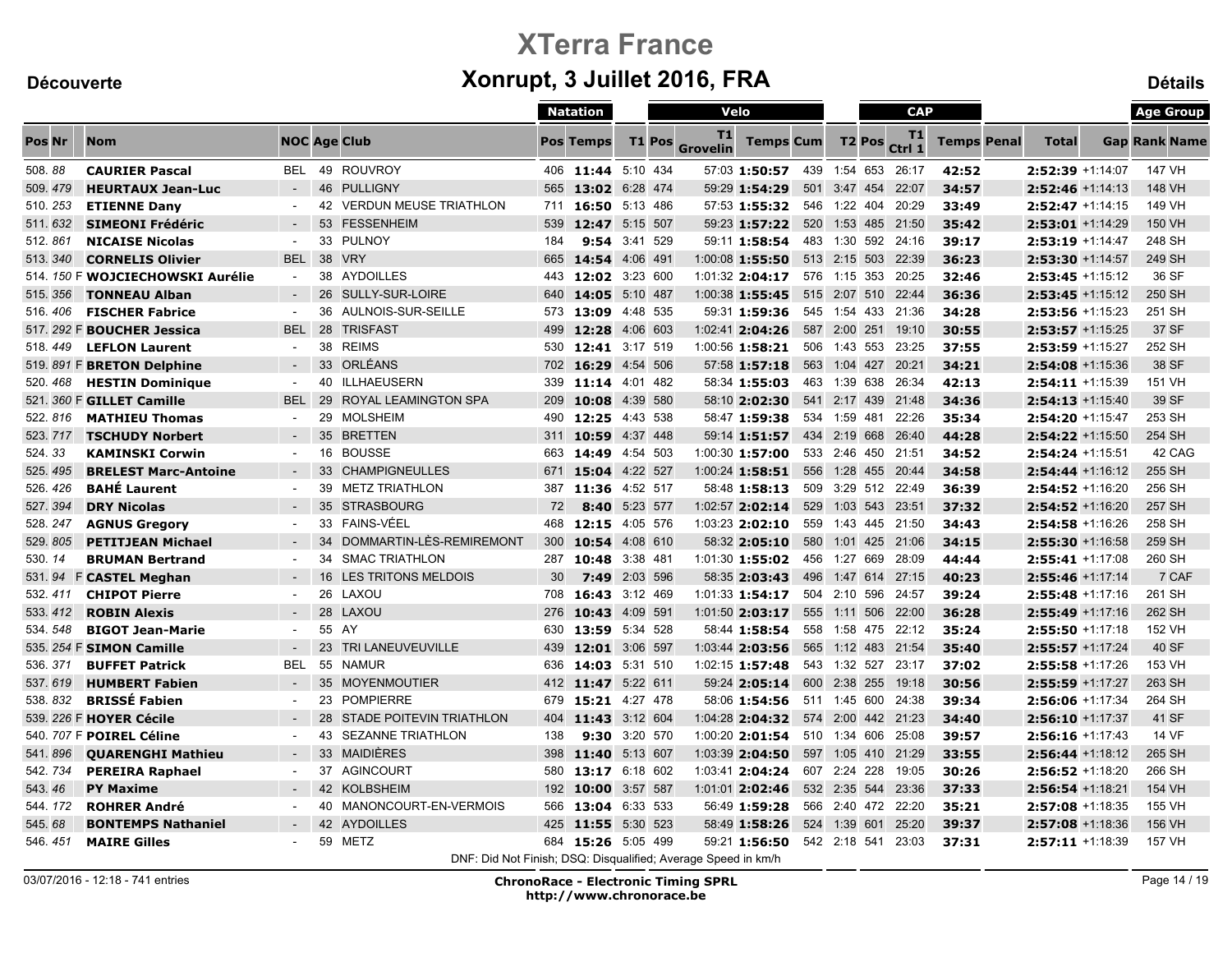# XTerra France

## Xonrupt, 3 Juillet 2016, FRA

**Découverte** | **Détails**

| Pos | Nr | | Nom | NOC | Age | Club | Natation Pos | Natation Temps | T1 | Velo Pos | Velo T1 Grovelin | Velo Temps | Velo Cum | T2 | CAP Pos | CAP T1 Ctrl 1 | CAP Temps | Penal | Total | Gap | Age Group Rank | Age Group Name |
|---|---|---|---|---|---|---|---|---|---|---|---|---|---|---|---|---|---|---|---|---|---|---|
| 508. | 88 | | **CAURIER Pascal** | BEL | 49 | ROUVROY | 406 | **11:44** | 5:10 | 434 | 57:03 | **1:50:57** | 439 | 1:54 | 653 | 26:17 | **42:52** | | **2:52:39** | +1:14:07 | 147 | VH |
| 509. | 479 | | **HEURTAUX Jean-Luc** | - | 46 | PULLIGNY | 565 | **13:02** | 6:28 | 474 | 59:29 | **1:54:29** | 501 | 3:47 | 454 | 22:07 | **34:57** | | **2:52:46** | +1:14:13 | 148 | VH |
| 510. | 253 | | **ETIENNE Dany** | - | 42 | VERDUN MEUSE TRIATHLON | 711 | **16:50** | 5:13 | 486 | 57:53 | **1:55:32** | 546 | 1:22 | 404 | 20:29 | **33:49** | | **2:52:47** | +1:14:15 | 149 | VH |
| 511. | 632 | | **SIMEONI Frédéric** | - | 53 | FESSENHEIM | 539 | **12:47** | 5:15 | 507 | 59:23 | **1:57:22** | 520 | 1:53 | 485 | 21:50 | **35:42** | | **2:53:01** | +1:14:29 | 150 | VH |
| 512. | 861 | | **NICAISE Nicolas** | - | 33 | PULNOY | 184 | **9:54** | 3:41 | 529 | 59:11 | **1:58:54** | 483 | 1:30 | 592 | 24:16 | **39:17** | | **2:53:19** | +1:14:47 | 248 | SH |
| 513. | 340 | | **CORNELIS Olivier** | BEL | 38 | VRY | 665 | **14:54** | 4:06 | 491 | 1:00:08 | **1:55:50** | 513 | 2:15 | 503 | 22:39 | **36:23** | | **2:53:30** | +1:14:57 | 249 | SH |
| 514. | 150 | F | **WOJCIECHOWSKI Aurélie** | - | 38 | AYDOILLES | 443 | **12:02** | 3:23 | 600 | 1:01:32 | **2:04:17** | 576 | 1:15 | 353 | 20:25 | **32:46** | | **2:53:45** | +1:15:12 | 36 | SF |
| 515. | 356 | | **TONNEAU Alban** | - | 26 | SULLY-SUR-LOIRE | 640 | **14:05** | 5:10 | 487 | 1:00:38 | **1:55:45** | 515 | 2:07 | 510 | 22:44 | **36:36** | | **2:53:45** | +1:15:12 | 250 | SH |
| 516. | 406 | | **FISCHER Fabrice** | - | 36 | AULNOIS-SUR-SEILLE | 573 | **13:09** | 4:48 | 535 | 59:31 | **1:59:36** | 545 | 1:54 | 433 | 21:36 | **34:28** | | **2:53:56** | +1:15:23 | 251 | SH |
| 517. | 292 | F | **BOUCHER Jessica** | BEL | 28 | TRISFAST | 499 | **12:28** | 4:06 | 603 | 1:02:41 | **2:04:26** | 587 | 2:00 | 251 | 19:10 | **30:55** | | **2:53:57** | +1:15:25 | 37 | SF |
| 518. | 449 | | **LEFLON Laurent** | - | 38 | REIMS | 530 | **12:41** | 3:17 | 519 | 1:00:56 | **1:58:21** | 506 | 1:43 | 553 | 23:25 | **37:55** | | **2:53:59** | +1:15:27 | 252 | SH |
| 519. | 891 | F | **BRETON Delphine** | - | 33 | ORLÉANS | 702 | **16:29** | 4:54 | 506 | 57:58 | **1:57:18** | 563 | 1:04 | 427 | 20:21 | **34:21** | | **2:54:08** | +1:15:36 | 38 | SF |
| 520. | 468 | | **HESTIN Dominique** | - | 40 | ILLHAEUSERN | 339 | **11:14** | 4:01 | 482 | 58:34 | **1:55:03** | 463 | 1:39 | 638 | 26:34 | **42:13** | | **2:54:11** | +1:15:39 | 151 | VH |
| 521. | 360 | F | **GILLET Camille** | BEL | 29 | ROYAL LEAMINGTON SPA | 209 | **10:08** | 4:39 | 580 | 58:10 | **2:02:30** | 541 | 2:17 | 439 | 21:48 | **34:36** | | **2:54:13** | +1:15:40 | 39 | SF |
| 522. | 816 | | **MATHIEU Thomas** | - | 29 | MOLSHEIM | 490 | **12:25** | 4:43 | 538 | 58:47 | **1:59:38** | 534 | 1:59 | 481 | 22:26 | **35:34** | | **2:54:20** | +1:15:47 | 253 | SH |
| 523. | 717 | | **TSCHUDY Norbert** | - | 35 | BRETTEN | 311 | **10:59** | 4:37 | 448 | 59:14 | **1:51:57** | 434 | 2:19 | 668 | 26:40 | **44:28** | | **2:54:22** | +1:15:50 | 254 | SH |
| 524. | 33 | | **KAMINSKI Corwin** | - | 16 | BOUSSE | 663 | **14:49** | 4:54 | 503 | 1:00:30 | **1:57:00** | 533 | 2:46 | 450 | 21:51 | **34:52** | | **2:54:24** | +1:15:51 | 42 | CAG |
| 525. | 495 | | **BRELEST Marc-Antoine** | - | 33 | CHAMPIGNEULLES | 671 | **15:04** | 4:22 | 527 | 1:00:24 | **1:58:51** | 556 | 1:28 | 455 | 20:44 | **34:58** | | **2:54:44** | +1:16:12 | 255 | SH |
| 526. | 426 | | **BAHÉ Laurent** | - | 39 | METZ TRIATHLON | 387 | **11:36** | 4:52 | 517 | 58:48 | **1:58:13** | 509 | 3:29 | 512 | 22:49 | **36:39** | | **2:54:52** | +1:16:20 | 256 | SH |
| 527. | 394 | | **DRY Nicolas** | - | 35 | STRASBOURG | 72 | **8:40** | 5:23 | 577 | 1:02:57 | **2:02:14** | 529 | 1:03 | 543 | 23:51 | **37:32** | | **2:54:52** | +1:16:20 | 257 | SH |
| 528. | 247 | | **AGNUS Gregory** | - | 33 | FAINS-VÉEL | 468 | **12:15** | 4:05 | 576 | 1:03:23 | **2:02:10** | 559 | 1:43 | 445 | 21:50 | **34:43** | | **2:54:58** | +1:16:26 | 258 | SH |
| 529. | 805 | | **PETITJEAN Michael** | - | 34 | DOMMARTIN-LÈS-REMIREMONT | 300 | **10:54** | 4:08 | 610 | 58:32 | **2:05:10** | 580 | 1:01 | 425 | 21:06 | **34:15** | | **2:55:30** | +1:16:58 | 259 | SH |
| 530. | 14 | | **BRUMAN Bertrand** | - | 34 | SMAC TRIATHLON | 287 | **10:48** | 3:38 | 481 | 1:01:30 | **1:55:02** | 456 | 1:27 | 669 | 28:09 | **44:44** | | **2:55:41** | +1:17:08 | 260 | SH |
| 531. | 94 | F | **CASTEL Meghan** | - | 16 | LES TRITONS MELDOIS | 30 | **7:49** | 2:03 | 596 | 58:35 | **2:03:43** | 496 | 1:47 | 614 | 27:15 | **40:23** | | **2:55:46** | +1:17:14 | 7 | CAF |
| 532. | 411 | | **CHIPOT Pierre** | - | 26 | LAXOU | 708 | **16:43** | 3:12 | 469 | 1:01:33 | **1:54:17** | 504 | 2:10 | 596 | 24:57 | **39:24** | | **2:55:48** | +1:17:16 | 261 | SH |
| 533. | 412 | | **ROBIN Alexis** | - | 28 | LAXOU | 276 | **10:43** | 4:09 | 591 | 1:01:50 | **2:03:17** | 555 | 1:11 | 506 | 22:00 | **36:28** | | **2:55:49** | +1:17:16 | 262 | SH |
| 534. | 548 | | **BIGOT Jean-Marie** | - | 55 | AY | 630 | **13:59** | 5:34 | 528 | 58:44 | **1:58:54** | 558 | 1:58 | 475 | 22:12 | **35:24** | | **2:55:50** | +1:17:18 | 152 | VH |
| 535. | 254 | F | **SIMON Camille** | - | 23 | TRI LANEUVEUVILLE | 439 | **12:01** | 3:06 | 597 | 1:03:44 | **2:03:56** | 565 | 1:12 | 483 | 21:54 | **35:40** | | **2:55:57** | +1:17:24 | 40 | SF |
| 536. | 371 | | **BUFFET Patrick** | BEL | 55 | NAMUR | 636 | **14:03** | 5:31 | 510 | 1:02:15 | **1:57:48** | 543 | 1:32 | 527 | 23:17 | **37:02** | | **2:55:58** | +1:17:26 | 153 | VH |
| 537. | 619 | | **HUMBERT Fabien** | - | 35 | MOYENMOUTIER | 412 | **11:47** | 5:22 | 611 | 59:24 | **2:05:14** | 600 | 2:38 | 255 | 19:18 | **30:56** | | **2:55:59** | +1:17:27 | 263 | SH |
| 538. | 832 | | **BRISSÉ Fabien** | - | 23 | POMPIERRE | 679 | **15:21** | 4:27 | 478 | 58:06 | **1:54:56** | 511 | 1:45 | 600 | 24:38 | **39:34** | | **2:56:06** | +1:17:34 | 264 | SH |
| 539. | 226 | F | **HOYER Cécile** | - | 28 | STADE POITEVIN TRIATHLON | 404 | **11:43** | 3:12 | 604 | 1:04:28 | **2:04:32** | 574 | 2:00 | 442 | 21:23 | **34:40** | | **2:56:10** | +1:17:37 | 41 | SF |
| 540. | 707 | F | **POIREL Céline** | - | 43 | SEZANNE TRIATHLON | 138 | **9:30** | 3:20 | 570 | 1:00:20 | **2:01:54** | 510 | 1:34 | 606 | 25:08 | **39:57** | | **2:56:16** | +1:17:43 | 14 | VF |
| 541. | 896 | | **QUARENGHI Mathieu** | - | 33 | MAIDIÈRES | 398 | **11:40** | 5:13 | 607 | 1:03:39 | **2:04:50** | 597 | 1:05 | 410 | 21:29 | **33:55** | | **2:56:44** | +1:18:12 | 265 | SH |
| 542. | 734 | | **PEREIRA Raphael** | - | 37 | AGINCOURT | 580 | **13:17** | 6:18 | 602 | 1:03:41 | **2:04:24** | 607 | 2:24 | 228 | 19:05 | **30:26** | | **2:56:52** | +1:18:20 | 266 | SH |
| 543. | 46 | | **PY Maxime** | - | 42 | KOLBSHEIM | 192 | **10:00** | 3:57 | 587 | 1:01:01 | **2:02:46** | 532 | 2:35 | 544 | 23:36 | **37:33** | | **2:56:54** | +1:18:21 | 154 | VH |
| 544. | 172 | | **ROHRER André** | - | 40 | MANONCOURT-EN-VERMOIS | 566 | **13:04** | 6:33 | 533 | 56:49 | **1:59:28** | 566 | 2:40 | 472 | 22:20 | **35:21** | | **2:57:08** | +1:18:35 | 155 | VH |
| 545. | 68 | | **BONTEMPS Nathaniel** | - | 42 | AYDOILLES | 425 | **11:55** | 5:30 | 523 | 58:49 | **1:58:26** | 524 | 1:39 | 601 | 25:20 | **39:37** | | **2:57:08** | +1:18:36 | 156 | VH |
| 546. | 451 | | **MAIRE Gilles** | - | 59 | METZ | 684 | **15:26** | 5:05 | 499 | 59:21 | **1:56:50** | 542 | 2:18 | 541 | 23:03 | **37:31** | | **2:57:11** | +1:18:39 | 157 | VH |

DNF: Did Not Finish; DSQ: Disqualified; Average Speed in km/h

03/07/2016 - 12:18 - 741 entries

**ChronoRace - Electronic Timing SPRL**
**http://www.chronorace.be**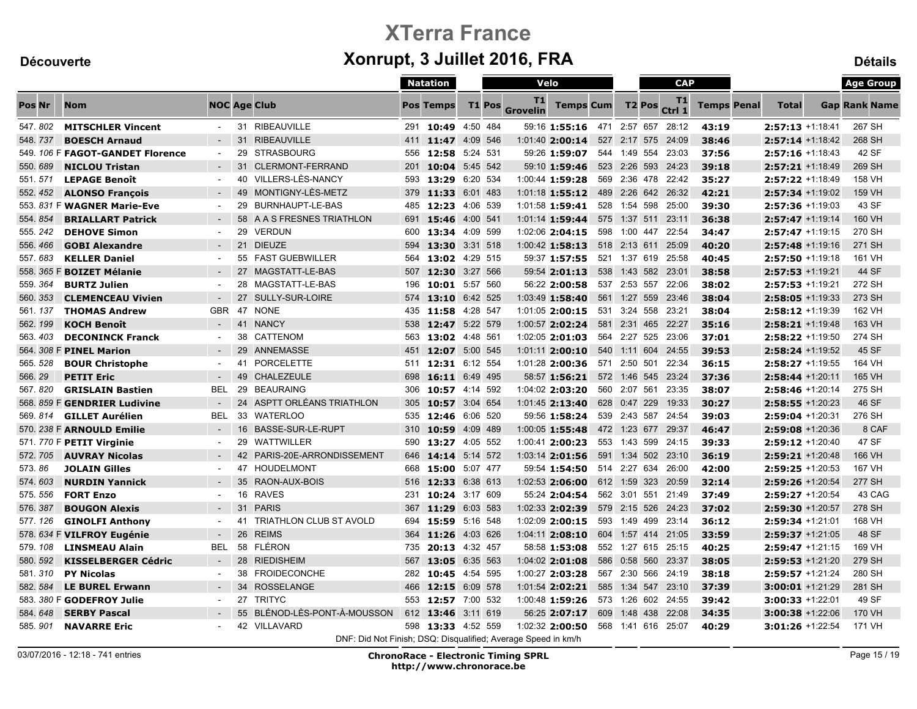# XTerra France

## Xonrupt, 3 Juillet 2016, FRA

**Découverte** | **Détails**

| Pos | Nr | | Nom | NOC | Age | Club | Natation Pos | Natation Temps | T1 | Velo Pos | T1 Grovelin | Velo Temps | Velo Cum | T2 | CAP Pos | T1 Ctrl 1 | CAP Temps | Penal | Total | Gap | Age Group Rank | Age Group Name |
|---|---|---|---|---|---|---|---|---|---|---|---|---|---|---|---|---|---|---|---|---|---|---|
| 547. | 802 | | MITSCHLER Vincent | - | 31 | RIBEAUVILLE | 291 | 10:49 | 4:50 | 484 | 59:16 | 1:55:16 | 471 | 2:57 | 657 | 28:12 | 43:19 | | 2:57:13 | +1:18:41 | 267 | SH |
| 548. | 737 | | BOESCH Arnaud | - | 31 | RIBEAUVILLE | 411 | 11:47 | 4:09 | 546 | 1:01:40 | 2:00:14 | 527 | 2:17 | 575 | 24:09 | 38:46 | | 2:57:14 | +1:18:42 | 268 | SH |
| 549. | 106 | F | FAGOT-GANDET Florence | - | 29 | STRASBOURG | 556 | 12:58 | 5:24 | 531 | 59:26 | 1:59:07 | 544 | 1:49 | 554 | 23:03 | 37:56 | | 2:57:16 | +1:18:43 | 42 | SF |
| 550. | 689 | | NICLOU Tristan | - | 31 | CLERMONT-FERRAND | 201 | 10:04 | 5:45 | 542 | 59:10 | 1:59:46 | 523 | 2:26 | 593 | 24:23 | 39:18 | | 2:57:21 | +1:18:49 | 269 | SH |
| 551. | 571 | | LEPAGE Benoît | - | 40 | VILLERS-LÈS-NANCY | 593 | 13:29 | 6:20 | 534 | 1:00:44 | 1:59:28 | 569 | 2:36 | 478 | 22:42 | 35:27 | | 2:57:22 | +1:18:49 | 158 | VH |
| 552. | 452 | | ALONSO François | - | 49 | MONTIGNY-LÈS-METZ | 379 | 11:33 | 6:01 | 483 | 1:01:18 | 1:55:12 | 489 | 2:26 | 642 | 26:32 | 42:21 | | 2:57:34 | +1:19:02 | 159 | VH |
| 553. | 831 | F | WAGNER Marie-Eve | - | 29 | BURNHAUPT-LE-BAS | 485 | 12:23 | 4:06 | 539 | 1:01:58 | 1:59:41 | 528 | 1:54 | 598 | 25:00 | 39:30 | | 2:57:36 | +1:19:03 | 43 | SF |
| 554. | 854 | | BRIALLART Patrick | - | 58 | A A S FRESNES TRIATHLON | 691 | 15:46 | 4:00 | 541 | 1:01:14 | 1:59:44 | 575 | 1:37 | 511 | 23:11 | 36:38 | | 2:57:47 | +1:19:14 | 160 | VH |
| 555. | 242 | | DEHOVE Simon | - | 29 | VERDUN | 600 | 13:34 | 4:09 | 599 | 1:02:06 | 2:04:15 | 598 | 1:00 | 447 | 22:54 | 34:47 | | 2:57:47 | +1:19:15 | 270 | SH |
| 556. | 466 | | GOBI Alexandre | - | 21 | DIEUZE | 594 | 13:30 | 3:31 | 518 | 1:00:42 | 1:58:13 | 518 | 2:13 | 611 | 25:09 | 40:20 | | 2:57:48 | +1:19:16 | 271 | SH |
| 557. | 683 | | KELLER Daniel | - | 55 | FAST GUEBWILLER | 564 | 13:02 | 4:29 | 515 | 59:37 | 1:57:55 | 521 | 1:37 | 619 | 25:58 | 40:45 | | 2:57:50 | +1:19:18 | 161 | VH |
| 558. | 365 | F | BOIZET Mélanie | - | 27 | MAGSTATT-LE-BAS | 507 | 12:30 | 3:27 | 566 | 59:54 | 2:01:13 | 538 | 1:43 | 582 | 23:01 | 38:58 | | 2:57:53 | +1:19:21 | 44 | SF |
| 559. | 364 | | BURTZ Julien | - | 28 | MAGSTATT-LE-BAS | 196 | 10:01 | 5:57 | 560 | 56:22 | 2:00:58 | 537 | 2:53 | 557 | 22:06 | 38:02 | | 2:57:53 | +1:19:21 | 272 | SH |
| 560. | 353 | | CLEMENCEAU Vivien | - | 27 | SULLY-SUR-LOIRE | 574 | 13:10 | 6:42 | 525 | 1:03:49 | 1:58:40 | 561 | 1:27 | 559 | 23:46 | 38:04 | | 2:58:05 | +1:19:33 | 273 | SH |
| 561. | 137 | | THOMAS Andrew | GBR | 47 | NONE | 435 | 11:58 | 4:28 | 547 | 1:01:05 | 2:00:15 | 531 | 3:24 | 558 | 23:21 | 38:04 | | 2:58:12 | +1:19:39 | 162 | VH |
| 562. | 199 | | KOCH Benoît | - | 41 | NANCY | 538 | 12:47 | 5:22 | 579 | 1:00:57 | 2:02:24 | 581 | 2:31 | 465 | 22:27 | 35:16 | | 2:58:21 | +1:19:48 | 163 | VH |
| 563. | 403 | | DECONINCK Franck | - | 38 | CATTENOM | 563 | 13:02 | 4:48 | 561 | 1:02:05 | 2:01:03 | 564 | 2:27 | 525 | 23:06 | 37:01 | | 2:58:22 | +1:19:50 | 274 | SH |
| 564. | 308 | F | PINEL Marion | - | 29 | ANNEMASSE | 451 | 12:07 | 5:00 | 545 | 1:01:11 | 2:00:10 | 540 | 1:11 | 604 | 24:55 | 39:53 | | 2:58:24 | +1:19:52 | 45 | SF |
| 565. | 528 | | BOUR Christophe | - | 41 | PORCELETTE | 511 | 12:31 | 6:12 | 554 | 1:01:28 | 2:00:36 | 571 | 2:50 | 501 | 22:34 | 36:15 | | 2:58:27 | +1:19:55 | 164 | VH |
| 566. | 29 | | PETIT Eric | - | 49 | CHALEZEULE | 698 | 16:11 | 6:49 | 495 | 58:57 | 1:56:21 | 572 | 1:46 | 545 | 23:24 | 37:36 | | 2:58:44 | +1:20:11 | 165 | VH |
| 567. | 820 | | GRISLAIN Bastien | BEL | 29 | BEAURAING | 306 | 10:57 | 4:14 | 592 | 1:04:02 | 2:03:20 | 560 | 2:07 | 561 | 23:35 | 38:07 | | 2:58:46 | +1:20:14 | 275 | SH |
| 568. | 859 | F | GENDRIER Ludivine | - | 24 | ASPTT ORLÉANS TRIATHLON | 305 | 10:57 | 3:04 | 654 | 1:01:45 | 2:13:40 | 628 | 0:47 | 229 | 19:33 | 30:27 | | 2:58:55 | +1:20:23 | 46 | SF |
| 569. | 814 | | GILLET Aurélien | BEL | 33 | WATERLOO | 535 | 12:46 | 6:06 | 520 | 59:56 | 1:58:24 | 539 | 2:43 | 587 | 24:54 | 39:03 | | 2:59:04 | +1:20:31 | 276 | SH |
| 570. | 238 | F | ARNOULD Emilie | - | 16 | BASSE-SUR-LE-RUPT | 310 | 10:59 | 4:09 | 489 | 1:00:05 | 1:55:48 | 472 | 1:23 | 677 | 29:37 | 46:47 | | 2:59:08 | +1:20:36 | 8 | CAF |
| 571. | 770 | F | PETIT Virginie | - | 29 | WATTWILLER | 590 | 13:27 | 4:05 | 552 | 1:00:41 | 2:00:23 | 553 | 1:43 | 599 | 24:15 | 39:33 | | 2:59:12 | +1:20:40 | 47 | SF |
| 572. | 705 | | AUVRAY Nicolas | - | 42 | PARIS-20E-ARRONDISSEMENT | 646 | 14:14 | 5:14 | 572 | 1:03:14 | 2:01:56 | 591 | 1:34 | 502 | 23:10 | 36:19 | | 2:59:21 | +1:20:48 | 166 | VH |
| 573. | 86 | | JOLAIN Gilles | - | 47 | HOUDELMONT | 668 | 15:00 | 5:07 | 477 | 59:54 | 1:54:50 | 514 | 2:27 | 634 | 26:00 | 42:00 | | 2:59:25 | +1:20:53 | 167 | VH |
| 574. | 603 | | NURDIN Yannick | - | 35 | RAON-AUX-BOIS | 516 | 12:33 | 6:38 | 613 | 1:02:53 | 2:06:00 | 612 | 1:59 | 323 | 20:59 | 32:14 | | 2:59:26 | +1:20:54 | 277 | SH |
| 575. | 556 | | FORT Enzo | - | 16 | RAVES | 231 | 10:24 | 3:17 | 609 | 55:24 | 2:04:54 | 562 | 3:01 | 551 | 21:49 | 37:49 | | 2:59:27 | +1:20:54 | 43 | CAG |
| 576. | 387 | | BOUGON Alexis | - | 31 | PARIS | 367 | 11:29 | 6:03 | 583 | 1:02:33 | 2:02:39 | 579 | 2:15 | 526 | 24:23 | 37:02 | | 2:59:30 | +1:20:57 | 278 | SH |
| 577. | 126 | | GINOLFI Anthony | - | 41 | TRIATHLON CLUB ST AVOLD | 694 | 15:59 | 5:16 | 548 | 1:02:09 | 2:00:15 | 593 | 1:49 | 499 | 23:14 | 36:12 | | 2:59:34 | +1:21:01 | 168 | VH |
| 578. | 634 | F | VILFROY Eugénie | - | 26 | REIMS | 364 | 11:26 | 4:03 | 626 | 1:04:11 | 2:08:10 | 604 | 1:57 | 414 | 21:05 | 33:59 | | 2:59:37 | +1:21:05 | 48 | SF |
| 579. | 108 | | LINSMEAU Alain | BEL | 58 | FLÉRON | 735 | 20:13 | 4:32 | 457 | 58:58 | 1:53:08 | 552 | 1:27 | 615 | 25:15 | 40:25 | | 2:59:47 | +1:21:15 | 169 | VH |
| 580. | 592 | | KISSELBERGER Cédric | - | 28 | RIEDISHEIM | 567 | 13:05 | 6:35 | 563 | 1:04:02 | 2:01:08 | 586 | 0:58 | 560 | 23:37 | 38:05 | | 2:59:53 | +1:21:20 | 279 | SH |
| 581. | 310 | | PY Nicolas | - | 38 | FROIDECONCHE | 282 | 10:45 | 4:54 | 595 | 1:00:27 | 2:03:28 | 567 | 2:30 | 566 | 24:19 | 38:18 | | 2:59:57 | +1:21:24 | 280 | SH |
| 582. | 584 | | LE BUREL Erwann | - | 34 | ROSSELANGE | 466 | 12:15 | 6:09 | 578 | 1:01:54 | 2:02:21 | 585 | 1:34 | 547 | 23:10 | 37:39 | | 3:00:01 | +1:21:29 | 281 | SH |
| 583. | 380 | F | GODEFROY Julie | - | 27 | TRITYC | 553 | 12:57 | 7:00 | 532 | 1:00:48 | 1:59:26 | 573 | 1:26 | 602 | 24:55 | 39:42 | | 3:00:33 | +1:22:01 | 49 | SF |
| 584. | 648 | | SERBY Pascal | - | 55 | BLÉNOD-LÈS-PONT-À-MOUSSON | 612 | 13:46 | 3:11 | 619 | 56:25 | 2:07:17 | 609 | 1:48 | 438 | 22:08 | 34:35 | | 3:00:38 | +1:22:06 | 170 | VH |
| 585. | 901 | | NAVARRE Eric | - | 42 | VILLAVARD | 598 | 13:33 | 4:52 | 559 | 1:02:32 | 2:00:50 | 568 | 1:41 | 616 | 25:07 | 40:29 | | 3:01:26 | +1:22:54 | 171 | VH |

DNF: Did Not Finish; DSQ: Disqualified; Average Speed in km/h

03/07/2016 - 12:18 - 741 entries

**ChronoRace - Electronic Timing SPRL**
**http://www.chronorace.be**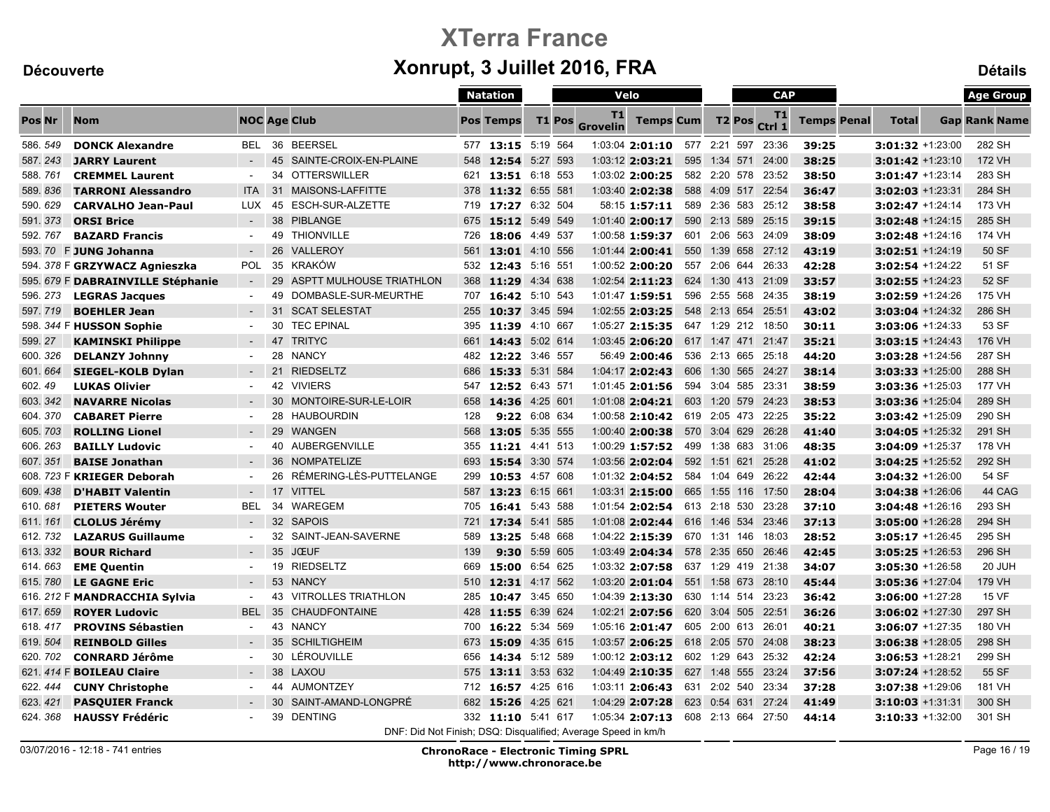# XTerra France

## Xonrupt, 3 Juillet 2016, FRA

Découverte | Détails

| Pos | Nr | | Nom | NOC | Age | Club | Natation Pos | Natation Temps | T1 | Velo Pos | T1 Grovelin | Velo Temps | Cum | T2 | CAP Pos | T1 Ctrl 1 | CAP Temps | Penal | Total | Gap | Age Group Rank | Age Group Name |
|---|---|---|---|---|---|---|---|---|---|---|---|---|---|---|---|---|---|---|---|---|---|---|
| 586. | 549 | | **DONCK Alexandre** | BEL | 36 | BEERSEL | 577 | **13:15** | 5:19 | 564 | 1:03:04 | **2:01:10** | 577 | 2:21 | 597 | 23:36 | **39:25** | | **3:01:32** | +1:23:00 | 282 | SH |
| 587. | 243 | | **JARRY Laurent** | - | 45 | SAINTE-CROIX-EN-PLAINE | 548 | **12:54** | 5:27 | 593 | 1:03:12 | **2:03:21** | 595 | 1:34 | 571 | 24:00 | **38:25** | | **3:01:42** | +1:23:10 | 172 | VH |
| 588. | 761 | | **CREMMEL Laurent** | - | 34 | OTTERSWILLER | 621 | **13:51** | 6:18 | 553 | 1:03:02 | **2:00:25** | 582 | 2:20 | 578 | 23:52 | **38:50** | | **3:01:47** | +1:23:14 | 283 | SH |
| 589. | 836 | | **TARRONI Alessandro** | ITA | 31 | MAISONS-LAFFITTE | 378 | **11:32** | 6:55 | 581 | 1:03:40 | **2:02:38** | 588 | 4:09 | 517 | 22:54 | **36:47** | | **3:02:03** | +1:23:31 | 284 | SH |
| 590. | 629 | | **CARVALHO Jean-Paul** | LUX | 45 | ESCH-SUR-ALZETTE | 719 | **17:27** | 6:32 | 504 | 58:15 | **1:57:11** | 589 | 2:36 | 583 | 25:12 | **38:58** | | **3:02:47** | +1:24:14 | 173 | VH |
| 591. | 373 | | **ORSI Brice** | - | 38 | PIBLANGE | 675 | **15:12** | 5:49 | 549 | 1:01:40 | **2:00:17** | 590 | 2:13 | 589 | 25:15 | **39:15** | | **3:02:48** | +1:24:15 | 285 | SH |
| 592. | 767 | | **BAZARD Francis** | - | 49 | THIONVILLE | 726 | **18:06** | 4:49 | 537 | 1:00:58 | **1:59:37** | 601 | 2:06 | 563 | 24:09 | **38:09** | | **3:02:48** | +1:24:16 | 174 | VH |
| 593. | 70 | F | **JUNG Johanna** | - | 26 | VALLEROY | 561 | **13:01** | 4:10 | 556 | 1:01:44 | **2:00:41** | 550 | 1:39 | 658 | 27:12 | **43:19** | | **3:02:51** | +1:24:19 | 50 | SF |
| 594. | 378 | F | **GRZYWACZ Agnieszka** | POL | 35 | KRAKÓW | 532 | **12:43** | 5:16 | 551 | 1:00:52 | **2:00:20** | 557 | 2:06 | 644 | 26:33 | **42:28** | | **3:02:54** | +1:24:22 | 51 | SF |
| 595. | 679 | F | **DABRAINVILLE Stéphanie** | - | 29 | ASPTT MULHOUSE TRIATHLON | 368 | **11:29** | 4:34 | 638 | 1:02:54 | **2:11:23** | 624 | 1:30 | 413 | 21:09 | **33:57** | | **3:02:55** | +1:24:23 | 52 | SF |
| 596. | 273 | | **LEGRAS Jacques** | - | 49 | DOMBASLE-SUR-MEURTHE | 707 | **16:42** | 5:10 | 543 | 1:01:47 | **1:59:51** | 596 | 2:55 | 568 | 24:35 | **38:19** | | **3:02:59** | +1:24:26 | 175 | VH |
| 597. | 719 | | **BOEHLER Jean** | - | 31 | SCAT SELESTAT | 255 | **10:37** | 3:45 | 594 | 1:02:55 | **2:03:25** | 548 | 2:13 | 654 | 25:51 | **43:02** | | **3:03:04** | +1:24:32 | 286 | SH |
| 598. | 344 | F | **HUSSON Sophie** | - | 30 | TEC EPINAL | 395 | **11:39** | 4:10 | 667 | 1:05:27 | **2:15:35** | 647 | 1:29 | 212 | 18:50 | **30:11** | | **3:03:06** | +1:24:33 | 53 | SF |
| 599. | 27 | | **KAMINSKI Philippe** | - | 47 | TRITYC | 661 | **14:43** | 5:02 | 614 | 1:03:45 | **2:06:20** | 617 | 1:47 | 471 | 21:47 | **35:21** | | **3:03:15** | +1:24:43 | 176 | VH |
| 600. | 326 | | **DELANZY Johnny** | - | 28 | NANCY | 482 | **12:22** | 3:46 | 557 | 56:49 | **2:00:46** | 536 | 2:13 | 665 | 25:18 | **44:20** | | **3:03:28** | +1:24:56 | 287 | SH |
| 601. | 664 | | **SIEGEL-KOLB Dylan** | - | 21 | RIEDSELTZ | 686 | **15:33** | 5:31 | 584 | 1:04:17 | **2:02:43** | 606 | 1:30 | 565 | 24:27 | **38:14** | | **3:03:33** | +1:25:00 | 288 | SH |
| 602. | 49 | | **LUKAS Olivier** | - | 42 | VIVIERS | 547 | **12:52** | 6:43 | 571 | 1:01:45 | **2:01:56** | 594 | 3:04 | 585 | 23:31 | **38:59** | | **3:03:36** | +1:25:03 | 177 | VH |
| 603. | 342 | | **NAVARRE Nicolas** | - | 30 | MONTOIRE-SUR-LE-LOIR | 658 | **14:36** | 4:25 | 601 | 1:01:08 | **2:04:21** | 603 | 1:20 | 579 | 24:23 | **38:53** | | **3:03:36** | +1:25:04 | 289 | SH |
| 604. | 370 | | **CABARET Pierre** | - | 28 | HAUBOURDIN | 128 | **9:22** | 6:08 | 634 | 1:00:58 | **2:10:42** | 619 | 2:05 | 473 | 22:25 | **35:22** | | **3:03:42** | +1:25:09 | 290 | SH |
| 605. | 703 | | **ROLLING Lionel** | - | 29 | WANGEN | 568 | **13:05** | 5:35 | 555 | 1:00:40 | **2:00:38** | 570 | 3:04 | 629 | 26:28 | **41:40** | | **3:04:05** | +1:25:32 | 291 | SH |
| 606. | 263 | | **BAILLY Ludovic** | - | 40 | AUBERGENVILLE | 355 | **11:21** | 4:41 | 513 | 1:00:29 | **1:57:52** | 499 | 1:38 | 683 | 31:06 | **48:35** | | **3:04:09** | +1:25:37 | 178 | VH |
| 607. | 351 | | **BAISE Jonathan** | - | 36 | NOMPATELIZE | 693 | **15:54** | 3:30 | 574 | 1:03:56 | **2:02:04** | 592 | 1:51 | 621 | 25:28 | **41:02** | | **3:04:25** | +1:25:52 | 292 | SH |
| 608. | 723 | F | **KRIEGER Deborah** | - | 26 | RÉMERING-LÈS-PUTTELANGE | 299 | **10:53** | 4:57 | 608 | 1:01:32 | **2:04:52** | 584 | 1:04 | 649 | 26:22 | **42:44** | | **3:04:32** | +1:26:00 | 54 | SF |
| 609. | 438 | | **D'HABIT Valentin** | - | 17 | VITTEL | 587 | **13:23** | 6:15 | 661 | 1:03:31 | **2:15:00** | 665 | 1:55 | 116 | 17:50 | **28:04** | | **3:04:38** | +1:26:06 | 44 | CAG |
| 610. | 681 | | **PIETERS Wouter** | BEL | 34 | WAREGEM | 705 | **16:41** | 5:43 | 588 | 1:01:54 | **2:02:54** | 613 | 2:18 | 530 | 23:28 | **37:10** | | **3:04:48** | +1:26:16 | 293 | SH |
| 611. | 161 | | **CLOLUS Jérémy** | - | 32 | SAPOIS | 721 | **17:34** | 5:41 | 585 | 1:01:08 | **2:02:44** | 616 | 1:46 | 534 | 23:46 | **37:13** | | **3:05:00** | +1:26:28 | 294 | SH |
| 612. | 732 | | **LAZARUS Guillaume** | - | 32 | SAINT-JEAN-SAVERNE | 589 | **13:25** | 5:48 | 668 | 1:04:22 | **2:15:39** | 670 | 1:31 | 146 | 18:03 | **28:52** | | **3:05:17** | +1:26:45 | 295 | SH |
| 613. | 332 | | **BOUR Richard** | - | 35 | JŒUF | 139 | **9:30** | 5:59 | 605 | 1:03:49 | **2:04:34** | 578 | 2:35 | 650 | 26:46 | **42:45** | | **3:05:25** | +1:26:53 | 296 | SH |
| 614. | 663 | | **EME Quentin** | - | 19 | RIEDSELTZ | 669 | **15:00** | 6:54 | 625 | 1:03:32 | **2:07:58** | 637 | 1:29 | 419 | 21:38 | **34:07** | | **3:05:30** | +1:26:58 | 20 | JUH |
| 615. | 780 | | **LE GAGNE Eric** | - | 53 | NANCY | 510 | **12:31** | 4:17 | 562 | 1:03:20 | **2:01:04** | 551 | 1:58 | 673 | 28:10 | **45:44** | | **3:05:36** | +1:27:04 | 179 | VH |
| 616. | 212 | F | **MANDRACCHIA Sylvia** | - | 43 | VITROLLES TRIATHLON | 285 | **10:47** | 3:45 | 650 | 1:04:39 | **2:13:30** | 630 | 1:14 | 514 | 23:23 | **36:42** | | **3:06:00** | +1:27:28 | 15 | VF |
| 617. | 659 | | **ROYER Ludovic** | BEL | 35 | CHAUDFONTAINE | 428 | **11:55** | 6:39 | 624 | 1:02:21 | **2:07:56** | 620 | 3:04 | 505 | 22:51 | **36:26** | | **3:06:02** | +1:27:30 | 297 | SH |
| 618. | 417 | | **PROVINS Sébastien** | - | 43 | NANCY | 700 | **16:22** | 5:34 | 569 | 1:05:16 | **2:01:47** | 605 | 2:00 | 613 | 26:01 | **40:21** | | **3:06:07** | +1:27:35 | 180 | VH |
| 619. | 504 | | **REINBOLD Gilles** | - | 35 | SCHILTIGHEIM | 673 | **15:09** | 4:35 | 615 | 1:03:57 | **2:06:25** | 618 | 2:05 | 570 | 24:08 | **38:23** | | **3:06:38** | +1:28:05 | 298 | SH |
| 620. | 702 | | **CONRARD Jérôme** | - | 30 | LÉROUVILLE | 656 | **14:34** | 5:12 | 589 | 1:00:12 | **2:03:12** | 602 | 1:29 | 643 | 25:32 | **42:24** | | **3:06:53** | +1:28:21 | 299 | SH |
| 621. | 414 | F | **BOILEAU Claire** | - | 38 | LAXOU | 575 | **13:11** | 3:53 | 632 | 1:04:49 | **2:10:35** | 627 | 1:48 | 555 | 23:24 | **37:56** | | **3:07:24** | +1:28:52 | 55 | SF |
| 622. | 444 | | **CUNY Christophe** | - | 44 | AUMONTZEY | 712 | **16:57** | 4:25 | 616 | 1:03:11 | **2:06:43** | 631 | 2:02 | 540 | 23:34 | **37:28** | | **3:07:38** | +1:29:06 | 181 | VH |
| 623. | 421 | | **PASQUIER Franck** | - | 30 | SAINT-AMAND-LONGPRÉ | 682 | **15:26** | 4:25 | 621 | 1:04:29 | **2:07:28** | 623 | 0:54 | 631 | 27:24 | **41:49** | | **3:10:03** | +1:31:31 | 300 | SH |
| 624. | 368 | | **HAUSSY Frédéric** | - | 39 | DENTING | 332 | **11:10** | 5:41 | 617 | 1:05:34 | **2:07:13** | 608 | 2:13 | 664 | 27:50 | **44:14** | | **3:10:33** | +1:32:00 | 301 | SH |

DNF: Did Not Finish; DSQ: Disqualified; Average Speed in km/h

03/07/2016 - 12:18 - 741 entries

**ChronoRace - Electronic Timing SPRL**
**http://www.chronorace.be**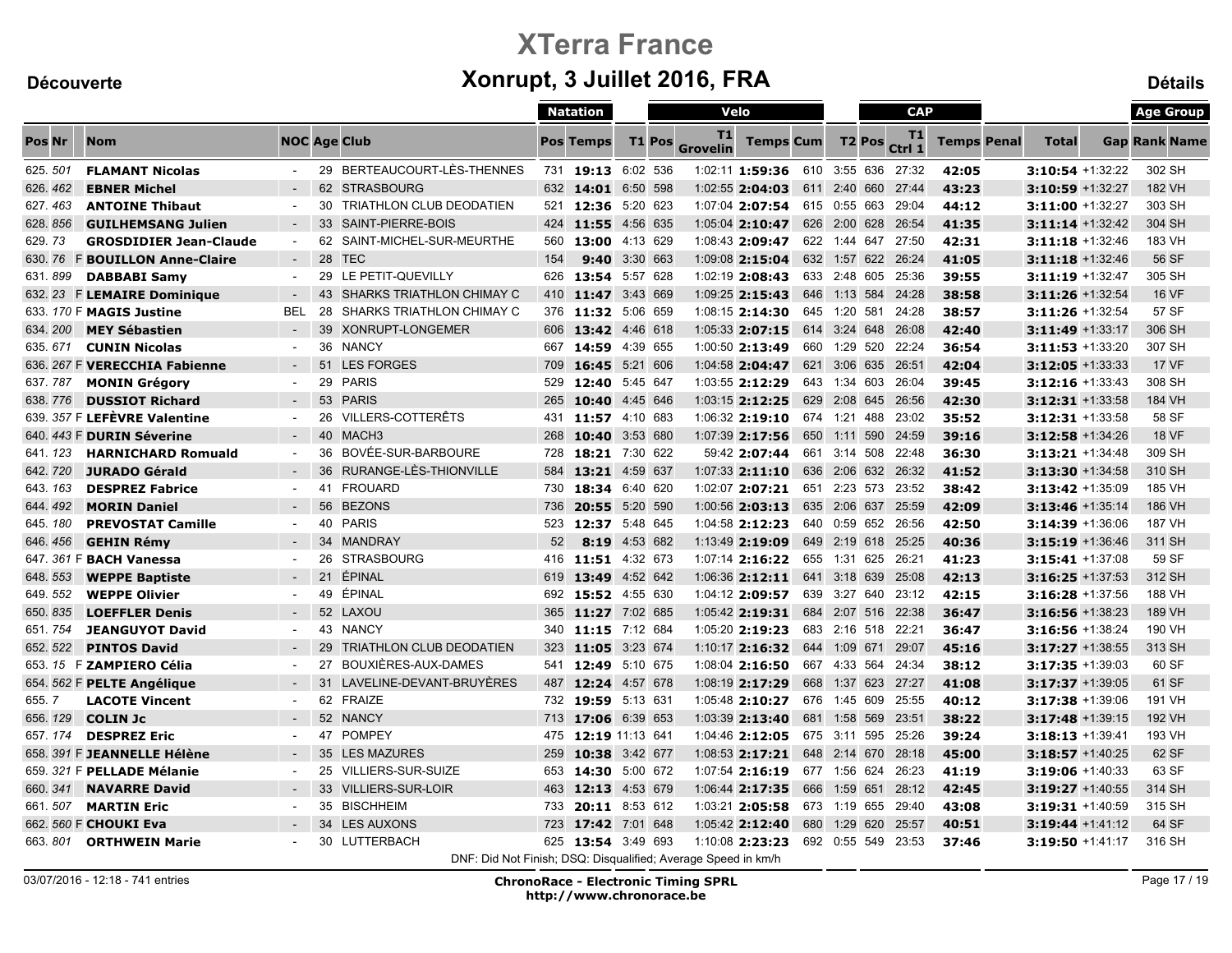# XTerra France

## Xonrupt, 3 Juillet 2016, FRA

**Découverte** — **Détails**

| | | | | | | Natation | | | | Velo | | | | CAP | | | | | | | Age Group | |
|---|---|---|---|---|---|---|---|---|---|---|---|---|---|---|---|---|---|---|---|---|---|---|
| Pos | Nr | Nom | NOC | Age | Club | Pos | Temps | T1 | Pos | T1 Grovelin | Temps | Cum | T2 | Pos | T1 Ctrl 1 | Temps | Penal | Total | Gap | Rank | Name |
| 625. | 501 | **FLAMANT Nicolas** | - | 29 | BERTEAUCOURT-LÈS-THENNES | 731 | **19:13** | 6:02 | 536 | 1:02:11 | **1:59:36** | 610 | 3:55 | 636 | 27:32 | **42:05** | | **3:10:54** | +1:32:22 | 302 | SH |
| 626. | 462 | **EBNER Michel** | - | 62 | STRASBOURG | 632 | **14:01** | 6:50 | 598 | 1:02:55 | **2:04:03** | 611 | 2:40 | 660 | 27:44 | **43:23** | | **3:10:59** | +1:32:27 | 182 | VH |
| 627. | 463 | **ANTOINE Thibaut** | - | 30 | TRIATHLON CLUB DEODATIEN | 521 | **12:36** | 5:20 | 623 | 1:07:04 | **2:07:54** | 615 | 0:55 | 663 | 29:04 | **44:12** | | **3:11:00** | +1:32:27 | 303 | SH |
| 628. | 856 | **GUILHEMSANG Julien** | - | 33 | SAINT-PIERRE-BOIS | 424 | **11:55** | 4:56 | 635 | 1:05:04 | **2:10:47** | 626 | 2:00 | 628 | 26:54 | **41:35** | | **3:11:14** | +1:32:42 | 304 | SH |
| 629. | 73 | **GROSDIDIER Jean-Claude** | - | 62 | SAINT-MICHEL-SUR-MEURTHE | 560 | **13:00** | 4:13 | 629 | 1:08:43 | **2:09:47** | 622 | 1:44 | 647 | 27:50 | **42:31** | | **3:11:18** | +1:32:46 | 183 | VH |
| 630. | 76 F | **BOUILLON Anne-Claire** | - | 28 | TEC | 154 | **9:40** | 3:30 | 663 | 1:09:08 | **2:15:04** | 632 | 1:57 | 622 | 26:24 | **41:05** | | **3:11:18** | +1:32:46 | 56 | SF |
| 631. | 899 | **DABBABI Samy** | - | 29 | LE PETIT-QUEVILLY | 626 | **13:54** | 5:57 | 628 | 1:02:19 | **2:08:43** | 633 | 2:48 | 605 | 25:36 | **39:55** | | **3:11:19** | +1:32:47 | 305 | SH |
| 632. | 23 F | **LEMAIRE Dominique** | - | 43 | SHARKS TRIATHLON CHIMAY C | 410 | **11:47** | 3:43 | 669 | 1:09:25 | **2:15:43** | 646 | 1:13 | 584 | 24:28 | **38:58** | | **3:11:26** | +1:32:54 | 16 | VF |
| 633. | 170 F | **MAGIS Justine** | BEL | 28 | SHARKS TRIATHLON CHIMAY C | 376 | **11:32** | 5:06 | 659 | 1:08:15 | **2:14:30** | 645 | 1:20 | 581 | 24:28 | **38:57** | | **3:11:26** | +1:32:54 | 57 | SF |
| 634. | 200 | **MEY Sébastien** | - | 39 | XONRUPT-LONGEMER | 606 | **13:42** | 4:46 | 618 | 1:05:33 | **2:07:15** | 614 | 3:24 | 648 | 26:08 | **42:40** | | **3:11:49** | +1:33:17 | 306 | SH |
| 635. | 671 | **CUNIN Nicolas** | - | 36 | NANCY | 667 | **14:59** | 4:39 | 655 | 1:00:50 | **2:13:49** | 660 | 1:29 | 520 | 22:24 | **36:54** | | **3:11:53** | +1:33:20 | 307 | SH |
| 636. | 267 F | **VERECCHIA Fabienne** | - | 51 | LES FORGES | 709 | **16:45** | 5:21 | 606 | 1:04:58 | **2:04:47** | 621 | 3:06 | 635 | 26:51 | **42:04** | | **3:12:05** | +1:33:33 | 17 | VF |
| 637. | 787 | **MONIN Grégory** | - | 29 | PARIS | 529 | **12:40** | 5:45 | 647 | 1:03:55 | **2:12:29** | 643 | 1:34 | 603 | 26:04 | **39:45** | | **3:12:16** | +1:33:43 | 308 | SH |
| 638. | 776 | **DUSSIOT Richard** | - | 53 | PARIS | 265 | **10:40** | 4:45 | 646 | 1:03:15 | **2:12:25** | 629 | 2:08 | 645 | 26:56 | **42:30** | | **3:12:31** | +1:33:58 | 184 | VH |
| 639. | 357 F | **LEFÈVRE Valentine** | - | 26 | VILLERS-COTTERÊTS | 431 | **11:57** | 4:10 | 683 | 1:06:32 | **2:19:10** | 674 | 1:21 | 488 | 23:02 | **35:52** | | **3:12:31** | +1:33:58 | 58 | SF |
| 640. | 443 F | **DURIN Séverine** | - | 40 | MACH3 | 268 | **10:40** | 3:53 | 680 | 1:07:39 | **2:17:56** | 650 | 1:11 | 590 | 24:59 | **39:16** | | **3:12:58** | +1:34:26 | 18 | VF |
| 641. | 123 | **HARNICHARD Romuald** | - | 36 | BOVÉE-SUR-BARBOURE | 728 | **18:21** | 7:30 | 622 | 59:42 | **2:07:44** | 661 | 3:14 | 508 | 22:48 | **36:30** | | **3:13:21** | +1:34:48 | 309 | SH |
| 642. | 720 | **JURADO Gérald** | - | 36 | RURANGE-LÈS-THIONVILLE | 584 | **13:21** | 4:59 | 637 | 1:07:33 | **2:11:10** | 636 | 2:06 | 632 | 26:32 | **41:52** | | **3:13:30** | +1:34:58 | 310 | SH |
| 643. | 163 | **DESPREZ Fabrice** | - | 41 | FROUARD | 730 | **18:34** | 6:40 | 620 | 1:02:07 | **2:07:21** | 651 | 2:23 | 573 | 23:52 | **38:42** | | **3:13:42** | +1:35:09 | 185 | VH |
| 644. | 492 | **MORIN Daniel** | - | 56 | BEZONS | 736 | **20:55** | 5:20 | 590 | 1:00:56 | **2:03:13** | 635 | 2:06 | 637 | 25:59 | **42:09** | | **3:13:46** | +1:35:14 | 186 | VH |
| 645. | 180 | **PREVOSTAT Camille** | - | 40 | PARIS | 523 | **12:37** | 5:48 | 645 | 1:04:58 | **2:12:23** | 640 | 0:59 | 652 | 26:56 | **42:50** | | **3:14:39** | +1:36:06 | 187 | VH |
| 646. | 456 | **GEHIN Rémy** | - | 34 | MANDRAY | 52 | **8:19** | 4:53 | 682 | 1:13:49 | **2:19:09** | 649 | 2:19 | 618 | 25:25 | **40:36** | | **3:15:19** | +1:36:46 | 311 | SH |
| 647. | 361 F | **BACH Vanessa** | - | 26 | STRASBOURG | 416 | **11:51** | 4:32 | 673 | 1:07:14 | **2:16:22** | 655 | 1:31 | 625 | 26:21 | **41:23** | | **3:15:41** | +1:37:08 | 59 | SF |
| 648. | 553 | **WEPPE Baptiste** | - | 21 | ÉPINAL | 619 | **13:49** | 4:52 | 642 | 1:06:36 | **2:12:11** | 641 | 3:18 | 639 | 25:08 | **42:13** | | **3:16:25** | +1:37:53 | 312 | SH |
| 649. | 552 | **WEPPE Olivier** | - | 49 | ÉPINAL | 692 | **15:52** | 4:55 | 630 | 1:04:12 | **2:09:57** | 639 | 3:27 | 640 | 23:12 | **42:15** | | **3:16:28** | +1:37:56 | 188 | VH |
| 650. | 835 | **LOEFFLER Denis** | - | 52 | LAXOU | 365 | **11:27** | 7:02 | 685 | 1:05:42 | **2:19:31** | 684 | 2:07 | 516 | 22:38 | **36:47** | | **3:16:56** | +1:38:23 | 189 | VH |
| 651. | 754 | **JEANGUYOT David** | - | 43 | NANCY | 340 | **11:15** | 7:12 | 684 | 1:05:20 | **2:19:23** | 683 | 2:16 | 518 | 22:21 | **36:47** | | **3:16:56** | +1:38:24 | 190 | VH |
| 652. | 522 | **PINTOS David** | - | 29 | TRIATHLON CLUB DEODATIEN | 323 | **11:05** | 3:23 | 674 | 1:10:17 | **2:16:32** | 644 | 1:09 | 671 | 29:07 | **45:16** | | **3:17:27** | +1:38:55 | 313 | SH |
| 653. | 15 F | **ZAMPIERO Célia** | - | 27 | BOUXIÈRES-AUX-DAMES | 541 | **12:49** | 5:10 | 675 | 1:08:04 | **2:16:50** | 667 | 4:33 | 564 | 24:34 | **38:12** | | **3:17:35** | +1:39:03 | 60 | SF |
| 654. | 562 F | **PELTE Angélique** | - | 31 | LAVELINE-DEVANT-BRUYÈRES | 487 | **12:24** | 4:57 | 678 | 1:08:19 | **2:17:29** | 668 | 1:37 | 623 | 27:27 | **41:08** | | **3:17:37** | +1:39:05 | 61 | SF |
| 655. | 7 | **LACOTE Vincent** | - | 62 | FRAIZE | 732 | **19:59** | 5:13 | 631 | 1:05:48 | **2:10:27** | 676 | 1:45 | 609 | 25:55 | **40:12** | | **3:17:38** | +1:39:06 | 191 | VH |
| 656. | 129 | **COLIN Jc** | - | 52 | NANCY | 713 | **17:06** | 6:39 | 653 | 1:03:39 | **2:13:40** | 681 | 1:58 | 569 | 23:51 | **38:22** | | **3:17:48** | +1:39:15 | 192 | VH |
| 657. | 174 | **DESPREZ Eric** | - | 47 | POMPEY | 475 | **12:19** | 11:13 | 641 | 1:04:46 | **2:12:05** | 675 | 3:11 | 595 | 25:26 | **39:24** | | **3:18:13** | +1:39:41 | 193 | VH |
| 658. | 391 F | **JEANNELLE Hélène** | - | 35 | LES MAZURES | 259 | **10:38** | 3:42 | 677 | 1:08:53 | **2:17:21** | 648 | 2:14 | 670 | 28:18 | **45:00** | | **3:18:57** | +1:40:25 | 62 | SF |
| 659. | 321 F | **PELLADE Mélanie** | - | 25 | VILLIERS-SUR-SUIZE | 653 | **14:30** | 5:00 | 672 | 1:07:54 | **2:16:19** | 677 | 1:56 | 624 | 26:23 | **41:19** | | **3:19:06** | +1:40:33 | 63 | SF |
| 660. | 341 | **NAVARRE David** | - | 33 | VILLIERS-SUR-LOIR | 463 | **12:13** | 4:53 | 679 | 1:06:44 | **2:17:35** | 666 | 1:59 | 651 | 28:12 | **42:45** | | **3:19:27** | +1:40:55 | 314 | SH |
| 661. | 507 | **MARTIN Eric** | - | 35 | BISCHHEIM | 733 | **20:11** | 8:53 | 612 | 1:03:21 | **2:05:58** | 673 | 1:19 | 655 | 29:40 | **43:08** | | **3:19:31** | +1:40:59 | 315 | SH |
| 662. | 560 F | **CHOUKI Eva** | - | 34 | LES AUXONS | 723 | **17:42** | 7:01 | 648 | 1:05:42 | **2:12:40** | 680 | 1:29 | 620 | 25:57 | **40:51** | | **3:19:44** | +1:41:12 | 64 | SF |
| 663. | 801 | **ORTHWEIN Marie** | - | 30 | LUTTERBACH | 625 | **13:54** | 3:49 | 693 | 1:10:08 | **2:23:23** | 692 | 0:55 | 549 | 23:53 | **37:46** | | **3:19:50** | +1:41:17 | 316 | SH |

DNF: Did Not Finish; DSQ: Disqualified; Average Speed in km/h

03/07/2016 - 12:18 - 741 entries

**ChronoRace - Electronic Timing SPRL**
**http://www.chronorace.be**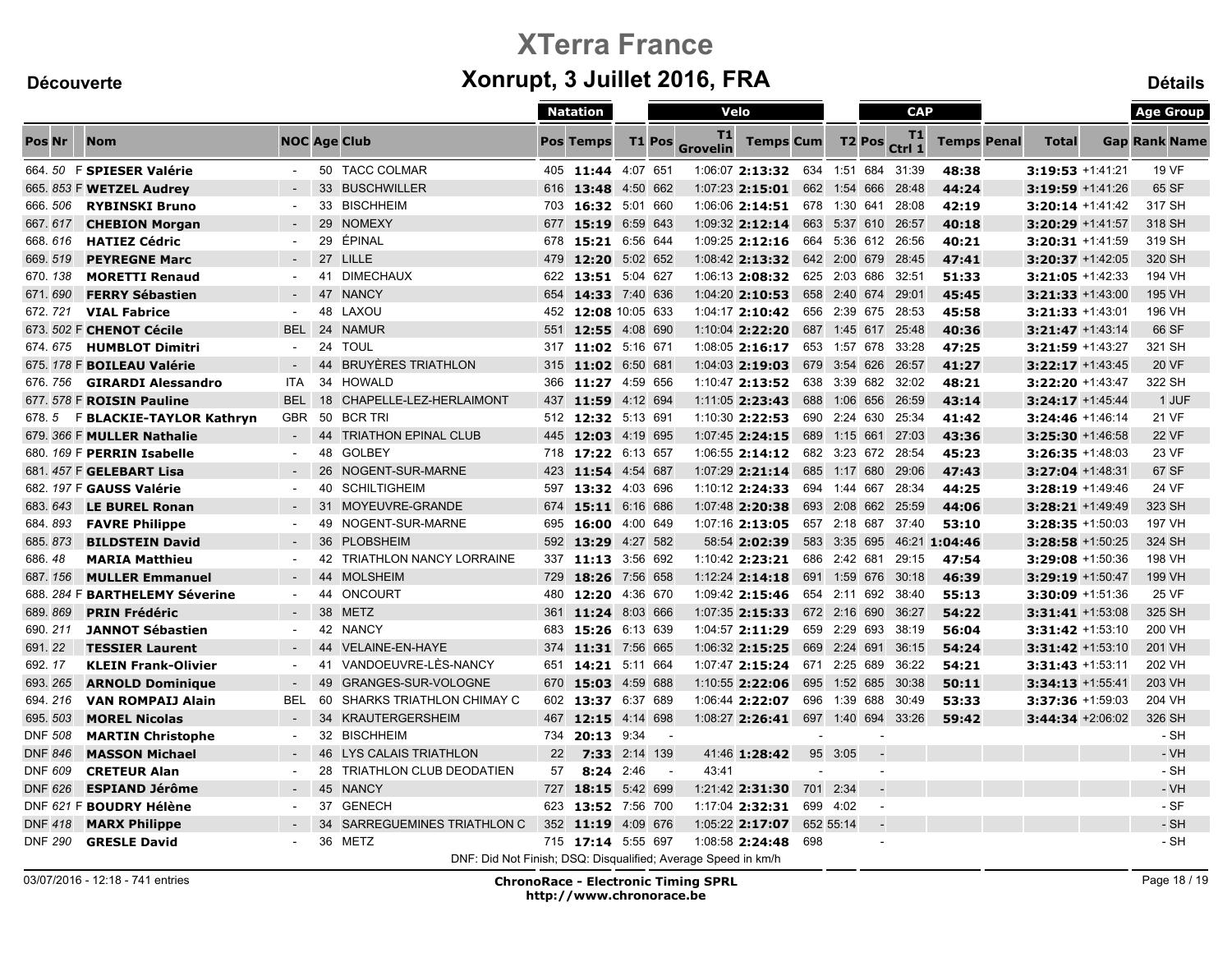# XTerra France

## Xonrupt, 3 Juillet 2016, FRA

**Découverte** — **Détails**

| Pos | Nr | | Nom | NOC | Age | Club | Natation Pos | Natation Temps | T1 | Velo Pos | Velo T1 Grovelin | Velo Temps | Cum | T2 | CAP Pos | CAP T1 Ctrl 1 | CAP Temps | Penal | Total | Gap | Age Group Rank | Age Group Name |
|---|---|---|---|---|---|---|---|---|---|---|---|---|---|---|---|---|---|---|---|---|---|---|
| 664. | 50 | F | **SPIESER Valérie** | - | 50 | TACC COLMAR | 405 | **11:44** | 4:07 | 651 | 1:06:07 | **2:13:32** | 634 | 1:51 | 684 | 31:39 | **48:38** | | **3:19:53** | +1:41:21 | 19 | VF |
| 665. | 853 | F | **WETZEL Audrey** | - | 33 | BUSCHWILLER | 616 | **13:48** | 4:50 | 662 | 1:07:23 | **2:15:01** | 662 | 1:54 | 666 | 28:48 | **44:24** | | **3:19:59** | +1:41:26 | 65 | SF |
| 666. | 506 | | **RYBINSKI Bruno** | - | 33 | BISCHHEIM | 703 | **16:32** | 5:01 | 660 | 1:06:06 | **2:14:51** | 678 | 1:30 | 641 | 28:08 | **42:19** | | **3:20:14** | +1:41:42 | 317 | SH |
| 667. | 617 | | **CHEBION Morgan** | - | 29 | NOMEXY | 677 | **15:19** | 6:59 | 643 | 1:09:32 | **2:12:14** | 663 | 5:37 | 610 | 26:57 | **40:18** | | **3:20:29** | +1:41:57 | 318 | SH |
| 668. | 616 | | **HATIEZ Cédric** | - | 29 | ÉPINAL | 678 | **15:21** | 6:56 | 644 | 1:09:25 | **2:12:16** | 664 | 5:36 | 612 | 26:56 | **40:21** | | **3:20:31** | +1:41:59 | 319 | SH |
| 669. | 519 | | **PEYREGNE Marc** | - | 27 | LILLE | 479 | **12:20** | 5:02 | 652 | 1:08:42 | **2:13:32** | 642 | 2:00 | 679 | 28:45 | **47:41** | | **3:20:37** | +1:42:05 | 320 | SH |
| 670. | 138 | | **MORETTI Renaud** | - | 41 | DIMECHAUX | 622 | **13:51** | 5:04 | 627 | 1:06:13 | **2:08:32** | 625 | 2:03 | 686 | 32:51 | **51:33** | | **3:21:05** | +1:42:33 | 194 | VH |
| 671. | 690 | | **FERRY Sébastien** | - | 47 | NANCY | 654 | **14:33** | 7:40 | 636 | 1:04:20 | **2:10:53** | 658 | 2:40 | 674 | 29:01 | **45:45** | | **3:21:33** | +1:43:00 | 195 | VH |
| 672. | 721 | | **VIAL Fabrice** | - | 48 | LAXOU | 452 | **12:08** | 10:05 | 633 | 1:04:17 | **2:10:42** | 656 | 2:39 | 675 | 28:53 | **45:58** | | **3:21:33** | +1:43:01 | 196 | VH |
| 673. | 502 | F | **CHENOT Cécile** | BEL | 24 | NAMUR | 551 | **12:55** | 4:08 | 690 | 1:10:04 | **2:22:20** | 687 | 1:45 | 617 | 25:48 | **40:36** | | **3:21:47** | +1:43:14 | 66 | SF |
| 674. | 675 | | **HUMBLOT Dimitri** | - | 24 | TOUL | 317 | **11:02** | 5:16 | 671 | 1:08:05 | **2:16:17** | 653 | 1:57 | 678 | 33:28 | **47:25** | | **3:21:59** | +1:43:27 | 321 | SH |
| 675. | 178 | F | **BOILEAU Valérie** | - | 44 | BRUYÈRES TRIATHLON | 315 | **11:02** | 6:50 | 681 | 1:04:03 | **2:19:03** | 679 | 3:54 | 626 | 26:57 | **41:27** | | **3:22:17** | +1:43:45 | 20 | VF |
| 676. | 756 | | **GIRARDI Alessandro** | ITA | 34 | HOWALD | 366 | **11:27** | 4:59 | 656 | 1:10:47 | **2:13:52** | 638 | 3:39 | 682 | 32:02 | **48:21** | | **3:22:20** | +1:43:47 | 322 | SH |
| 677. | 578 | F | **ROISIN Pauline** | BEL | 18 | CHAPELLE-LEZ-HERLAIMONT | 437 | **11:59** | 4:12 | 694 | 1:11:05 | **2:23:43** | 688 | 1:06 | 656 | 26:59 | **43:14** | | **3:24:17** | +1:45:44 | 1 | JUF |
| 678. | 5 | F | **BLACKIE-TAYLOR Kathryn** | GBR | 50 | BCR TRI | 512 | **12:32** | 5:13 | 691 | 1:10:30 | **2:22:53** | 690 | 2:24 | 630 | 25:34 | **41:42** | | **3:24:46** | +1:46:14 | 21 | VF |
| 679. | 366 | F | **MULLER Nathalie** | - | 44 | TRIATHON EPINAL CLUB | 445 | **12:03** | 4:19 | 695 | 1:07:45 | **2:24:15** | 689 | 1:15 | 661 | 27:03 | **43:36** | | **3:25:30** | +1:46:58 | 22 | VF |
| 680. | 169 | F | **PERRIN Isabelle** | - | 48 | GOLBEY | 718 | **17:22** | 6:13 | 657 | 1:06:55 | **2:14:12** | 682 | 3:23 | 672 | 28:54 | **45:23** | | **3:26:35** | +1:48:03 | 23 | VF |
| 681. | 457 | F | **GELEBART Lisa** | - | 26 | NOGENT-SUR-MARNE | 423 | **11:54** | 4:54 | 687 | 1:07:29 | **2:21:14** | 685 | 1:17 | 680 | 29:06 | **47:43** | | **3:27:04** | +1:48:31 | 67 | SF |
| 682. | 197 | F | **GAUSS Valérie** | - | 40 | SCHILTIGHEIM | 597 | **13:32** | 4:03 | 696 | 1:10:12 | **2:24:33** | 694 | 1:44 | 667 | 28:34 | **44:25** | | **3:28:19** | +1:49:46 | 24 | VF |
| 683. | 643 | | **LE BUREL Ronan** | - | 31 | MOYEUVRE-GRANDE | 674 | **15:11** | 6:16 | 686 | 1:07:48 | **2:20:38** | 693 | 2:08 | 662 | 25:59 | **44:06** | | **3:28:21** | +1:49:49 | 323 | SH |
| 684. | 893 | | **FAVRE Philippe** | - | 49 | NOGENT-SUR-MARNE | 695 | **16:00** | 4:00 | 649 | 1:07:16 | **2:13:05** | 657 | 2:18 | 687 | 37:40 | **53:10** | | **3:28:35** | +1:50:03 | 197 | VH |
| 685. | 873 | | **BILDSTEIN David** | - | 36 | PLOBSHEIM | 592 | **13:29** | 4:27 | 582 | 58:54 | **2:02:39** | 583 | 3:35 | 695 | 46:21 | **1:04:46** | | **3:28:58** | +1:50:25 | 324 | SH |
| 686. | 48 | | **MARIA Matthieu** | - | 42 | TRIATHLON NANCY LORRAINE | 337 | **11:13** | 3:56 | 692 | 1:10:42 | **2:23:21** | 686 | 2:42 | 681 | 29:15 | **47:54** | | **3:29:08** | +1:50:36 | 198 | VH |
| 687. | 156 | | **MULLER Emmanuel** | - | 44 | MOLSHEIM | 729 | **18:26** | 7:56 | 658 | 1:12:24 | **2:14:18** | 691 | 1:59 | 676 | 30:18 | **46:39** | | **3:29:19** | +1:50:47 | 199 | VH |
| 688. | 284 | F | **BARTHELEMY Séverine** | - | 44 | ONCOURT | 480 | **12:20** | 4:36 | 670 | 1:09:42 | **2:15:46** | 654 | 2:11 | 692 | 38:40 | **55:13** | | **3:30:09** | +1:51:36 | 25 | VF |
| 689. | 869 | | **PRIN Frédéric** | - | 38 | METZ | 361 | **11:24** | 8:03 | 666 | 1:07:35 | **2:15:33** | 672 | 2:16 | 690 | 36:27 | **54:22** | | **3:31:41** | +1:53:08 | 325 | SH |
| 690. | 211 | | **JANNOT Sébastien** | - | 42 | NANCY | 683 | **15:26** | 6:13 | 639 | 1:04:57 | **2:11:29** | 659 | 2:29 | 693 | 38:19 | **56:04** | | **3:31:42** | +1:53:10 | 200 | VH |
| 691. | 22 | | **TESSIER Laurent** | - | 44 | VELAINE-EN-HAYE | 374 | **11:31** | 7:56 | 665 | 1:06:32 | **2:15:25** | 669 | 2:24 | 691 | 36:15 | **54:24** | | **3:31:42** | +1:53:10 | 201 | VH |
| 692. | 17 | | **KLEIN Frank-Olivier** | - | 41 | VANDOEUVRE-LÈS-NANCY | 651 | **14:21** | 5:11 | 664 | 1:07:47 | **2:15:24** | 671 | 2:25 | 689 | 36:22 | **54:21** | | **3:31:43** | +1:53:11 | 202 | VH |
| 693. | 265 | | **ARNOLD Dominique** | - | 49 | GRANGES-SUR-VOLOGNE | 670 | **15:03** | 4:59 | 688 | 1:10:55 | **2:22:06** | 695 | 1:52 | 685 | 30:38 | **50:11** | | **3:34:13** | +1:55:41 | 203 | VH |
| 694. | 216 | | **VAN ROMPAIJ Alain** | BEL | 60 | SHARKS TRIATHLON CHIMAY C | 602 | **13:37** | 6:37 | 689 | 1:06:44 | **2:22:07** | 696 | 1:39 | 688 | 30:49 | **53:33** | | **3:37:36** | +1:59:03 | 204 | VH |
| 695. | 503 | | **MOREL Nicolas** | - | 34 | KRAUTERGERSHEIM | 467 | **12:15** | 4:14 | 698 | 1:08:27 | **2:26:41** | 697 | 1:40 | 694 | 33:26 | **59:42** | | **3:44:34** | +2:06:02 | 326 | SH |
| DNF | 508 | | **MARTIN Christophe** | - | 32 | BISCHHEIM | 734 | **20:13** | 9:34 | - | | | - | | - | | | | | | - | SH |
| DNF | 846 | | **MASSON Michael** | - | 46 | LYS CALAIS TRIATHLON | 22 | **7:33** | 2:14 | 139 | 41:46 | **1:28:42** | 95 | 3:05 | - | | | | | | - | VH |
| DNF | 609 | | **CRETEUR Alan** | - | 28 | TRIATHLON CLUB DEODATIEN | 57 | **8:24** | 2:46 | - | 43:41 | | - | | - | | | | | | - | SH |
| DNF | 626 | | **ESPIAND Jérôme** | - | 45 | NANCY | 727 | **18:15** | 5:42 | 699 | 1:21:42 | **2:31:30** | 701 | 2:34 | - | | | | | | - | VH |
| DNF | 621 | F | **BOUDRY Hélène** | - | 37 | GENECH | 623 | **13:52** | 7:56 | 700 | 1:17:04 | **2:32:31** | 699 | 4:02 | - | | | | | | - | SF |
| DNF | 418 | | **MARX Philippe** | - | 34 | SARREGUEMINES TRIATHLON C | 352 | **11:19** | 4:09 | 676 | 1:05:22 | **2:17:07** | 652 | 55:14 | - | | | | | | - | SH |
| DNF | 290 | | **GRESLE David** | - | 36 | METZ | 715 | **17:14** | 5:55 | 697 | 1:08:58 | **2:24:48** | 698 | | - | | | | | | - | SH |

DNF: Did Not Finish; DSQ: Disqualified; Average Speed in km/h

03/07/2016 - 12:18 - 741 entries

**ChronoRace - Electronic Timing SPRL**
**http://www.chronorace.be**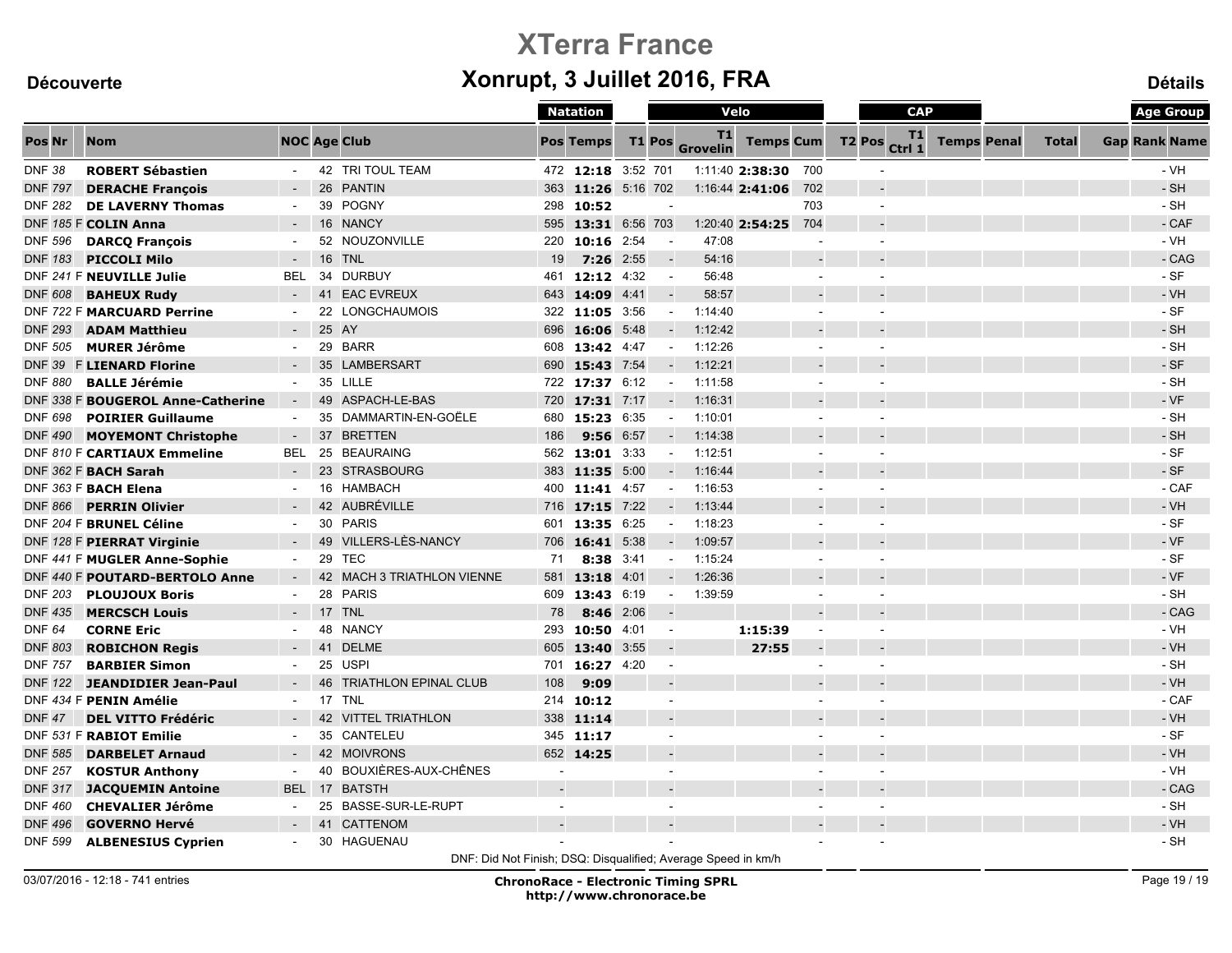# XTerra France

## Xonrupt, 3 Juillet 2016, FRA

Découverte

Détails

| | | | | | | | Natation | | | | Velo | | | | | CAP | | | | | | Age Group | |
|---|---|---|---|---|---|---|---|---|---|---|---|---|---|---|---|---|---|---|---|---|---|---|---|
| Pos | Nr | | Nom | NOC | Age | Club | Pos | Temps | T1 | Pos | T1 Grovelin | Temps | Cum | T2 | Pos | T1 Ctrl 1 | Temps | Penal | Total | Gap | Rank | Name |
| DNF | 38 | | **ROBERT Sébastien** | - | 42 | TRI TOUL TEAM | 472 | **12:18** | 3:52 | 701 | 1:11:40 | **2:38:30** | 700 | | - | | | | | | - | VH |
| DNF | 797 | | **DERACHE François** | - | 26 | PANTIN | 363 | **11:26** | 5:16 | 702 | 1:16:44 | **2:41:06** | 702 | | - | | | | | | - | SH |
| DNF | 282 | | **DE LAVERNY Thomas** | - | 39 | POGNY | 298 | **10:52** | | - | | | 703 | | - | | | | | | - | SH |
| DNF | 185 | F | **COLIN Anna** | - | 16 | NANCY | 595 | **13:31** | 6:56 | 703 | 1:20:40 | **2:54:25** | 704 | | - | | | | | | - | CAF |
| DNF | 596 | | **DARCQ François** | - | 52 | NOUZONVILLE | 220 | **10:16** | 2:54 | - | 47:08 | | - | | - | | | | | | - | VH |
| DNF | 183 | | **PICCOLI Milo** | - | 16 | TNL | 19 | **7:26** | 2:55 | - | 54:16 | | - | | - | | | | | | - | CAG |
| DNF | 241 | F | **NEUVILLE Julie** | BEL | 34 | DURBUY | 461 | **12:12** | 4:32 | - | 56:48 | | - | | - | | | | | | - | SF |
| DNF | 608 | | **BAHEUX Rudy** | - | 41 | EAC EVREUX | 643 | **14:09** | 4:41 | - | 58:57 | | - | | - | | | | | | - | VH |
| DNF | 722 | F | **MARCUARD Perrine** | - | 22 | LONGCHAUMOIS | 322 | **11:05** | 3:56 | - | 1:14:40 | | - | | - | | | | | | - | SF |
| DNF | 293 | | **ADAM Matthieu** | - | 25 | AY | 696 | **16:06** | 5:48 | - | 1:12:42 | | - | | - | | | | | | - | SH |
| DNF | 505 | | **MURER Jérôme** | - | 29 | BARR | 608 | **13:42** | 4:47 | - | 1:12:26 | | - | | - | | | | | | - | SH |
| DNF | 39 | F | **LIENARD Florine** | - | 35 | LAMBERSART | 690 | **15:43** | 7:54 | - | 1:12:21 | | - | | - | | | | | | - | SF |
| DNF | 880 | | **BALLE Jérémie** | - | 35 | LILLE | 722 | **17:37** | 6:12 | - | 1:11:58 | | - | | - | | | | | | - | SH |
| DNF | 338 | F | **BOUGEROL Anne-Catherine** | - | 49 | ASPACH-LE-BAS | 720 | **17:31** | 7:17 | - | 1:16:31 | | - | | - | | | | | | - | VF |
| DNF | 698 | | **POIRIER Guillaume** | - | 35 | DAMMARTIN-EN-GOËLE | 680 | **15:23** | 6:35 | - | 1:10:01 | | - | | - | | | | | | - | SH |
| DNF | 490 | | **MOYEMONT Christophe** | - | 37 | BRETTEN | 186 | **9:56** | 6:57 | - | 1:14:38 | | - | | - | | | | | | - | SH |
| DNF | 810 | F | **CARTIAUX Emmeline** | BEL | 25 | BEAURAING | 562 | **13:01** | 3:33 | - | 1:12:51 | | - | | - | | | | | | - | SF |
| DNF | 362 | F | **BACH Sarah** | - | 23 | STRASBOURG | 383 | **11:35** | 5:00 | - | 1:16:44 | | - | | - | | | | | | - | SF |
| DNF | 363 | F | **BACH Elena** | - | 16 | HAMBACH | 400 | **11:41** | 4:57 | - | 1:16:53 | | - | | - | | | | | | - | CAF |
| DNF | 866 | | **PERRIN Olivier** | - | 42 | AUBRÉVILLE | 716 | **17:15** | 7:22 | - | 1:13:44 | | - | | - | | | | | | - | VH |
| DNF | 204 | F | **BRUNEL Céline** | - | 30 | PARIS | 601 | **13:35** | 6:25 | - | 1:18:23 | | - | | - | | | | | | - | SF |
| DNF | 128 | F | **PIERRAT Virginie** | - | 49 | VILLERS-LÈS-NANCY | 706 | **16:41** | 5:38 | - | 1:09:57 | | - | | - | | | | | | - | VF |
| DNF | 441 | F | **MUGLER Anne-Sophie** | - | 29 | TEC | 71 | **8:38** | 3:41 | - | 1:15:24 | | - | | - | | | | | | - | SF |
| DNF | 440 | F | **POUTARD-BERTOLO Anne** | - | 42 | MACH 3 TRIATHLON VIENNE | 581 | **13:18** | 4:01 | - | 1:26:36 | | - | | - | | | | | | - | VF |
| DNF | 203 | | **PLOUJOUX Boris** | - | 28 | PARIS | 609 | **13:43** | 6:19 | - | 1:39:59 | | - | | - | | | | | | - | SH |
| DNF | 435 | | **MERCSCH Louis** | - | 17 | TNL | 78 | **8:46** | 2:06 | - | | | - | | - | | | | | | - | CAG |
| DNF | 64 | | **CORNE Eric** | - | 48 | NANCY | 293 | **10:50** | 4:01 | - | | **1:15:39** | - | | - | | | | | | - | VH |
| DNF | 803 | | **ROBICHON Regis** | - | 41 | DELME | 605 | **13:40** | 3:55 | - | | **27:55** | - | | - | | | | | | - | VH |
| DNF | 757 | | **BARBIER Simon** | - | 25 | USPI | 701 | **16:27** | 4:20 | - | | | - | | - | | | | | | - | SH |
| DNF | 122 | | **JEANDIDIER Jean-Paul** | - | 46 | TRIATHLON EPINAL CLUB | 108 | **9:09** | | - | | | - | | - | | | | | | - | VH |
| DNF | 434 | F | **PENIN Amélie** | - | 17 | TNL | 214 | **10:12** | | - | | | - | | - | | | | | | - | CAF |
| DNF | 47 | | **DEL VITTO Frédéric** | - | 42 | VITTEL TRIATHLON | 338 | **11:14** | | - | | | - | | - | | | | | | - | VH |
| DNF | 531 | F | **RABIOT Emilie** | - | 35 | CANTELEU | 345 | **11:17** | | - | | | - | | - | | | | | | - | SF |
| DNF | 585 | | **DARBELET Arnaud** | - | 42 | MOIVRONS | 652 | **14:25** | | - | | | - | | - | | | | | | - | VH |
| DNF | 257 | | **KOSTUR Anthony** | - | 40 | BOUXIÈRES-AUX-CHÊNES | - | | | - | | | - | | - | | | | | | - | VH |
| DNF | 317 | | **JACQUEMIN Antoine** | BEL | 17 | BATSTH | - | | | - | | | - | | - | | | | | | - | CAG |
| DNF | 460 | | **CHEVALIER Jérôme** | - | 25 | BASSE-SUR-LE-RUPT | - | | | - | | | - | | - | | | | | | - | SH |
| DNF | 496 | | **GOVERNO Hervé** | - | 41 | CATTENOM | - | | | - | | | - | | - | | | | | | - | VH |
| DNF | 599 | | **ALBENESIUS Cyprien** | - | 30 | HAGUENAU | - | | | - | | | - | | - | | | | | | - | SH |

DNF: Did Not Finish; DSQ: Disqualified; Average Speed in km/h

03/07/2016 - 12:18 - 741 entries

**ChronoRace - Electronic Timing SPRL**
**http://www.chronorace.be**